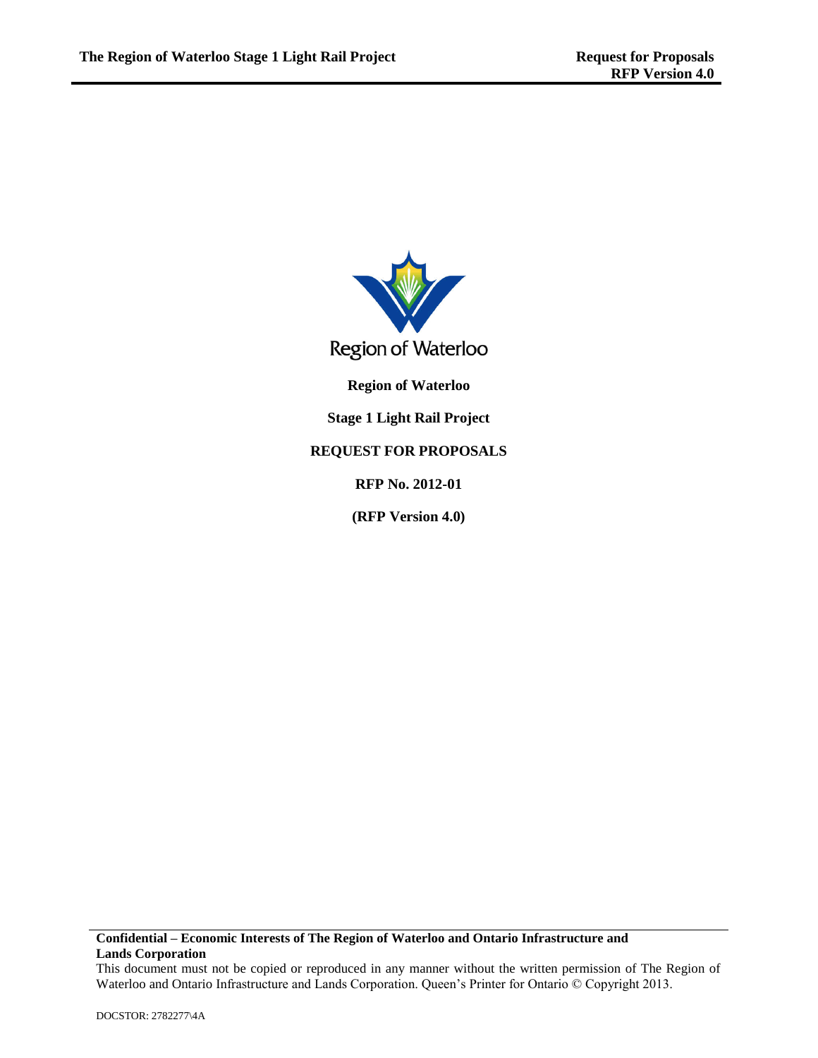Region of Waterloo

**Region of Waterloo**

**Stage 1 Light Rail Project**

**REQUEST FOR PROPOSALS**

**RFP No. 2012-01**

**(RFP Version 4.0)**

**Confidential – Economic Interests of The Region of Waterloo and Ontario Infrastructure and Lands Corporation**

This document must not be copied or reproduced in any manner without the written permission of The Region of Waterloo and Ontario Infrastructure and Lands Corporation. Queen's Printer for Ontario © Copyright 2013.

DOCSTOR: 2782277\4A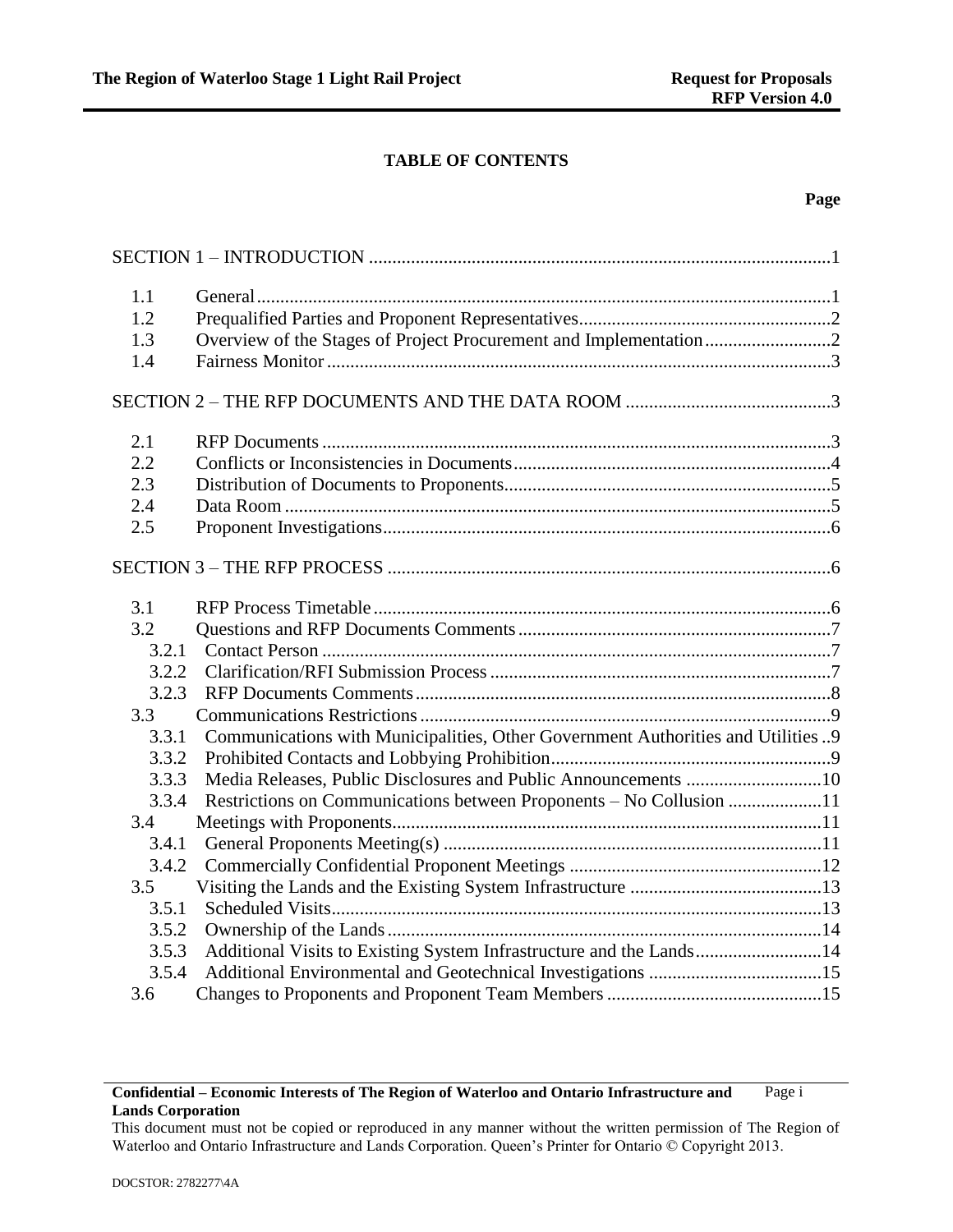**TABLE OF CONTENTS**

**Page**

SECTION 1 – INTRODUCTION ..................1

- 1.1 General ..................1
- 1.2 Prequalified Parties and Proponent Representatives ..................2
- 1.3 Overview of the Stages of Project Procurement and Implementation ..................2
- 1.4 Fairness Monitor ..................3

SECTION 2 – THE RFP DOCUMENTS AND THE DATA ROOM ..................3

- 2.1 RFP Documents ..................3
- 2.2 Conflicts or Inconsistencies in Documents ..................4
- 2.3 Distribution of Documents to Proponents ..................5
- 2.4 Data Room ..................5
- 2.5 Proponent Investigations ..................6

SECTION 3 – THE RFP PROCESS ..................6

- 3.1 RFP Process Timetable ..................6
- 3.2 Questions and RFP Documents Comments ..................7
  - 3.2.1 Contact Person ..................7
  - 3.2.2 Clarification/RFI Submission Process ..................7
  - 3.2.3 RFP Documents Comments ..................8
- 3.3 Communications Restrictions ..................9
  - 3.3.1 Communications with Municipalities, Other Government Authorities and Utilities ..9
  - 3.3.2 Prohibited Contacts and Lobbying Prohibition ..................9
  - 3.3.3 Media Releases, Public Disclosures and Public Announcements ..................10
  - 3.3.4 Restrictions on Communications between Proponents – No Collusion ..................11
- 3.4 Meetings with Proponents ..................11
  - 3.4.1 General Proponents Meeting(s) ..................11
  - 3.4.2 Commercially Confidential Proponent Meetings ..................12
- 3.5 Visiting the Lands and the Existing System Infrastructure ..................13
  - 3.5.1 Scheduled Visits ..................13
  - 3.5.2 Ownership of the Lands ..................14
  - 3.5.3 Additional Visits to Existing System Infrastructure and the Lands ..................14
  - 3.5.4 Additional Environmental and Geotechnical Investigations ..................15
- 3.6 Changes to Proponents and Proponent Team Members ..................15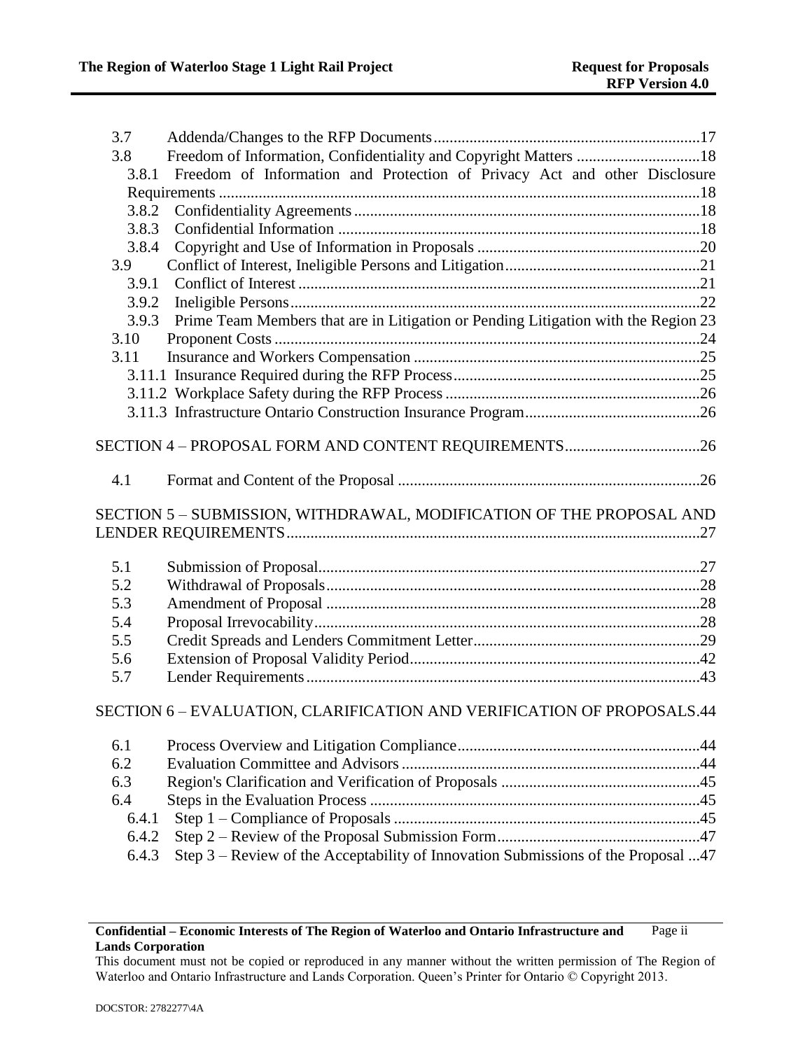3.7 Addenda/Changes to the RFP Documents ..... 17

3.8 Freedom of Information, Confidentiality and Copyright Matters ..... 18

3.8.1 Freedom of Information and Protection of Privacy Act and other Disclosure Requirements ..... 18

3.8.2 Confidentiality Agreements ..... 18

3.8.3 Confidential Information ..... 18

3.8.4 Copyright and Use of Information in Proposals ..... 20

3.9 Conflict of Interest, Ineligible Persons and Litigation ..... 21

3.9.1 Conflict of Interest ..... 21

3.9.2 Ineligible Persons ..... 22

3.9.3 Prime Team Members that are in Litigation or Pending Litigation with the Region 23

3.10 Proponent Costs ..... 24

3.11 Insurance and Workers Compensation ..... 25

3.11.1 Insurance Required during the RFP Process ..... 25

3.11.2 Workplace Safety during the RFP Process ..... 26

3.11.3 Infrastructure Ontario Construction Insurance Program ..... 26

SECTION 4 – PROPOSAL FORM AND CONTENT REQUIREMENTS ..... 26

4.1 Format and Content of the Proposal ..... 26

SECTION 5 – SUBMISSION, WITHDRAWAL, MODIFICATION OF THE PROPOSAL AND LENDER REQUIREMENTS ..... 27

5.1 Submission of Proposal ..... 27

5.2 Withdrawal of Proposals ..... 28

5.3 Amendment of Proposal ..... 28

5.4 Proposal Irrevocability ..... 28

5.5 Credit Spreads and Lenders Commitment Letter ..... 29

5.6 Extension of Proposal Validity Period ..... 42

5.7 Lender Requirements ..... 43

SECTION 6 – EVALUATION, CLARIFICATION AND VERIFICATION OF PROPOSALS ..... 44

6.1 Process Overview and Litigation Compliance ..... 44

6.2 Evaluation Committee and Advisors ..... 44

6.3 Region's Clarification and Verification of Proposals ..... 45

6.4 Steps in the Evaluation Process ..... 45

6.4.1 Step 1 – Compliance of Proposals ..... 45

6.4.2 Step 2 – Review of the Proposal Submission Form ..... 47

6.4.3 Step 3 – Review of the Acceptability of Innovation Submissions of the Proposal ..... 47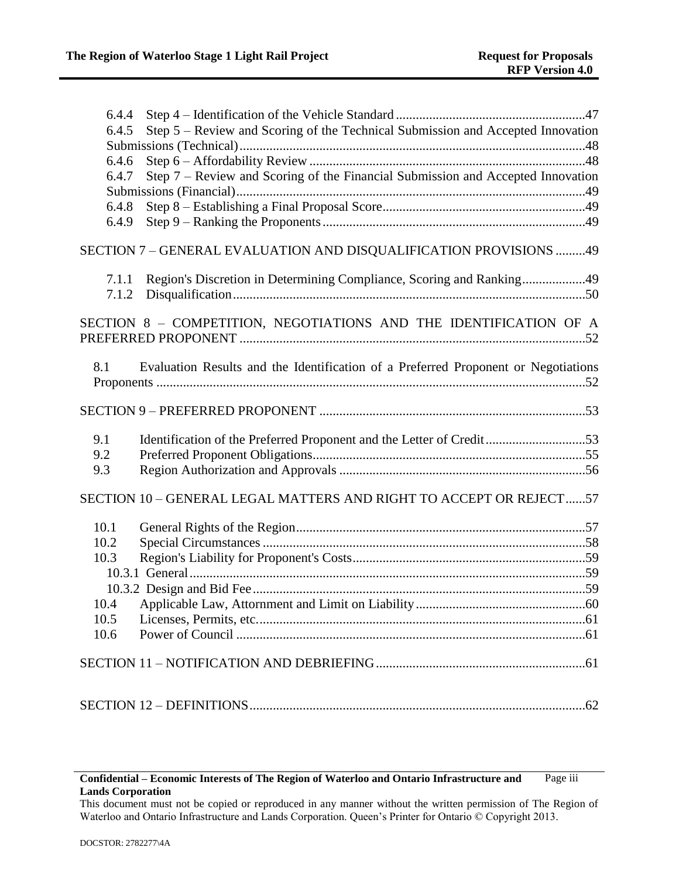6.4.4 Step 4 – Identification of the Vehicle Standard .......................................................... 47
6.4.5 Step 5 – Review and Scoring of the Technical Submission and Accepted Innovation Submissions (Technical) ........................................................................................................ 48
6.4.6 Step 6 – Affordability Review ........................................................................................ 48
6.4.7 Step 7 – Review and Scoring of the Financial Submission and Accepted Innovation Submissions (Financial) ......................................................................................................... 49
6.4.8 Step 8 – Establishing a Final Proposal Score ................................................................. 49
6.4.9 Step 9 – Ranking the Proponents ................................................................................... 49

SECTION 7 – GENERAL EVALUATION AND DISQUALIFICATION PROVISIONS ......... 49

7.1.1 Region's Discretion in Determining Compliance, Scoring and Ranking ................... 49
7.1.2 Disqualification ............................................................................................................. 50

SECTION 8 – COMPETITION, NEGOTIATIONS AND THE IDENTIFICATION OF A PREFERRED PROPONENT ....................................................................................................... 52

8.1 Evaluation Results and the Identification of a Preferred Proponent or Negotiations Proponents ................................................................................................................................ 52

SECTION 9 – PREFERRED PROPONENT ............................................................................... 53

9.1 Identification of the Preferred Proponent and the Letter of Credit .............................. 53
9.2 Preferred Proponent Obligations .................................................................................. 55
9.3 Region Authorization and Approvals ........................................................................... 56

SECTION 10 – GENERAL LEGAL MATTERS AND RIGHT TO ACCEPT OR REJECT ...... 57

10.1 General Rights of the Region ...................................................................................... 57
10.2 Special Circumstances ................................................................................................. 58
10.3 Region's Liability for Proponent's Costs ..................................................................... 59
10.3.1 General ...................................................................................................................... 59
10.3.2 Design and Bid Fee ................................................................................................... 59
10.4 Applicable Law, Attornment and Limit on Liability ................................................... 60
10.5 Licenses, Permits, etc. .................................................................................................. 61
10.6 Power of Council .......................................................................................................... 61

SECTION 11 – NOTIFICATION AND DEBRIEFING ............................................................... 61

SECTION 12 – DEFINITIONS ..................................................................................................... 62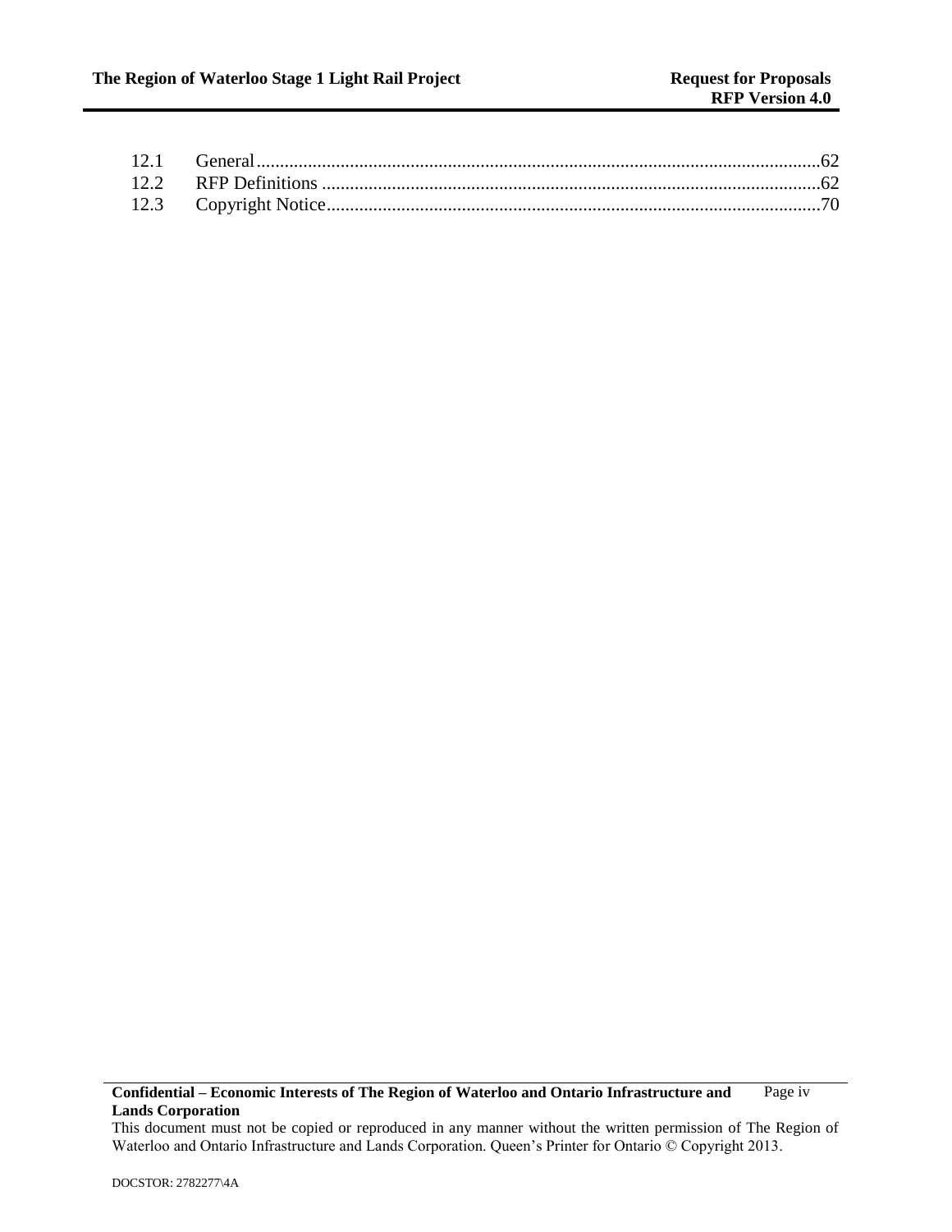12.1 General......................................................................................................................62
12.2 RFP Definitions ..........................................................................................................62
12.3 Copyright Notice.........................................................................................................70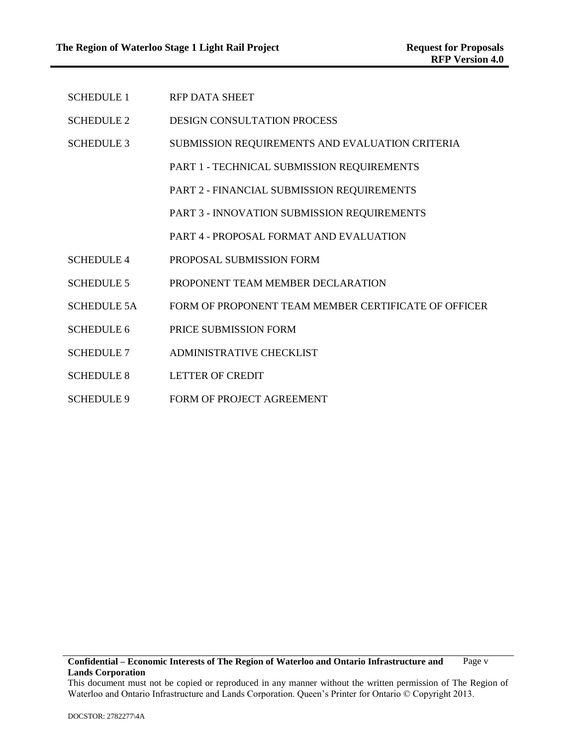| | |
|---|---|
| SCHEDULE 1 | RFP DATA SHEET |
| SCHEDULE 2 | DESIGN CONSULTATION PROCESS |
| SCHEDULE 3 | SUBMISSION REQUIREMENTS AND EVALUATION CRITERIA |
| | PART 1 - TECHNICAL SUBMISSION REQUIREMENTS |
| | PART 2 - FINANCIAL SUBMISSION REQUIREMENTS |
| | PART 3 - INNOVATION SUBMISSION REQUIREMENTS |
| | PART 4 - PROPOSAL FORMAT AND EVALUATION |
| SCHEDULE 4 | PROPOSAL SUBMISSION FORM |
| SCHEDULE 5 | PROPONENT TEAM MEMBER DECLARATION |
| SCHEDULE 5A | FORM OF PROPONENT TEAM MEMBER CERTIFICATE OF OFFICER |
| SCHEDULE 6 | PRICE SUBMISSION FORM |
| SCHEDULE 7 | ADMINISTRATIVE CHECKLIST |
| SCHEDULE 8 | LETTER OF CREDIT |
| SCHEDULE 9 | FORM OF PROJECT AGREEMENT |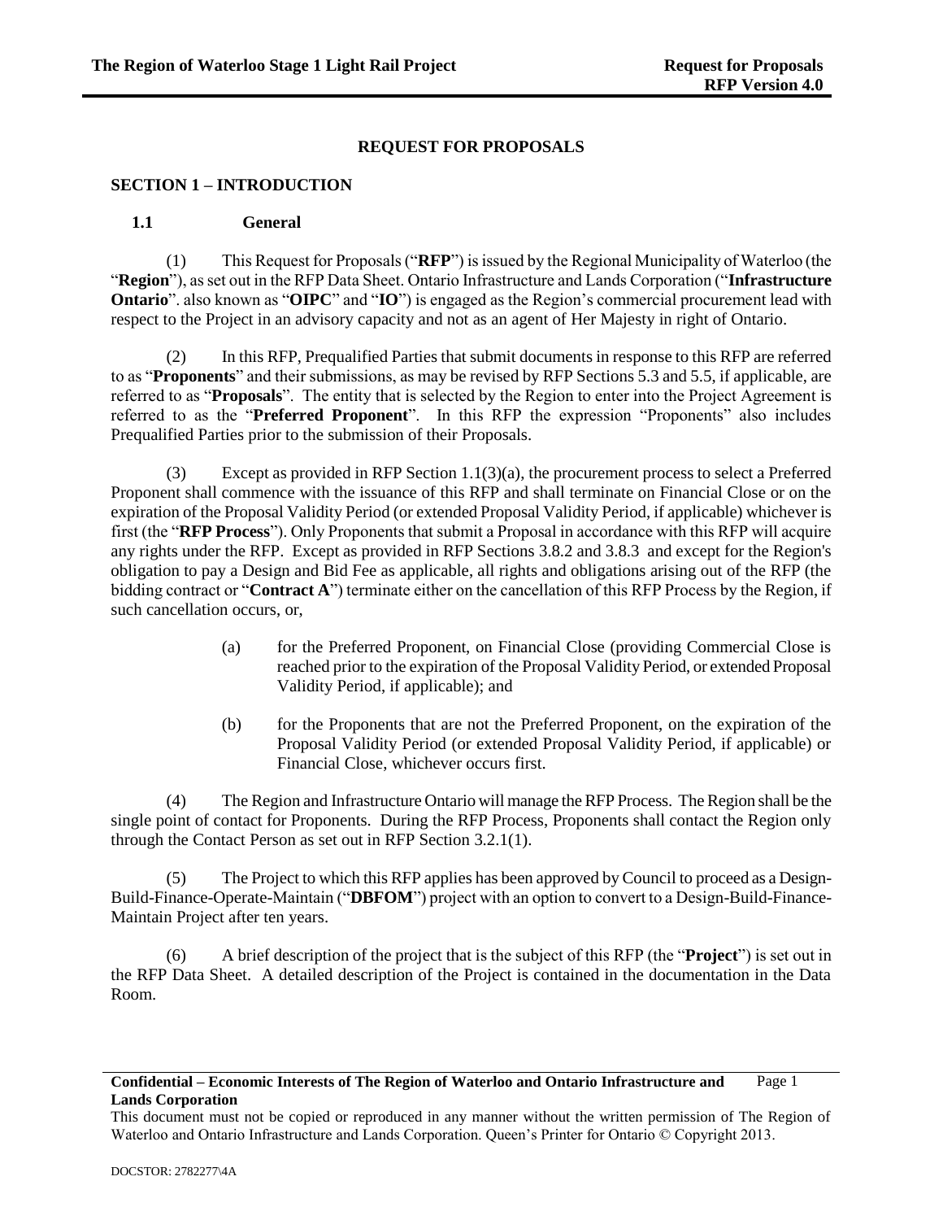# REQUEST FOR PROPOSALS

## SECTION 1 – INTRODUCTION

### 1.1 General

(1) This Request for Proposals ("**RFP**") is issued by the Regional Municipality of Waterloo (the "**Region**"), as set out in the RFP Data Sheet. Ontario Infrastructure and Lands Corporation ("**Infrastructure Ontario**". also known as "**OIPC**" and "**IO**") is engaged as the Region's commercial procurement lead with respect to the Project in an advisory capacity and not as an agent of Her Majesty in right of Ontario.

(2) In this RFP, Prequalified Parties that submit documents in response to this RFP are referred to as "**Proponents**" and their submissions, as may be revised by RFP Sections 5.3 and 5.5, if applicable, are referred to as "**Proposals**". The entity that is selected by the Region to enter into the Project Agreement is referred to as the "**Preferred Proponent**". In this RFP the expression "Proponents" also includes Prequalified Parties prior to the submission of their Proposals.

(3) Except as provided in RFP Section 1.1(3)(a), the procurement process to select a Preferred Proponent shall commence with the issuance of this RFP and shall terminate on Financial Close or on the expiration of the Proposal Validity Period (or extended Proposal Validity Period, if applicable) whichever is first (the "**RFP Process**"). Only Proponents that submit a Proposal in accordance with this RFP will acquire any rights under the RFP. Except as provided in RFP Sections 3.8.2 and 3.8.3 and except for the Region's obligation to pay a Design and Bid Fee as applicable, all rights and obligations arising out of the RFP (the bidding contract or "**Contract A**") terminate either on the cancellation of this RFP Process by the Region, if such cancellation occurs, or,

(a) for the Preferred Proponent, on Financial Close (providing Commercial Close is reached prior to the expiration of the Proposal Validity Period, or extended Proposal Validity Period, if applicable); and

(b) for the Proponents that are not the Preferred Proponent, on the expiration of the Proposal Validity Period (or extended Proposal Validity Period, if applicable) or Financial Close, whichever occurs first.

(4) The Region and Infrastructure Ontario will manage the RFP Process. The Region shall be the single point of contact for Proponents. During the RFP Process, Proponents shall contact the Region only through the Contact Person as set out in RFP Section 3.2.1(1).

(5) The Project to which this RFP applies has been approved by Council to proceed as a Design-Build-Finance-Operate-Maintain ("**DBFOM**") project with an option to convert to a Design-Build-Finance-Maintain Project after ten years.

(6) A brief description of the project that is the subject of this RFP (the "**Project**") is set out in the RFP Data Sheet. A detailed description of the Project is contained in the documentation in the Data Room.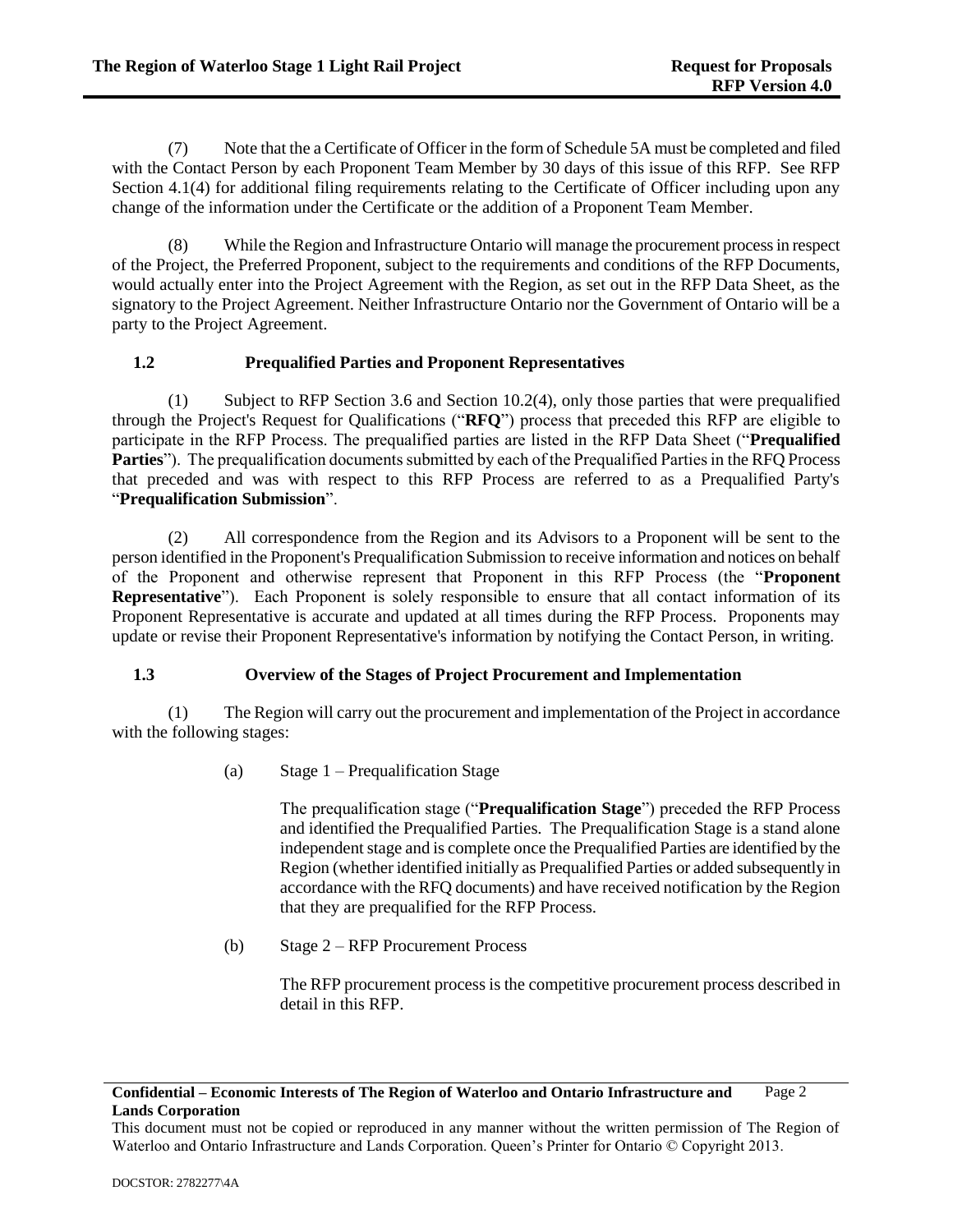(7) Note that the a Certificate of Officer in the form of Schedule 5A must be completed and filed with the Contact Person by each Proponent Team Member by 30 days of this issue of this RFP. See RFP Section 4.1(4) for additional filing requirements relating to the Certificate of Officer including upon any change of the information under the Certificate or the addition of a Proponent Team Member.

(8) While the Region and Infrastructure Ontario will manage the procurement process in respect of the Project, the Preferred Proponent, subject to the requirements and conditions of the RFP Documents, would actually enter into the Project Agreement with the Region, as set out in the RFP Data Sheet, as the signatory to the Project Agreement. Neither Infrastructure Ontario nor the Government of Ontario will be a party to the Project Agreement.

### 1.2 Prequalified Parties and Proponent Representatives

(1) Subject to RFP Section 3.6 and Section 10.2(4), only those parties that were prequalified through the Project's Request for Qualifications ("**RFQ**") process that preceded this RFP are eligible to participate in the RFP Process. The prequalified parties are listed in the RFP Data Sheet ("**Prequalified Parties**"). The prequalification documents submitted by each of the Prequalified Parties in the RFQ Process that preceded and was with respect to this RFP Process are referred to as a Prequalified Party's "**Prequalification Submission**".

(2) All correspondence from the Region and its Advisors to a Proponent will be sent to the person identified in the Proponent's Prequalification Submission to receive information and notices on behalf of the Proponent and otherwise represent that Proponent in this RFP Process (the "**Proponent Representative**"). Each Proponent is solely responsible to ensure that all contact information of its Proponent Representative is accurate and updated at all times during the RFP Process. Proponents may update or revise their Proponent Representative's information by notifying the Contact Person, in writing.

### 1.3 Overview of the Stages of Project Procurement and Implementation

(1) The Region will carry out the procurement and implementation of the Project in accordance with the following stages:

(a) Stage 1 – Prequalification Stage

The prequalification stage ("**Prequalification Stage**") preceded the RFP Process and identified the Prequalified Parties. The Prequalification Stage is a stand alone independent stage and is complete once the Prequalified Parties are identified by the Region (whether identified initially as Prequalified Parties or added subsequently in accordance with the RFQ documents) and have received notification by the Region that they are prequalified for the RFP Process.

(b) Stage 2 – RFP Procurement Process

The RFP procurement process is the competitive procurement process described in detail in this RFP.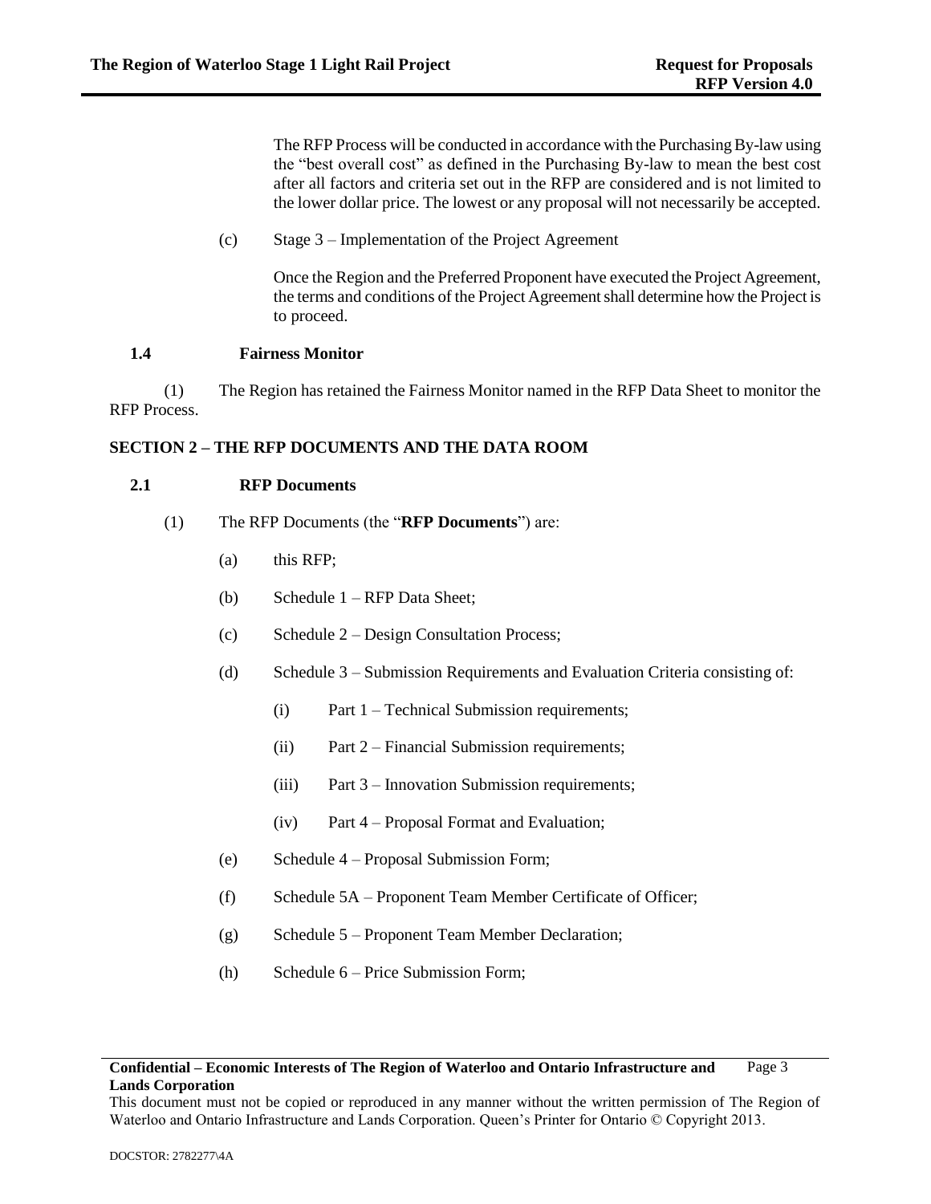The RFP Process will be conducted in accordance with the Purchasing By-law using the "best overall cost" as defined in the Purchasing By-law to mean the best cost after all factors and criteria set out in the RFP are considered and is not limited to the lower dollar price. The lowest or any proposal will not necessarily be accepted.

(c) Stage 3 – Implementation of the Project Agreement

Once the Region and the Preferred Proponent have executed the Project Agreement, the terms and conditions of the Project Agreement shall determine how the Project is to proceed.

### 1.4 Fairness Monitor

(1) The Region has retained the Fairness Monitor named in the RFP Data Sheet to monitor the RFP Process.

## SECTION 2 – THE RFP DOCUMENTS AND THE DATA ROOM

### 2.1 RFP Documents

(1) The RFP Documents (the "**RFP Documents**") are:

(a) this RFP;

(b) Schedule 1 – RFP Data Sheet;

(c) Schedule 2 – Design Consultation Process;

(d) Schedule 3 – Submission Requirements and Evaluation Criteria consisting of:

(i) Part 1 – Technical Submission requirements;

(ii) Part 2 – Financial Submission requirements;

(iii) Part 3 – Innovation Submission requirements;

(iv) Part 4 – Proposal Format and Evaluation;

(e) Schedule 4 – Proposal Submission Form;

(f) Schedule 5A – Proponent Team Member Certificate of Officer;

(g) Schedule 5 – Proponent Team Member Declaration;

(h) Schedule 6 – Price Submission Form;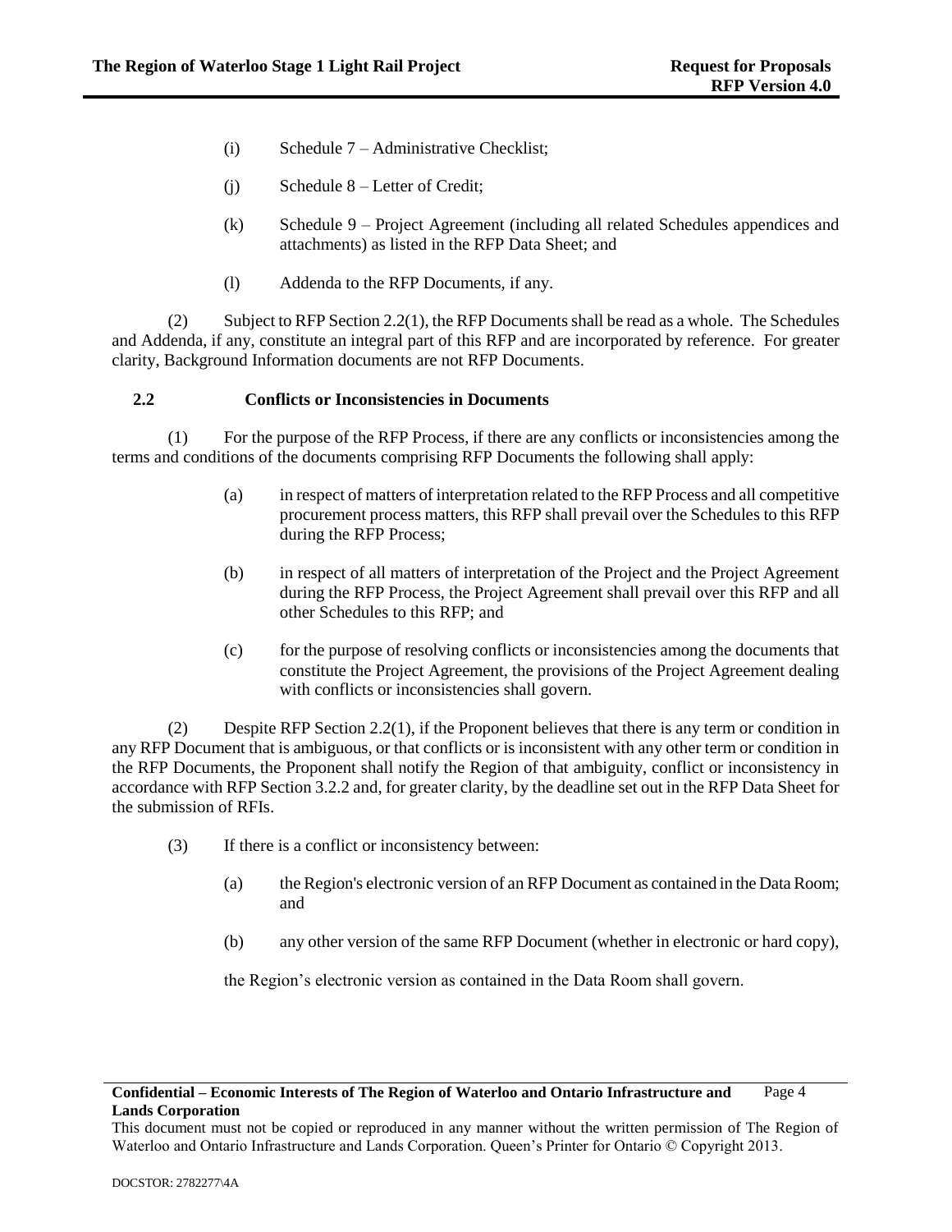(i) Schedule 7 – Administrative Checklist;

(j) Schedule 8 – Letter of Credit;

(k) Schedule 9 – Project Agreement (including all related Schedules appendices and attachments) as listed in the RFP Data Sheet; and

(l) Addenda to the RFP Documents, if any.

(2) Subject to RFP Section 2.2(1), the RFP Documents shall be read as a whole. The Schedules and Addenda, if any, constitute an integral part of this RFP and are incorporated by reference. For greater clarity, Background Information documents are not RFP Documents.

### 2.2 Conflicts or Inconsistencies in Documents

(1) For the purpose of the RFP Process, if there are any conflicts or inconsistencies among the terms and conditions of the documents comprising RFP Documents the following shall apply:

(a) in respect of matters of interpretation related to the RFP Process and all competitive procurement process matters, this RFP shall prevail over the Schedules to this RFP during the RFP Process;

(b) in respect of all matters of interpretation of the Project and the Project Agreement during the RFP Process, the Project Agreement shall prevail over this RFP and all other Schedules to this RFP; and

(c) for the purpose of resolving conflicts or inconsistencies among the documents that constitute the Project Agreement, the provisions of the Project Agreement dealing with conflicts or inconsistencies shall govern.

(2) Despite RFP Section 2.2(1), if the Proponent believes that there is any term or condition in any RFP Document that is ambiguous, or that conflicts or is inconsistent with any other term or condition in the RFP Documents, the Proponent shall notify the Region of that ambiguity, conflict or inconsistency in accordance with RFP Section 3.2.2 and, for greater clarity, by the deadline set out in the RFP Data Sheet for the submission of RFIs.

(3) If there is a conflict or inconsistency between:

(a) the Region's electronic version of an RFP Document as contained in the Data Room; and

(b) any other version of the same RFP Document (whether in electronic or hard copy),

the Region’s electronic version as contained in the Data Room shall govern.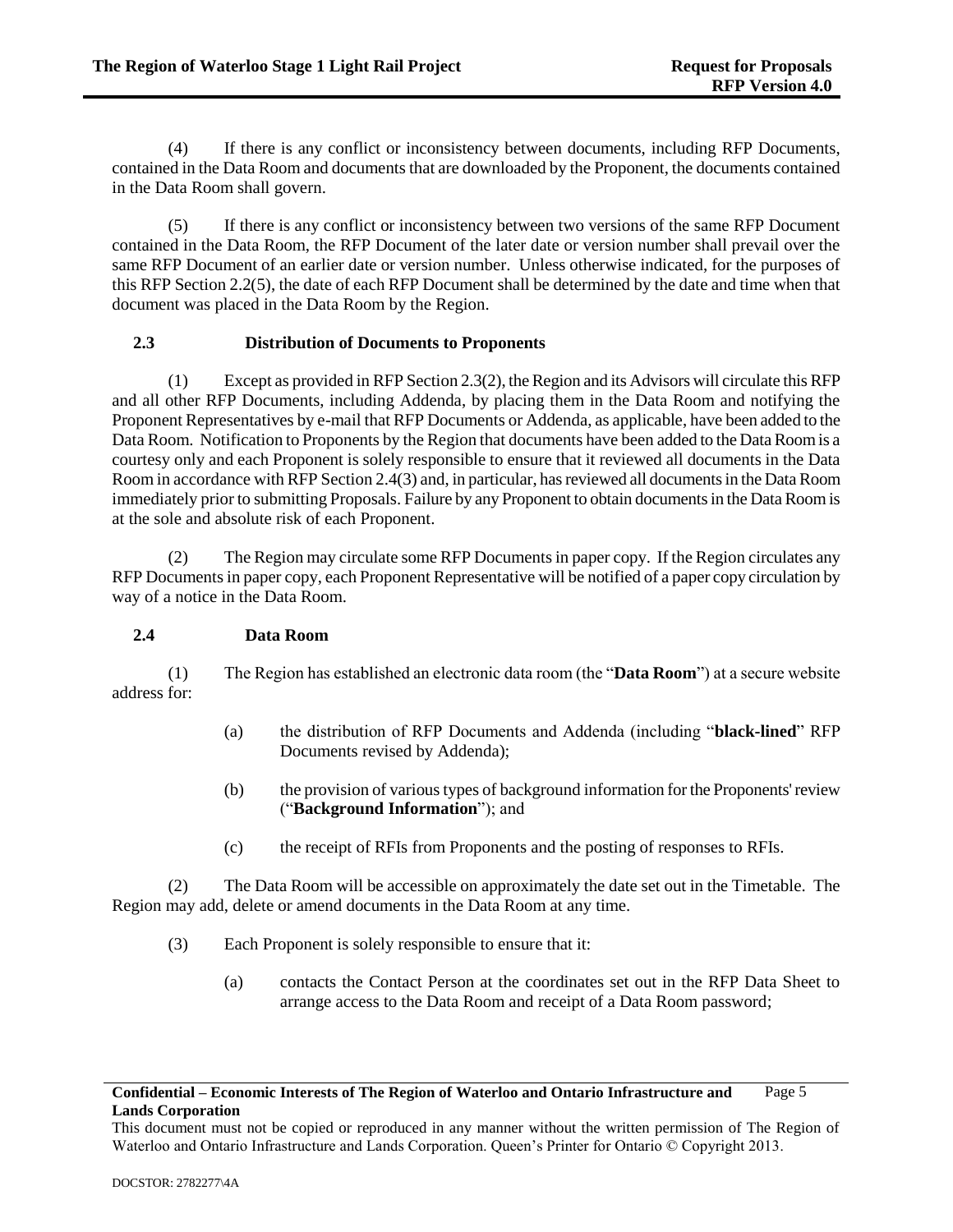(4) If there is any conflict or inconsistency between documents, including RFP Documents, contained in the Data Room and documents that are downloaded by the Proponent, the documents contained in the Data Room shall govern.

(5) If there is any conflict or inconsistency between two versions of the same RFP Document contained in the Data Room, the RFP Document of the later date or version number shall prevail over the same RFP Document of an earlier date or version number. Unless otherwise indicated, for the purposes of this RFP Section 2.2(5), the date of each RFP Document shall be determined by the date and time when that document was placed in the Data Room by the Region.

### 2.3 Distribution of Documents to Proponents

(1) Except as provided in RFP Section 2.3(2), the Region and its Advisors will circulate this RFP and all other RFP Documents, including Addenda, by placing them in the Data Room and notifying the Proponent Representatives by e-mail that RFP Documents or Addenda, as applicable, have been added to the Data Room. Notification to Proponents by the Region that documents have been added to the Data Room is a courtesy only and each Proponent is solely responsible to ensure that it reviewed all documents in the Data Room in accordance with RFP Section 2.4(3) and, in particular, has reviewed all documents in the Data Room immediately prior to submitting Proposals. Failure by any Proponent to obtain documents in the Data Room is at the sole and absolute risk of each Proponent.

(2) The Region may circulate some RFP Documents in paper copy. If the Region circulates any RFP Documents in paper copy, each Proponent Representative will be notified of a paper copy circulation by way of a notice in the Data Room.

### 2.4 Data Room

(1) The Region has established an electronic data room (the "**Data Room**") at a secure website address for:

(a) the distribution of RFP Documents and Addenda (including "**black-lined**" RFP Documents revised by Addenda);

(b) the provision of various types of background information for the Proponents' review ("**Background Information**"); and

(c) the receipt of RFIs from Proponents and the posting of responses to RFIs.

(2) The Data Room will be accessible on approximately the date set out in the Timetable. The Region may add, delete or amend documents in the Data Room at any time.

(3) Each Proponent is solely responsible to ensure that it:

(a) contacts the Contact Person at the coordinates set out in the RFP Data Sheet to arrange access to the Data Room and receipt of a Data Room password;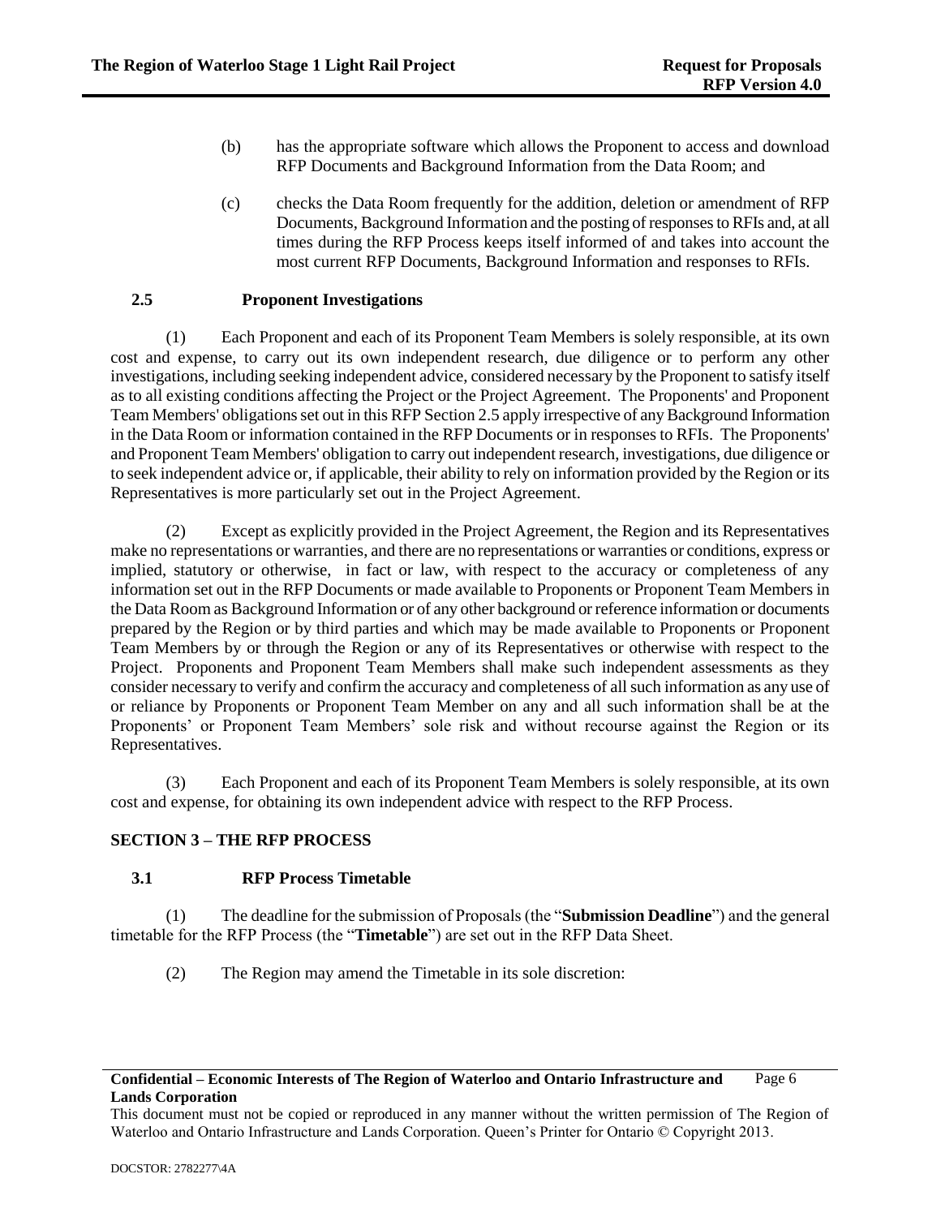(b) has the appropriate software which allows the Proponent to access and download RFP Documents and Background Information from the Data Room; and

(c) checks the Data Room frequently for the addition, deletion or amendment of RFP Documents, Background Information and the posting of responses to RFIs and, at all times during the RFP Process keeps itself informed of and takes into account the most current RFP Documents, Background Information and responses to RFIs.

### 2.5 Proponent Investigations

(1) Each Proponent and each of its Proponent Team Members is solely responsible, at its own cost and expense, to carry out its own independent research, due diligence or to perform any other investigations, including seeking independent advice, considered necessary by the Proponent to satisfy itself as to all existing conditions affecting the Project or the Project Agreement. The Proponents' and Proponent Team Members' obligations set out in this RFP Section 2.5 apply irrespective of any Background Information in the Data Room or information contained in the RFP Documents or in responses to RFIs. The Proponents' and Proponent Team Members' obligation to carry out independent research, investigations, due diligence or to seek independent advice or, if applicable, their ability to rely on information provided by the Region or its Representatives is more particularly set out in the Project Agreement.

(2) Except as explicitly provided in the Project Agreement, the Region and its Representatives make no representations or warranties, and there are no representations or warranties or conditions, express or implied, statutory or otherwise, in fact or law, with respect to the accuracy or completeness of any information set out in the RFP Documents or made available to Proponents or Proponent Team Members in the Data Room as Background Information or of any other background or reference information or documents prepared by the Region or by third parties and which may be made available to Proponents or Proponent Team Members by or through the Region or any of its Representatives or otherwise with respect to the Project. Proponents and Proponent Team Members shall make such independent assessments as they consider necessary to verify and confirm the accuracy and completeness of all such information as any use of or reliance by Proponents or Proponent Team Member on any and all such information shall be at the Proponents' or Proponent Team Members' sole risk and without recourse against the Region or its Representatives.

(3) Each Proponent and each of its Proponent Team Members is solely responsible, at its own cost and expense, for obtaining its own independent advice with respect to the RFP Process.

## SECTION 3 – THE RFP PROCESS

### 3.1 RFP Process Timetable

(1) The deadline for the submission of Proposals (the "**Submission Deadline**") and the general timetable for the RFP Process (the "**Timetable**") are set out in the RFP Data Sheet.

(2) The Region may amend the Timetable in its sole discretion: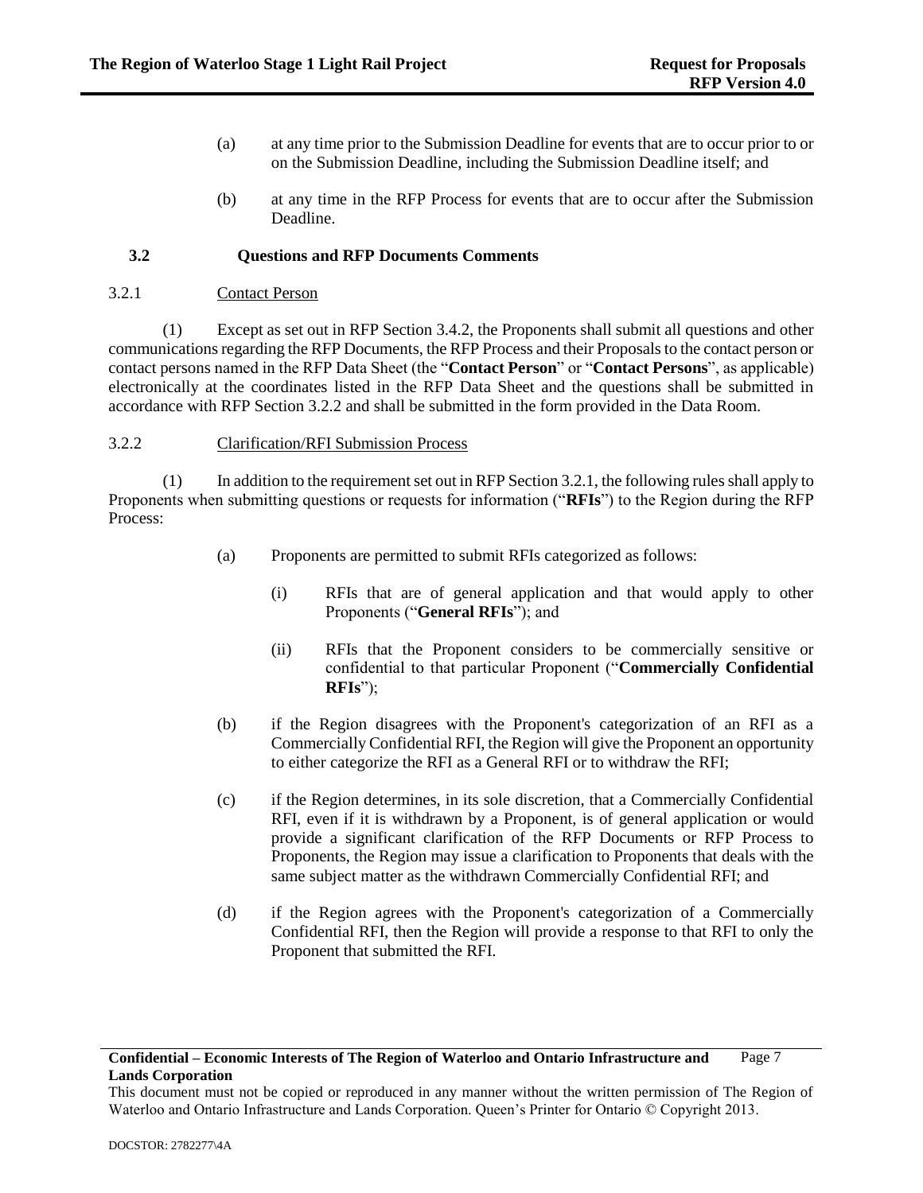(a) at any time prior to the Submission Deadline for events that are to occur prior to or on the Submission Deadline, including the Submission Deadline itself; and

(b) at any time in the RFP Process for events that are to occur after the Submission Deadline.

## 3.2 Questions and RFP Documents Comments

### 3.2.1 Contact Person

(1) Except as set out in RFP Section 3.4.2, the Proponents shall submit all questions and other communications regarding the RFP Documents, the RFP Process and their Proposals to the contact person or contact persons named in the RFP Data Sheet (the "**Contact Person**" or "**Contact Persons**", as applicable) electronically at the coordinates listed in the RFP Data Sheet and the questions shall be submitted in accordance with RFP Section 3.2.2 and shall be submitted in the form provided in the Data Room.

### 3.2.2 Clarification/RFI Submission Process

(1) In addition to the requirement set out in RFP Section 3.2.1, the following rules shall apply to Proponents when submitting questions or requests for information ("**RFIs**") to the Region during the RFP Process:

(a) Proponents are permitted to submit RFIs categorized as follows:

(i) RFIs that are of general application and that would apply to other Proponents ("**General RFIs**"); and

(ii) RFIs that the Proponent considers to be commercially sensitive or confidential to that particular Proponent ("**Commercially Confidential RFIs**");

(b) if the Region disagrees with the Proponent's categorization of an RFI as a Commercially Confidential RFI, the Region will give the Proponent an opportunity to either categorize the RFI as a General RFI or to withdraw the RFI;

(c) if the Region determines, in its sole discretion, that a Commercially Confidential RFI, even if it is withdrawn by a Proponent, is of general application or would provide a significant clarification of the RFP Documents or RFP Process to Proponents, the Region may issue a clarification to Proponents that deals with the same subject matter as the withdrawn Commercially Confidential RFI; and

(d) if the Region agrees with the Proponent's categorization of a Commercially Confidential RFI, then the Region will provide a response to that RFI to only the Proponent that submitted the RFI.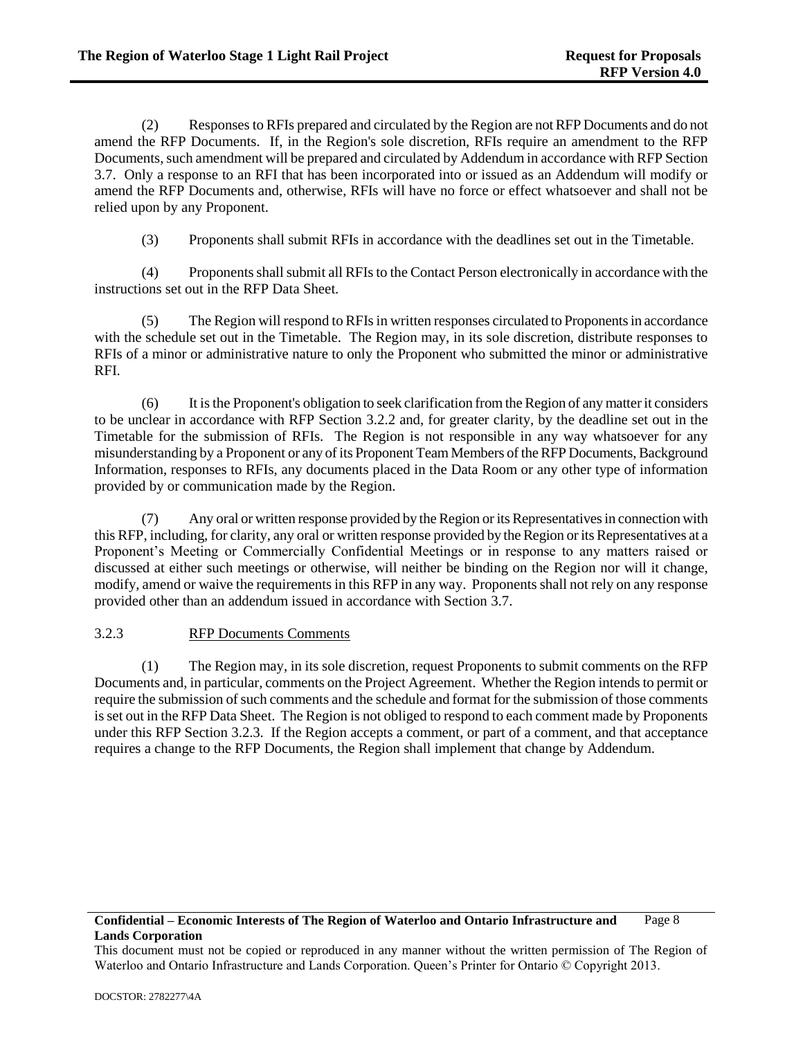(2) Responses to RFIs prepared and circulated by the Region are not RFP Documents and do not amend the RFP Documents. If, in the Region's sole discretion, RFIs require an amendment to the RFP Documents, such amendment will be prepared and circulated by Addendum in accordance with RFP Section 3.7. Only a response to an RFI that has been incorporated into or issued as an Addendum will modify or amend the RFP Documents and, otherwise, RFIs will have no force or effect whatsoever and shall not be relied upon by any Proponent.

(3) Proponents shall submit RFIs in accordance with the deadlines set out in the Timetable.

(4) Proponents shall submit all RFIs to the Contact Person electronically in accordance with the instructions set out in the RFP Data Sheet.

(5) The Region will respond to RFIs in written responses circulated to Proponents in accordance with the schedule set out in the Timetable. The Region may, in its sole discretion, distribute responses to RFIs of a minor or administrative nature to only the Proponent who submitted the minor or administrative RFI.

(6) It is the Proponent's obligation to seek clarification from the Region of any matter it considers to be unclear in accordance with RFP Section 3.2.2 and, for greater clarity, by the deadline set out in the Timetable for the submission of RFIs. The Region is not responsible in any way whatsoever for any misunderstanding by a Proponent or any of its Proponent Team Members of the RFP Documents, Background Information, responses to RFIs, any documents placed in the Data Room or any other type of information provided by or communication made by the Region.

(7) Any oral or written response provided by the Region or its Representatives in connection with this RFP, including, for clarity, any oral or written response provided by the Region or its Representatives at a Proponent's Meeting or Commercially Confidential Meetings or in response to any matters raised or discussed at either such meetings or otherwise, will neither be binding on the Region nor will it change, modify, amend or waive the requirements in this RFP in any way. Proponents shall not rely on any response provided other than an addendum issued in accordance with Section 3.7.

### 3.2.3 RFP Documents Comments

(1) The Region may, in its sole discretion, request Proponents to submit comments on the RFP Documents and, in particular, comments on the Project Agreement. Whether the Region intends to permit or require the submission of such comments and the schedule and format for the submission of those comments is set out in the RFP Data Sheet. The Region is not obliged to respond to each comment made by Proponents under this RFP Section 3.2.3. If the Region accepts a comment, or part of a comment, and that acceptance requires a change to the RFP Documents, the Region shall implement that change by Addendum.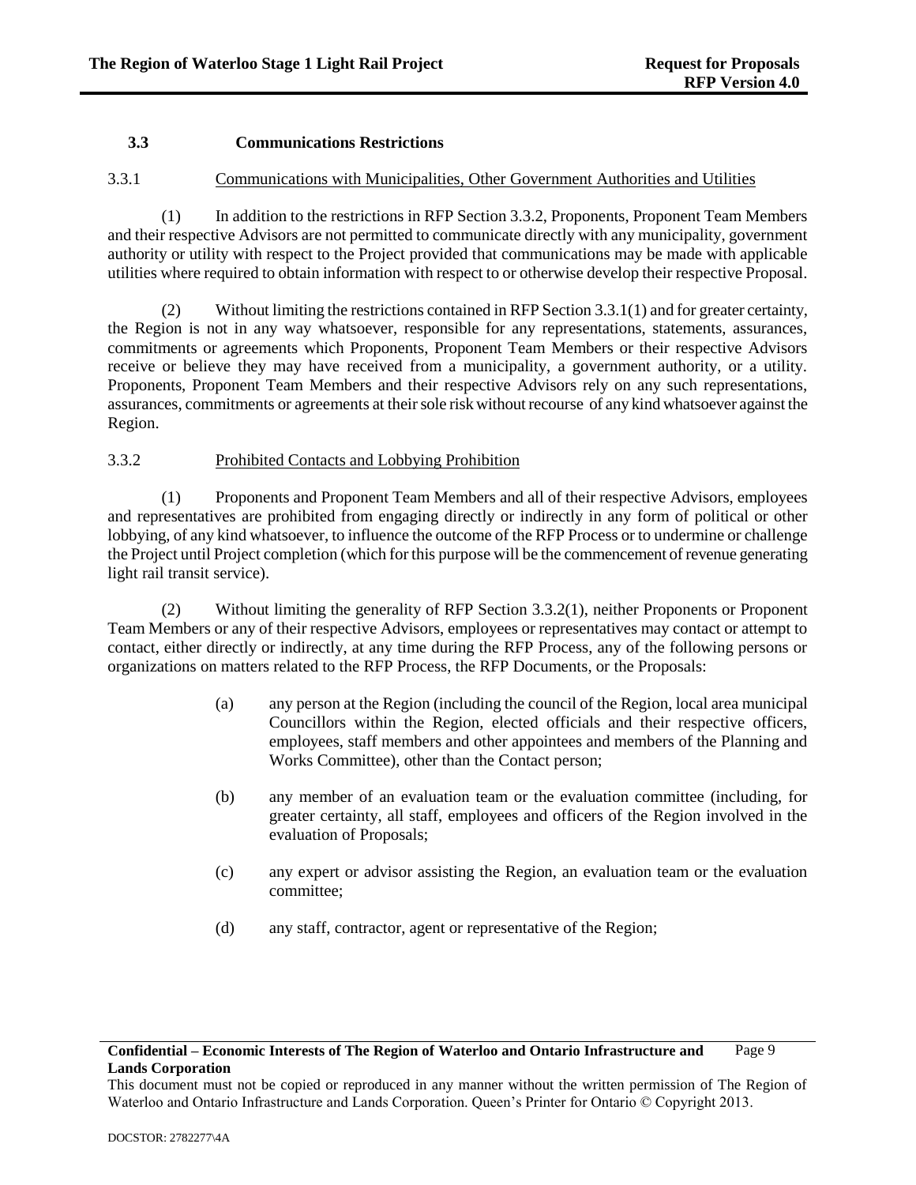## 3.3 Communications Restrictions

### 3.3.1 Communications with Municipalities, Other Government Authorities and Utilities

(1) In addition to the restrictions in RFP Section 3.3.2, Proponents, Proponent Team Members and their respective Advisors are not permitted to communicate directly with any municipality, government authority or utility with respect to the Project provided that communications may be made with applicable utilities where required to obtain information with respect to or otherwise develop their respective Proposal.

(2) Without limiting the restrictions contained in RFP Section 3.3.1(1) and for greater certainty, the Region is not in any way whatsoever, responsible for any representations, statements, assurances, commitments or agreements which Proponents, Proponent Team Members or their respective Advisors receive or believe they may have received from a municipality, a government authority, or a utility. Proponents, Proponent Team Members and their respective Advisors rely on any such representations, assurances, commitments or agreements at their sole risk without recourse of any kind whatsoever against the Region.

### 3.3.2 Prohibited Contacts and Lobbying Prohibition

(1) Proponents and Proponent Team Members and all of their respective Advisors, employees and representatives are prohibited from engaging directly or indirectly in any form of political or other lobbying, of any kind whatsoever, to influence the outcome of the RFP Process or to undermine or challenge the Project until Project completion (which for this purpose will be the commencement of revenue generating light rail transit service).

(2) Without limiting the generality of RFP Section 3.3.2(1), neither Proponents or Proponent Team Members or any of their respective Advisors, employees or representatives may contact or attempt to contact, either directly or indirectly, at any time during the RFP Process, any of the following persons or organizations on matters related to the RFP Process, the RFP Documents, or the Proposals:

(a) any person at the Region (including the council of the Region, local area municipal Councillors within the Region, elected officials and their respective officers, employees, staff members and other appointees and members of the Planning and Works Committee), other than the Contact person;

(b) any member of an evaluation team or the evaluation committee (including, for greater certainty, all staff, employees and officers of the Region involved in the evaluation of Proposals;

(c) any expert or advisor assisting the Region, an evaluation team or the evaluation committee;

(d) any staff, contractor, agent or representative of the Region;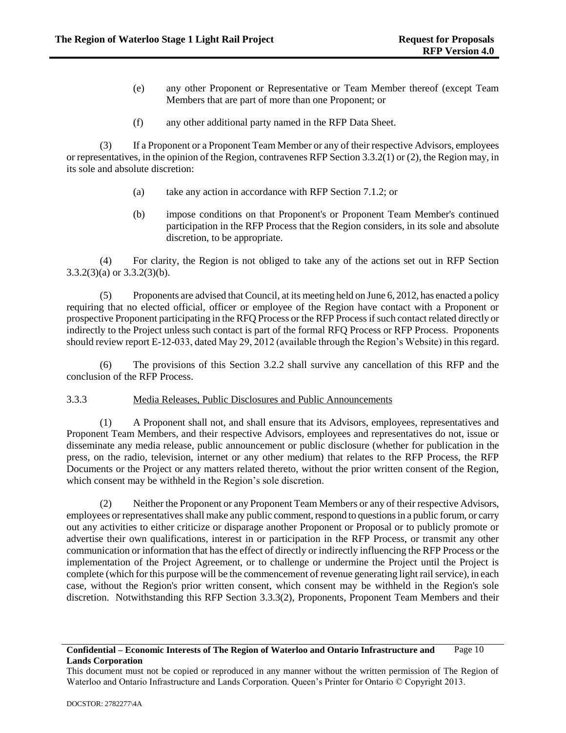(e) any other Proponent or Representative or Team Member thereof (except Team Members that are part of more than one Proponent; or

(f) any other additional party named in the RFP Data Sheet.

(3) If a Proponent or a Proponent Team Member or any of their respective Advisors, employees or representatives, in the opinion of the Region, contravenes RFP Section 3.3.2(1) or (2), the Region may, in its sole and absolute discretion:

(a) take any action in accordance with RFP Section 7.1.2; or

(b) impose conditions on that Proponent's or Proponent Team Member's continued participation in the RFP Process that the Region considers, in its sole and absolute discretion, to be appropriate.

(4) For clarity, the Region is not obliged to take any of the actions set out in RFP Section 3.3.2(3)(a) or 3.3.2(3)(b).

(5) Proponents are advised that Council, at its meeting held on June 6, 2012, has enacted a policy requiring that no elected official, officer or employee of the Region have contact with a Proponent or prospective Proponent participating in the RFQ Process or the RFP Process if such contact related directly or indirectly to the Project unless such contact is part of the formal RFQ Process or RFP Process. Proponents should review report E-12-033, dated May 29, 2012 (available through the Region's Website) in this regard.

(6) The provisions of this Section 3.2.2 shall survive any cancellation of this RFP and the conclusion of the RFP Process.

3.3.3 Media Releases, Public Disclosures and Public Announcements

(1) A Proponent shall not, and shall ensure that its Advisors, employees, representatives and Proponent Team Members, and their respective Advisors, employees and representatives do not, issue or disseminate any media release, public announcement or public disclosure (whether for publication in the press, on the radio, television, internet or any other medium) that relates to the RFP Process, the RFP Documents or the Project or any matters related thereto, without the prior written consent of the Region, which consent may be withheld in the Region's sole discretion.

(2) Neither the Proponent or any Proponent Team Members or any of their respective Advisors, employees or representatives shall make any public comment, respond to questions in a public forum, or carry out any activities to either criticize or disparage another Proponent or Proposal or to publicly promote or advertise their own qualifications, interest in or participation in the RFP Process, or transmit any other communication or information that has the effect of directly or indirectly influencing the RFP Process or the implementation of the Project Agreement, or to challenge or undermine the Project until the Project is complete (which for this purpose will be the commencement of revenue generating light rail service), in each case, without the Region's prior written consent, which consent may be withheld in the Region's sole discretion. Notwithstanding this RFP Section 3.3.3(2), Proponents, Proponent Team Members and their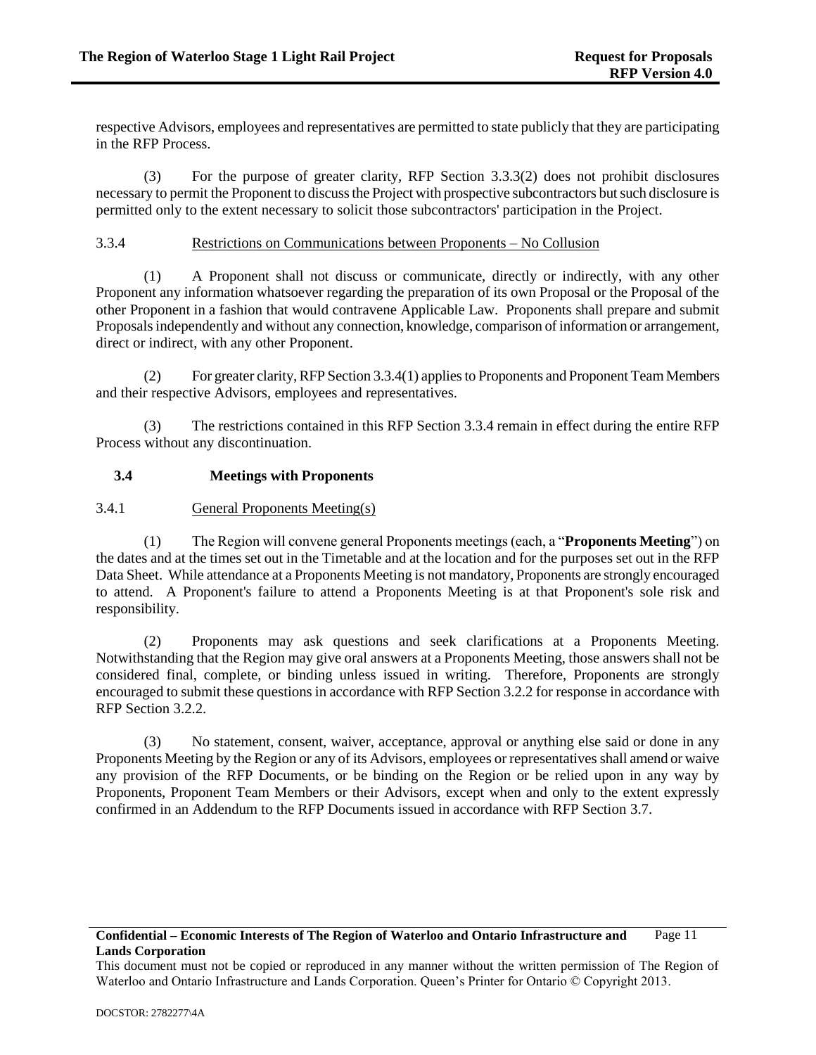respective Advisors, employees and representatives are permitted to state publicly that they are participating in the RFP Process.

(3) For the purpose of greater clarity, RFP Section 3.3.3(2) does not prohibit disclosures necessary to permit the Proponent to discuss the Project with prospective subcontractors but such disclosure is permitted only to the extent necessary to solicit those subcontractors' participation in the Project.

3.3.4 Restrictions on Communications between Proponents – No Collusion

(1) A Proponent shall not discuss or communicate, directly or indirectly, with any other Proponent any information whatsoever regarding the preparation of its own Proposal or the Proposal of the other Proponent in a fashion that would contravene Applicable Law. Proponents shall prepare and submit Proposals independently and without any connection, knowledge, comparison of information or arrangement, direct or indirect, with any other Proponent.

(2) For greater clarity, RFP Section 3.3.4(1) applies to Proponents and Proponent Team Members and their respective Advisors, employees and representatives.

(3) The restrictions contained in this RFP Section 3.3.4 remain in effect during the entire RFP Process without any discontinuation.

### 3.4 Meetings with Proponents

3.4.1 General Proponents Meeting(s)

(1) The Region will convene general Proponents meetings (each, a "**Proponents Meeting**") on the dates and at the times set out in the Timetable and at the location and for the purposes set out in the RFP Data Sheet. While attendance at a Proponents Meeting is not mandatory, Proponents are strongly encouraged to attend. A Proponent's failure to attend a Proponents Meeting is at that Proponent's sole risk and responsibility.

(2) Proponents may ask questions and seek clarifications at a Proponents Meeting. Notwithstanding that the Region may give oral answers at a Proponents Meeting, those answers shall not be considered final, complete, or binding unless issued in writing. Therefore, Proponents are strongly encouraged to submit these questions in accordance with RFP Section 3.2.2 for response in accordance with RFP Section 3.2.2.

(3) No statement, consent, waiver, acceptance, approval or anything else said or done in any Proponents Meeting by the Region or any of its Advisors, employees or representatives shall amend or waive any provision of the RFP Documents, or be binding on the Region or be relied upon in any way by Proponents, Proponent Team Members or their Advisors, except when and only to the extent expressly confirmed in an Addendum to the RFP Documents issued in accordance with RFP Section 3.7.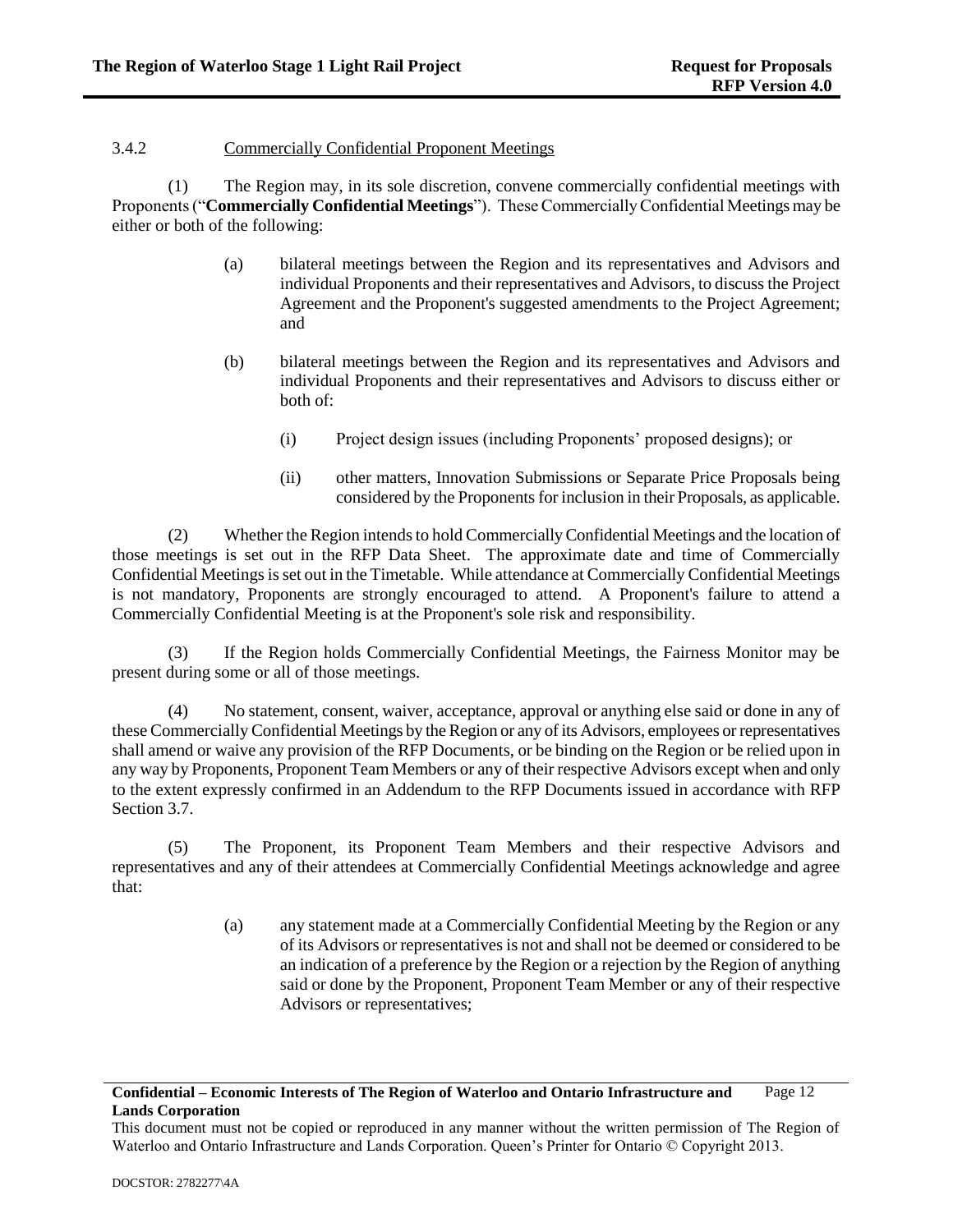### 3.4.2 Commercially Confidential Proponent Meetings

(1) The Region may, in its sole discretion, convene commercially confidential meetings with Proponents ("**Commercially Confidential Meetings**"). These Commercially Confidential Meetings may be either or both of the following:

(a) bilateral meetings between the Region and its representatives and Advisors and individual Proponents and their representatives and Advisors, to discuss the Project Agreement and the Proponent's suggested amendments to the Project Agreement; and

(b) bilateral meetings between the Region and its representatives and Advisors and individual Proponents and their representatives and Advisors to discuss either or both of:

(i) Project design issues (including Proponents' proposed designs); or

(ii) other matters, Innovation Submissions or Separate Price Proposals being considered by the Proponents for inclusion in their Proposals, as applicable.

(2) Whether the Region intends to hold Commercially Confidential Meetings and the location of those meetings is set out in the RFP Data Sheet. The approximate date and time of Commercially Confidential Meetings is set out in the Timetable. While attendance at Commercially Confidential Meetings is not mandatory, Proponents are strongly encouraged to attend. A Proponent's failure to attend a Commercially Confidential Meeting is at the Proponent's sole risk and responsibility.

(3) If the Region holds Commercially Confidential Meetings, the Fairness Monitor may be present during some or all of those meetings.

(4) No statement, consent, waiver, acceptance, approval or anything else said or done in any of these Commercially Confidential Meetings by the Region or any of its Advisors, employees or representatives shall amend or waive any provision of the RFP Documents, or be binding on the Region or be relied upon in any way by Proponents, Proponent Team Members or any of their respective Advisors except when and only to the extent expressly confirmed in an Addendum to the RFP Documents issued in accordance with RFP Section 3.7.

(5) The Proponent, its Proponent Team Members and their respective Advisors and representatives and any of their attendees at Commercially Confidential Meetings acknowledge and agree that:

(a) any statement made at a Commercially Confidential Meeting by the Region or any of its Advisors or representatives is not and shall not be deemed or considered to be an indication of a preference by the Region or a rejection by the Region of anything said or done by the Proponent, Proponent Team Member or any of their respective Advisors or representatives;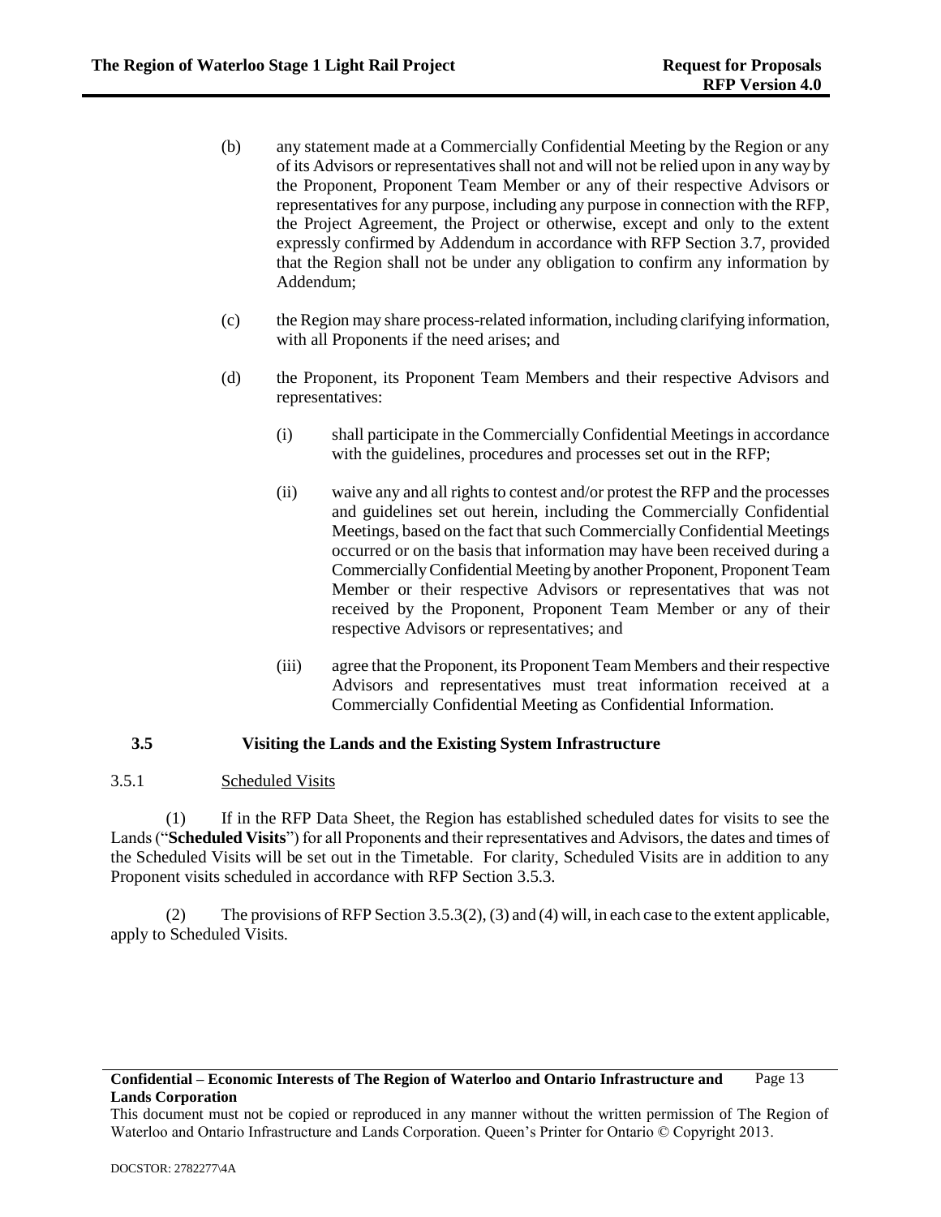(b) any statement made at a Commercially Confidential Meeting by the Region or any of its Advisors or representatives shall not and will not be relied upon in any way by the Proponent, Proponent Team Member or any of their respective Advisors or representatives for any purpose, including any purpose in connection with the RFP, the Project Agreement, the Project or otherwise, except and only to the extent expressly confirmed by Addendum in accordance with RFP Section 3.7, provided that the Region shall not be under any obligation to confirm any information by Addendum;

(c) the Region may share process-related information, including clarifying information, with all Proponents if the need arises; and

(d) the Proponent, its Proponent Team Members and their respective Advisors and representatives:

(i) shall participate in the Commercially Confidential Meetings in accordance with the guidelines, procedures and processes set out in the RFP;

(ii) waive any and all rights to contest and/or protest the RFP and the processes and guidelines set out herein, including the Commercially Confidential Meetings, based on the fact that such Commercially Confidential Meetings occurred or on the basis that information may have been received during a Commercially Confidential Meeting by another Proponent, Proponent Team Member or their respective Advisors or representatives that was not received by the Proponent, Proponent Team Member or any of their respective Advisors or representatives; and

(iii) agree that the Proponent, its Proponent Team Members and their respective Advisors and representatives must treat information received at a Commercially Confidential Meeting as Confidential Information.

## 3.5 Visiting the Lands and the Existing System Infrastructure

### 3.5.1 Scheduled Visits

(1) If in the RFP Data Sheet, the Region has established scheduled dates for visits to see the Lands ("**Scheduled Visits**") for all Proponents and their representatives and Advisors, the dates and times of the Scheduled Visits will be set out in the Timetable. For clarity, Scheduled Visits are in addition to any Proponent visits scheduled in accordance with RFP Section 3.5.3.

(2) The provisions of RFP Section 3.5.3(2), (3) and (4) will, in each case to the extent applicable, apply to Scheduled Visits.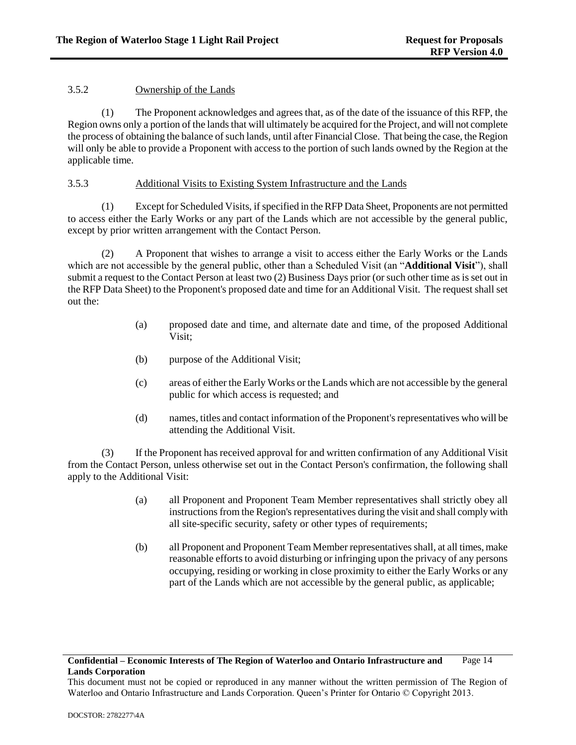### 3.5.2 Ownership of the Lands

(1) The Proponent acknowledges and agrees that, as of the date of the issuance of this RFP, the Region owns only a portion of the lands that will ultimately be acquired for the Project, and will not complete the process of obtaining the balance of such lands, until after Financial Close. That being the case, the Region will only be able to provide a Proponent with access to the portion of such lands owned by the Region at the applicable time.

### 3.5.3 Additional Visits to Existing System Infrastructure and the Lands

(1) Except for Scheduled Visits, if specified in the RFP Data Sheet, Proponents are not permitted to access either the Early Works or any part of the Lands which are not accessible by the general public, except by prior written arrangement with the Contact Person.

(2) A Proponent that wishes to arrange a visit to access either the Early Works or the Lands which are not accessible by the general public, other than a Scheduled Visit (an "**Additional Visit**"), shall submit a request to the Contact Person at least two (2) Business Days prior (or such other time as is set out in the RFP Data Sheet) to the Proponent's proposed date and time for an Additional Visit. The request shall set out the:

- (a) proposed date and time, and alternate date and time, of the proposed Additional Visit;
- (b) purpose of the Additional Visit;
- (c) areas of either the Early Works or the Lands which are not accessible by the general public for which access is requested; and
- (d) names, titles and contact information of the Proponent's representatives who will be attending the Additional Visit.

(3) If the Proponent has received approval for and written confirmation of any Additional Visit from the Contact Person, unless otherwise set out in the Contact Person's confirmation, the following shall apply to the Additional Visit:

- (a) all Proponent and Proponent Team Member representatives shall strictly obey all instructions from the Region's representatives during the visit and shall comply with all site-specific security, safety or other types of requirements;
- (b) all Proponent and Proponent Team Member representatives shall, at all times, make reasonable efforts to avoid disturbing or infringing upon the privacy of any persons occupying, residing or working in close proximity to either the Early Works or any part of the Lands which are not accessible by the general public, as applicable;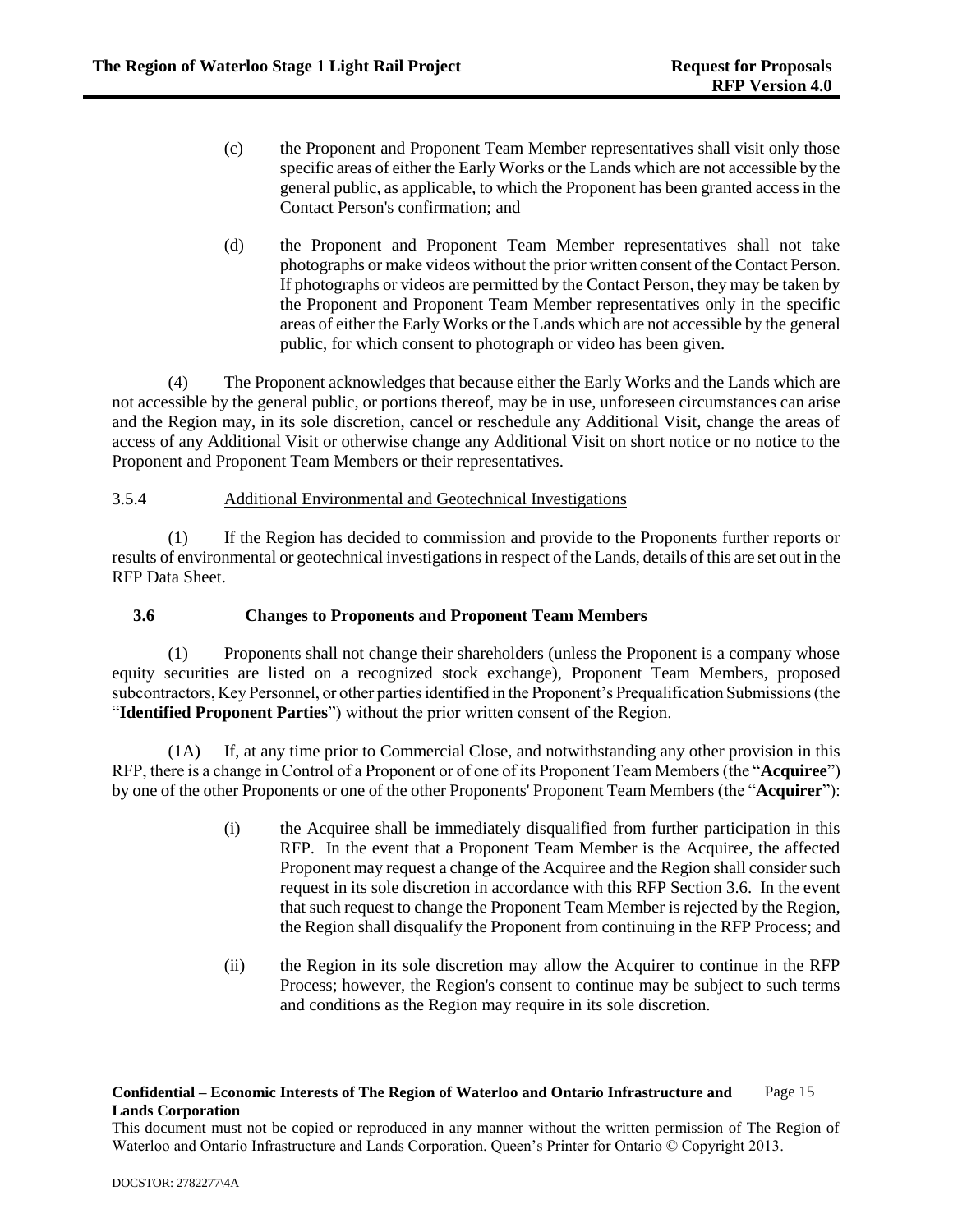(c) the Proponent and Proponent Team Member representatives shall visit only those specific areas of either the Early Works or the Lands which are not accessible by the general public, as applicable, to which the Proponent has been granted access in the Contact Person's confirmation; and

(d) the Proponent and Proponent Team Member representatives shall not take photographs or make videos without the prior written consent of the Contact Person. If photographs or videos are permitted by the Contact Person, they may be taken by the Proponent and Proponent Team Member representatives only in the specific areas of either the Early Works or the Lands which are not accessible by the general public, for which consent to photograph or video has been given.

(4) The Proponent acknowledges that because either the Early Works and the Lands which are not accessible by the general public, or portions thereof, may be in use, unforeseen circumstances can arise and the Region may, in its sole discretion, cancel or reschedule any Additional Visit, change the areas of access of any Additional Visit or otherwise change any Additional Visit on short notice or no notice to the Proponent and Proponent Team Members or their representatives.

3.5.4 Additional Environmental and Geotechnical Investigations

(1) If the Region has decided to commission and provide to the Proponents further reports or results of environmental or geotechnical investigations in respect of the Lands, details of this are set out in the RFP Data Sheet.

### 3.6 Changes to Proponents and Proponent Team Members

(1) Proponents shall not change their shareholders (unless the Proponent is a company whose equity securities are listed on a recognized stock exchange), Proponent Team Members, proposed subcontractors, Key Personnel, or other parties identified in the Proponent's Prequalification Submissions (the "**Identified Proponent Parties**") without the prior written consent of the Region.

(1A) If, at any time prior to Commercial Close, and notwithstanding any other provision in this RFP, there is a change in Control of a Proponent or of one of its Proponent Team Members (the "**Acquiree**") by one of the other Proponents or one of the other Proponents' Proponent Team Members (the "**Acquirer**"):

(i) the Acquiree shall be immediately disqualified from further participation in this RFP. In the event that a Proponent Team Member is the Acquiree, the affected Proponent may request a change of the Acquiree and the Region shall consider such request in its sole discretion in accordance with this RFP Section 3.6. In the event that such request to change the Proponent Team Member is rejected by the Region, the Region shall disqualify the Proponent from continuing in the RFP Process; and

(ii) the Region in its sole discretion may allow the Acquirer to continue in the RFP Process; however, the Region's consent to continue may be subject to such terms and conditions as the Region may require in its sole discretion.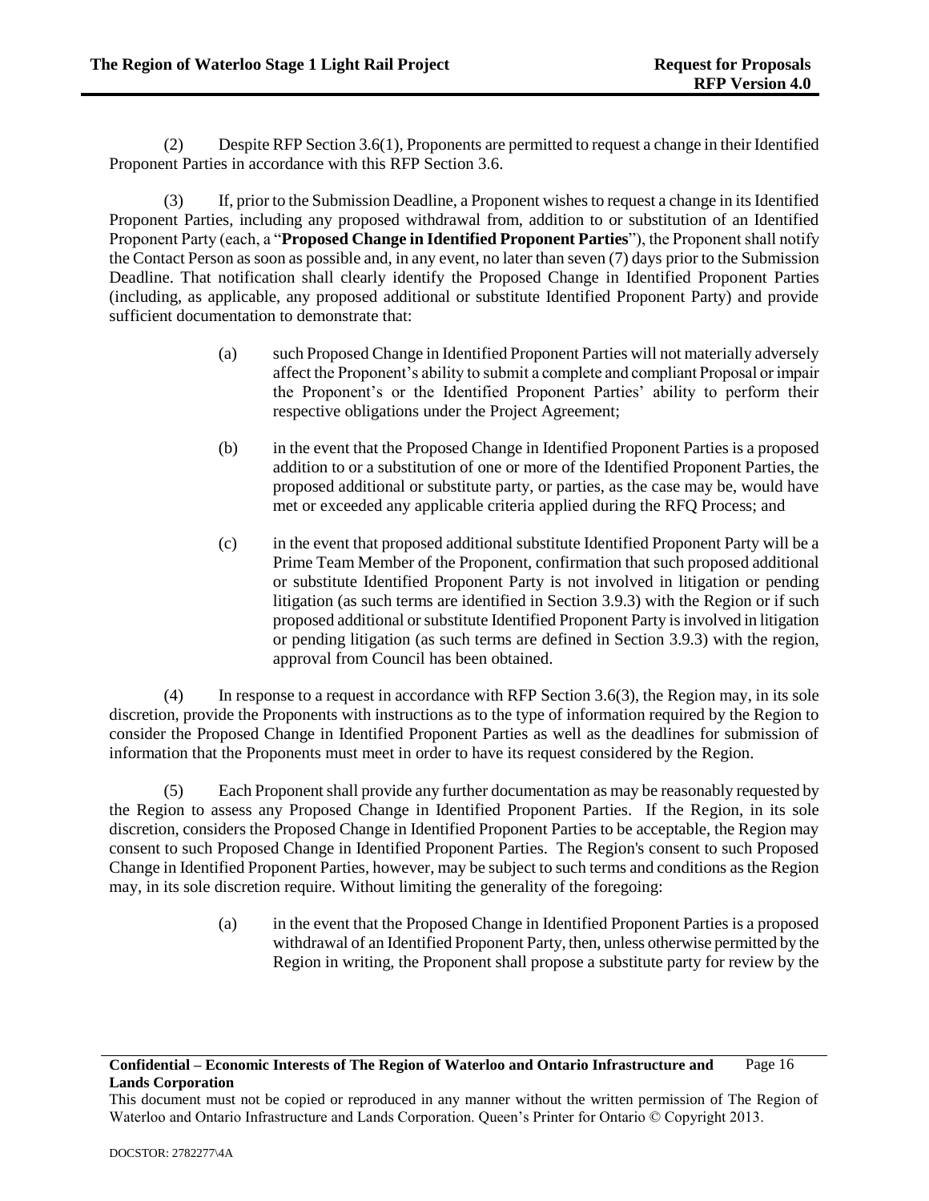(2) Despite RFP Section 3.6(1), Proponents are permitted to request a change in their Identified Proponent Parties in accordance with this RFP Section 3.6.

(3) If, prior to the Submission Deadline, a Proponent wishes to request a change in its Identified Proponent Parties, including any proposed withdrawal from, addition to or substitution of an Identified Proponent Party (each, a "**Proposed Change in Identified Proponent Parties**"), the Proponent shall notify the Contact Person as soon as possible and, in any event, no later than seven (7) days prior to the Submission Deadline. That notification shall clearly identify the Proposed Change in Identified Proponent Parties (including, as applicable, any proposed additional or substitute Identified Proponent Party) and provide sufficient documentation to demonstrate that:

> (a) such Proposed Change in Identified Proponent Parties will not materially adversely affect the Proponent's ability to submit a complete and compliant Proposal or impair the Proponent's or the Identified Proponent Parties' ability to perform their respective obligations under the Project Agreement;
>
> (b) in the event that the Proposed Change in Identified Proponent Parties is a proposed addition to or a substitution of one or more of the Identified Proponent Parties, the proposed additional or substitute party, or parties, as the case may be, would have met or exceeded any applicable criteria applied during the RFQ Process; and
>
> (c) in the event that proposed additional substitute Identified Proponent Party will be a Prime Team Member of the Proponent, confirmation that such proposed additional or substitute Identified Proponent Party is not involved in litigation or pending litigation (as such terms are identified in Section 3.9.3) with the Region or if such proposed additional or substitute Identified Proponent Party is involved in litigation or pending litigation (as such terms are defined in Section 3.9.3) with the region, approval from Council has been obtained.

(4) In response to a request in accordance with RFP Section 3.6(3), the Region may, in its sole discretion, provide the Proponents with instructions as to the type of information required by the Region to consider the Proposed Change in Identified Proponent Parties as well as the deadlines for submission of information that the Proponents must meet in order to have its request considered by the Region.

(5) Each Proponent shall provide any further documentation as may be reasonably requested by the Region to assess any Proposed Change in Identified Proponent Parties. If the Region, in its sole discretion, considers the Proposed Change in Identified Proponent Parties to be acceptable, the Region may consent to such Proposed Change in Identified Proponent Parties. The Region's consent to such Proposed Change in Identified Proponent Parties, however, may be subject to such terms and conditions as the Region may, in its sole discretion require. Without limiting the generality of the foregoing:

> (a) in the event that the Proposed Change in Identified Proponent Parties is a proposed withdrawal of an Identified Proponent Party, then, unless otherwise permitted by the Region in writing, the Proponent shall propose a substitute party for review by the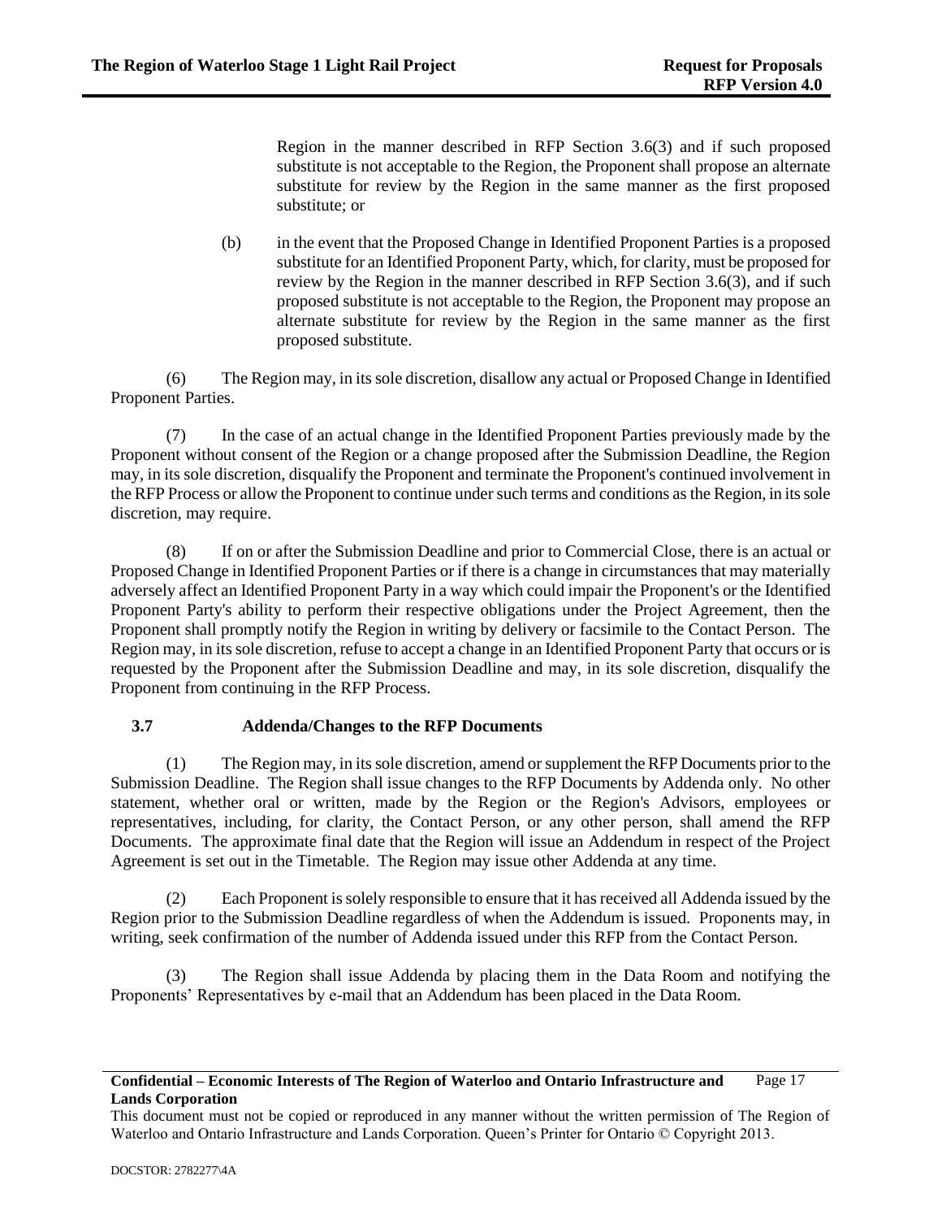Region in the manner described in RFP Section 3.6(3) and if such proposed substitute is not acceptable to the Region, the Proponent shall propose an alternate substitute for review by the Region in the same manner as the first proposed substitute; or

(b) in the event that the Proposed Change in Identified Proponent Parties is a proposed substitute for an Identified Proponent Party, which, for clarity, must be proposed for review by the Region in the manner described in RFP Section 3.6(3), and if such proposed substitute is not acceptable to the Region, the Proponent may propose an alternate substitute for review by the Region in the same manner as the first proposed substitute.

(6) The Region may, in its sole discretion, disallow any actual or Proposed Change in Identified Proponent Parties.

(7) In the case of an actual change in the Identified Proponent Parties previously made by the Proponent without consent of the Region or a change proposed after the Submission Deadline, the Region may, in its sole discretion, disqualify the Proponent and terminate the Proponent's continued involvement in the RFP Process or allow the Proponent to continue under such terms and conditions as the Region, in its sole discretion, may require.

(8) If on or after the Submission Deadline and prior to Commercial Close, there is an actual or Proposed Change in Identified Proponent Parties or if there is a change in circumstances that may materially adversely affect an Identified Proponent Party in a way which could impair the Proponent's or the Identified Proponent Party's ability to perform their respective obligations under the Project Agreement, then the Proponent shall promptly notify the Region in writing by delivery or facsimile to the Contact Person. The Region may, in its sole discretion, refuse to accept a change in an Identified Proponent Party that occurs or is requested by the Proponent after the Submission Deadline and may, in its sole discretion, disqualify the Proponent from continuing in the RFP Process.

### 3.7 Addenda/Changes to the RFP Documents

(1) The Region may, in its sole discretion, amend or supplement the RFP Documents prior to the Submission Deadline. The Region shall issue changes to the RFP Documents by Addenda only. No other statement, whether oral or written, made by the Region or the Region's Advisors, employees or representatives, including, for clarity, the Contact Person, or any other person, shall amend the RFP Documents. The approximate final date that the Region will issue an Addendum in respect of the Project Agreement is set out in the Timetable. The Region may issue other Addenda at any time.

(2) Each Proponent is solely responsible to ensure that it has received all Addenda issued by the Region prior to the Submission Deadline regardless of when the Addendum is issued. Proponents may, in writing, seek confirmation of the number of Addenda issued under this RFP from the Contact Person.

(3) The Region shall issue Addenda by placing them in the Data Room and notifying the Proponents' Representatives by e-mail that an Addendum has been placed in the Data Room.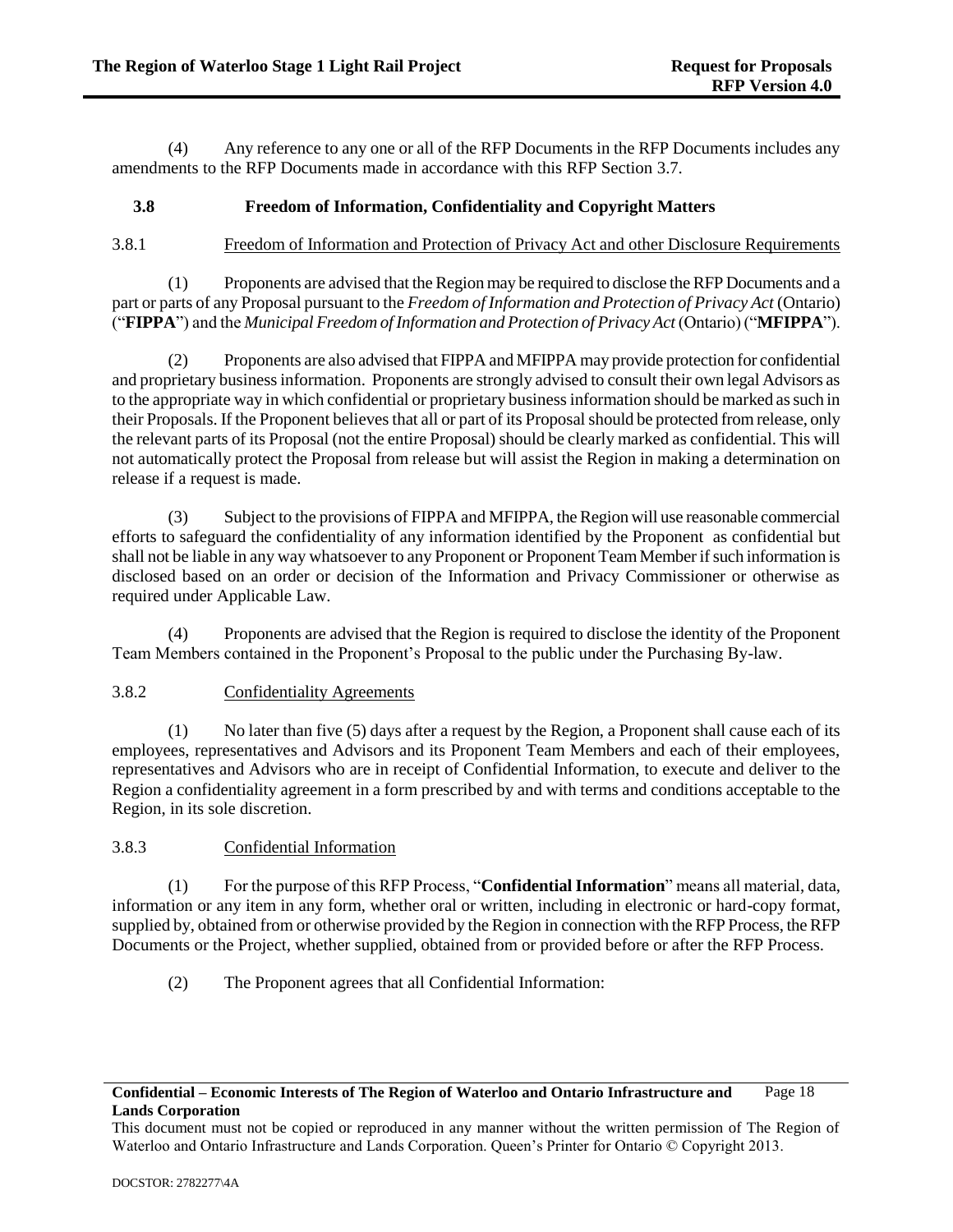(4) Any reference to any one or all of the RFP Documents in the RFP Documents includes any amendments to the RFP Documents made in accordance with this RFP Section 3.7.

## 3.8 Freedom of Information, Confidentiality and Copyright Matters

### 3.8.1 Freedom of Information and Protection of Privacy Act and other Disclosure Requirements

(1) Proponents are advised that the Region may be required to disclose the RFP Documents and a part or parts of any Proposal pursuant to the *Freedom of Information and Protection of Privacy Act* (Ontario) ("**FIPPA**") and the *Municipal Freedom of Information and Protection of Privacy Act* (Ontario) ("**MFIPPA**").

(2) Proponents are also advised that FIPPA and MFIPPA may provide protection for confidential and proprietary business information. Proponents are strongly advised to consult their own legal Advisors as to the appropriate way in which confidential or proprietary business information should be marked as such in their Proposals. If the Proponent believes that all or part of its Proposal should be protected from release, only the relevant parts of its Proposal (not the entire Proposal) should be clearly marked as confidential. This will not automatically protect the Proposal from release but will assist the Region in making a determination on release if a request is made.

(3) Subject to the provisions of FIPPA and MFIPPA, the Region will use reasonable commercial efforts to safeguard the confidentiality of any information identified by the Proponent as confidential but shall not be liable in any way whatsoever to any Proponent or Proponent Team Member if such information is disclosed based on an order or decision of the Information and Privacy Commissioner or otherwise as required under Applicable Law.

(4) Proponents are advised that the Region is required to disclose the identity of the Proponent Team Members contained in the Proponent's Proposal to the public under the Purchasing By-law.

### 3.8.2 Confidentiality Agreements

(1) No later than five (5) days after a request by the Region, a Proponent shall cause each of its employees, representatives and Advisors and its Proponent Team Members and each of their employees, representatives and Advisors who are in receipt of Confidential Information, to execute and deliver to the Region a confidentiality agreement in a form prescribed by and with terms and conditions acceptable to the Region, in its sole discretion.

### 3.8.3 Confidential Information

(1) For the purpose of this RFP Process, "**Confidential Information**" means all material, data, information or any item in any form, whether oral or written, including in electronic or hard-copy format, supplied by, obtained from or otherwise provided by the Region in connection with the RFP Process, the RFP Documents or the Project, whether supplied, obtained from or provided before or after the RFP Process.

(2) The Proponent agrees that all Confidential Information: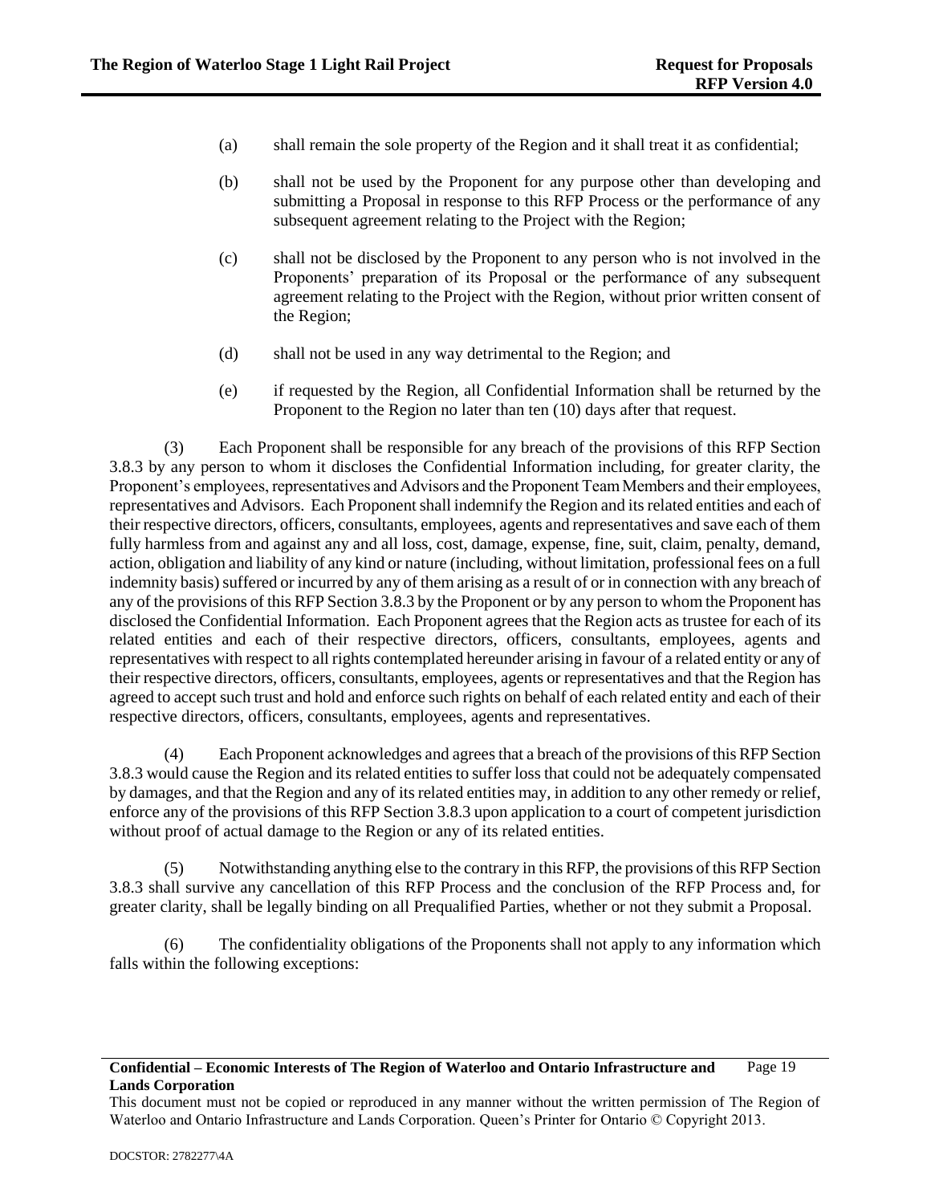(a) shall remain the sole property of the Region and it shall treat it as confidential;

(b) shall not be used by the Proponent for any purpose other than developing and submitting a Proposal in response to this RFP Process or the performance of any subsequent agreement relating to the Project with the Region;

(c) shall not be disclosed by the Proponent to any person who is not involved in the Proponents' preparation of its Proposal or the performance of any subsequent agreement relating to the Project with the Region, without prior written consent of the Region;

(d) shall not be used in any way detrimental to the Region; and

(e) if requested by the Region, all Confidential Information shall be returned by the Proponent to the Region no later than ten (10) days after that request.

(3) Each Proponent shall be responsible for any breach of the provisions of this RFP Section 3.8.3 by any person to whom it discloses the Confidential Information including, for greater clarity, the Proponent's employees, representatives and Advisors and the Proponent Team Members and their employees, representatives and Advisors. Each Proponent shall indemnify the Region and its related entities and each of their respective directors, officers, consultants, employees, agents and representatives and save each of them fully harmless from and against any and all loss, cost, damage, expense, fine, suit, claim, penalty, demand, action, obligation and liability of any kind or nature (including, without limitation, professional fees on a full indemnity basis) suffered or incurred by any of them arising as a result of or in connection with any breach of any of the provisions of this RFP Section 3.8.3 by the Proponent or by any person to whom the Proponent has disclosed the Confidential Information. Each Proponent agrees that the Region acts as trustee for each of its related entities and each of their respective directors, officers, consultants, employees, agents and representatives with respect to all rights contemplated hereunder arising in favour of a related entity or any of their respective directors, officers, consultants, employees, agents or representatives and that the Region has agreed to accept such trust and hold and enforce such rights on behalf of each related entity and each of their respective directors, officers, consultants, employees, agents and representatives.

(4) Each Proponent acknowledges and agrees that a breach of the provisions of this RFP Section 3.8.3 would cause the Region and its related entities to suffer loss that could not be adequately compensated by damages, and that the Region and any of its related entities may, in addition to any other remedy or relief, enforce any of the provisions of this RFP Section 3.8.3 upon application to a court of competent jurisdiction without proof of actual damage to the Region or any of its related entities.

(5) Notwithstanding anything else to the contrary in this RFP, the provisions of this RFP Section 3.8.3 shall survive any cancellation of this RFP Process and the conclusion of the RFP Process and, for greater clarity, shall be legally binding on all Prequalified Parties, whether or not they submit a Proposal.

(6) The confidentiality obligations of the Proponents shall not apply to any information which falls within the following exceptions: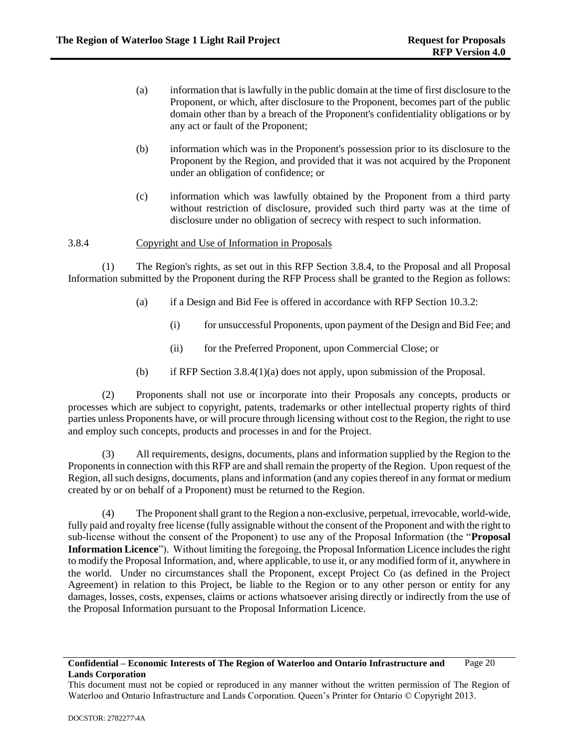(a) information that is lawfully in the public domain at the time of first disclosure to the Proponent, or which, after disclosure to the Proponent, becomes part of the public domain other than by a breach of the Proponent's confidentiality obligations or by any act or fault of the Proponent;

(b) information which was in the Proponent's possession prior to its disclosure to the Proponent by the Region, and provided that it was not acquired by the Proponent under an obligation of confidence; or

(c) information which was lawfully obtained by the Proponent from a third party without restriction of disclosure, provided such third party was at the time of disclosure under no obligation of secrecy with respect to such information.

3.8.4 Copyright and Use of Information in Proposals

(1) The Region's rights, as set out in this RFP Section 3.8.4, to the Proposal and all Proposal Information submitted by the Proponent during the RFP Process shall be granted to the Region as follows:

(a) if a Design and Bid Fee is offered in accordance with RFP Section 10.3.2:

(i) for unsuccessful Proponents, upon payment of the Design and Bid Fee; and

(ii) for the Preferred Proponent, upon Commercial Close; or

(b) if RFP Section 3.8.4(1)(a) does not apply, upon submission of the Proposal.

(2) Proponents shall not use or incorporate into their Proposals any concepts, products or processes which are subject to copyright, patents, trademarks or other intellectual property rights of third parties unless Proponents have, or will procure through licensing without cost to the Region, the right to use and employ such concepts, products and processes in and for the Project.

(3) All requirements, designs, documents, plans and information supplied by the Region to the Proponents in connection with this RFP are and shall remain the property of the Region. Upon request of the Region, all such designs, documents, plans and information (and any copies thereof in any format or medium created by or on behalf of a Proponent) must be returned to the Region.

(4) The Proponent shall grant to the Region a non-exclusive, perpetual, irrevocable, world-wide, fully paid and royalty free license (fully assignable without the consent of the Proponent and with the right to sub-license without the consent of the Proponent) to use any of the Proposal Information (the "**Proposal Information Licence**"). Without limiting the foregoing, the Proposal Information Licence includes the right to modify the Proposal Information, and, where applicable, to use it, or any modified form of it, anywhere in the world. Under no circumstances shall the Proponent, except Project Co (as defined in the Project Agreement) in relation to this Project, be liable to the Region or to any other person or entity for any damages, losses, costs, expenses, claims or actions whatsoever arising directly or indirectly from the use of the Proposal Information pursuant to the Proposal Information Licence.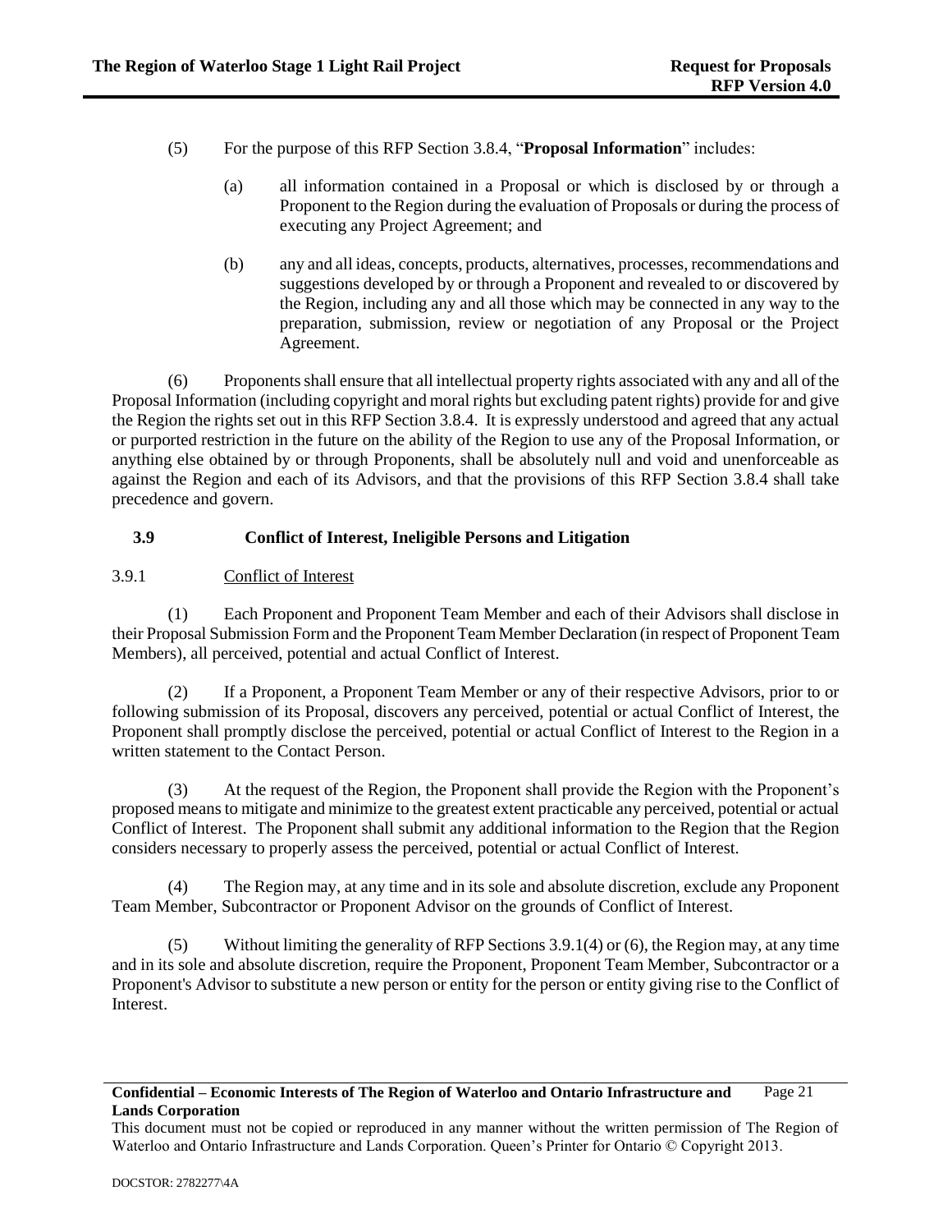(5) For the purpose of this RFP Section 3.8.4, "**Proposal Information**" includes:

(a) all information contained in a Proposal or which is disclosed by or through a Proponent to the Region during the evaluation of Proposals or during the process of executing any Project Agreement; and

(b) any and all ideas, concepts, products, alternatives, processes, recommendations and suggestions developed by or through a Proponent and revealed to or discovered by the Region, including any and all those which may be connected in any way to the preparation, submission, review or negotiation of any Proposal or the Project Agreement.

(6) Proponents shall ensure that all intellectual property rights associated with any and all of the Proposal Information (including copyright and moral rights but excluding patent rights) provide for and give the Region the rights set out in this RFP Section 3.8.4. It is expressly understood and agreed that any actual or purported restriction in the future on the ability of the Region to use any of the Proposal Information, or anything else obtained by or through Proponents, shall be absolutely null and void and unenforceable as against the Region and each of its Advisors, and that the provisions of this RFP Section 3.8.4 shall take precedence and govern.

## 3.9 Conflict of Interest, Ineligible Persons and Litigation

### 3.9.1 Conflict of Interest

(1) Each Proponent and Proponent Team Member and each of their Advisors shall disclose in their Proposal Submission Form and the Proponent Team Member Declaration (in respect of Proponent Team Members), all perceived, potential and actual Conflict of Interest.

(2) If a Proponent, a Proponent Team Member or any of their respective Advisors, prior to or following submission of its Proposal, discovers any perceived, potential or actual Conflict of Interest, the Proponent shall promptly disclose the perceived, potential or actual Conflict of Interest to the Region in a written statement to the Contact Person.

(3) At the request of the Region, the Proponent shall provide the Region with the Proponent's proposed means to mitigate and minimize to the greatest extent practicable any perceived, potential or actual Conflict of Interest. The Proponent shall submit any additional information to the Region that the Region considers necessary to properly assess the perceived, potential or actual Conflict of Interest.

(4) The Region may, at any time and in its sole and absolute discretion, exclude any Proponent Team Member, Subcontractor or Proponent Advisor on the grounds of Conflict of Interest.

(5) Without limiting the generality of RFP Sections 3.9.1(4) or (6), the Region may, at any time and in its sole and absolute discretion, require the Proponent, Proponent Team Member, Subcontractor or a Proponent's Advisor to substitute a new person or entity for the person or entity giving rise to the Conflict of Interest.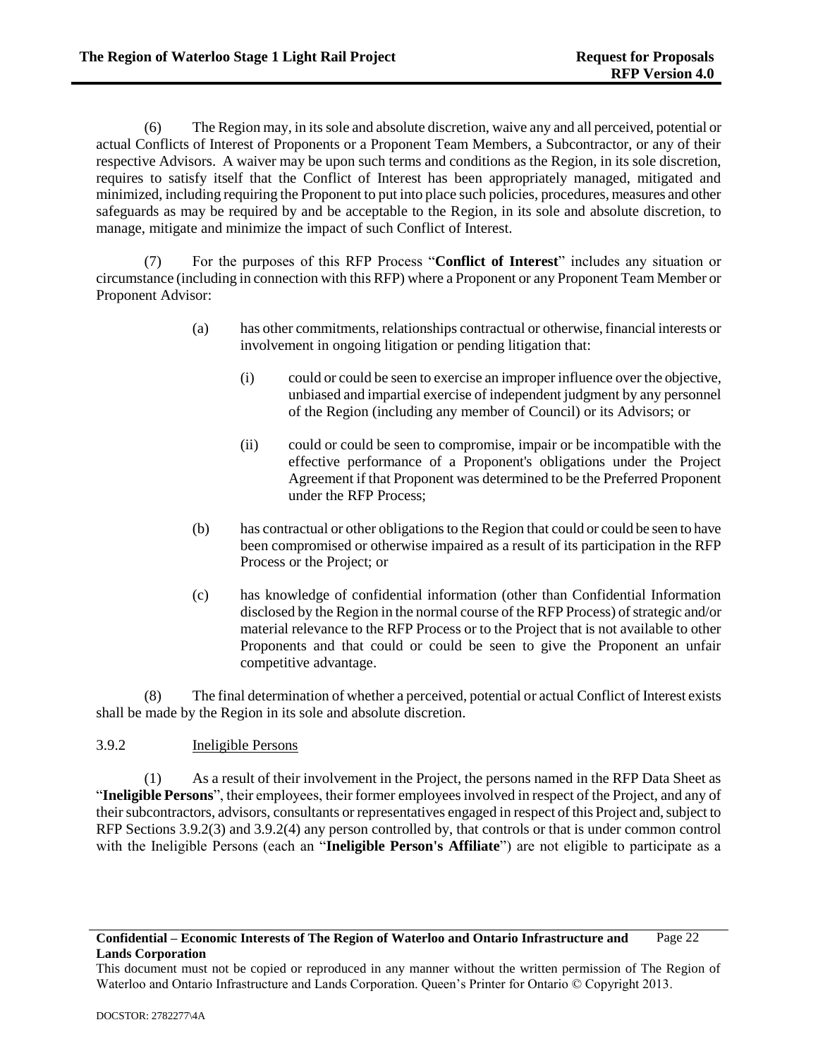(6) The Region may, in its sole and absolute discretion, waive any and all perceived, potential or actual Conflicts of Interest of Proponents or a Proponent Team Members, a Subcontractor, or any of their respective Advisors. A waiver may be upon such terms and conditions as the Region, in its sole discretion, requires to satisfy itself that the Conflict of Interest has been appropriately managed, mitigated and minimized, including requiring the Proponent to put into place such policies, procedures, measures and other safeguards as may be required by and be acceptable to the Region, in its sole and absolute discretion, to manage, mitigate and minimize the impact of such Conflict of Interest.

(7) For the purposes of this RFP Process "**Conflict of Interest**" includes any situation or circumstance (including in connection with this RFP) where a Proponent or any Proponent Team Member or Proponent Advisor:

(a) has other commitments, relationships contractual or otherwise, financial interests or involvement in ongoing litigation or pending litigation that:

(i) could or could be seen to exercise an improper influence over the objective, unbiased and impartial exercise of independent judgment by any personnel of the Region (including any member of Council) or its Advisors; or

(ii) could or could be seen to compromise, impair or be incompatible with the effective performance of a Proponent's obligations under the Project Agreement if that Proponent was determined to be the Preferred Proponent under the RFP Process;

(b) has contractual or other obligations to the Region that could or could be seen to have been compromised or otherwise impaired as a result of its participation in the RFP Process or the Project; or

(c) has knowledge of confidential information (other than Confidential Information disclosed by the Region in the normal course of the RFP Process) of strategic and/or material relevance to the RFP Process or to the Project that is not available to other Proponents and that could or could be seen to give the Proponent an unfair competitive advantage.

(8) The final determination of whether a perceived, potential or actual Conflict of Interest exists shall be made by the Region in its sole and absolute discretion.

3.9.2 Ineligible Persons

(1) As a result of their involvement in the Project, the persons named in the RFP Data Sheet as "**Ineligible Persons**", their employees, their former employees involved in respect of the Project, and any of their subcontractors, advisors, consultants or representatives engaged in respect of this Project and, subject to RFP Sections 3.9.2(3) and 3.9.2(4) any person controlled by, that controls or that is under common control with the Ineligible Persons (each an "**Ineligible Person's Affiliate**") are not eligible to participate as a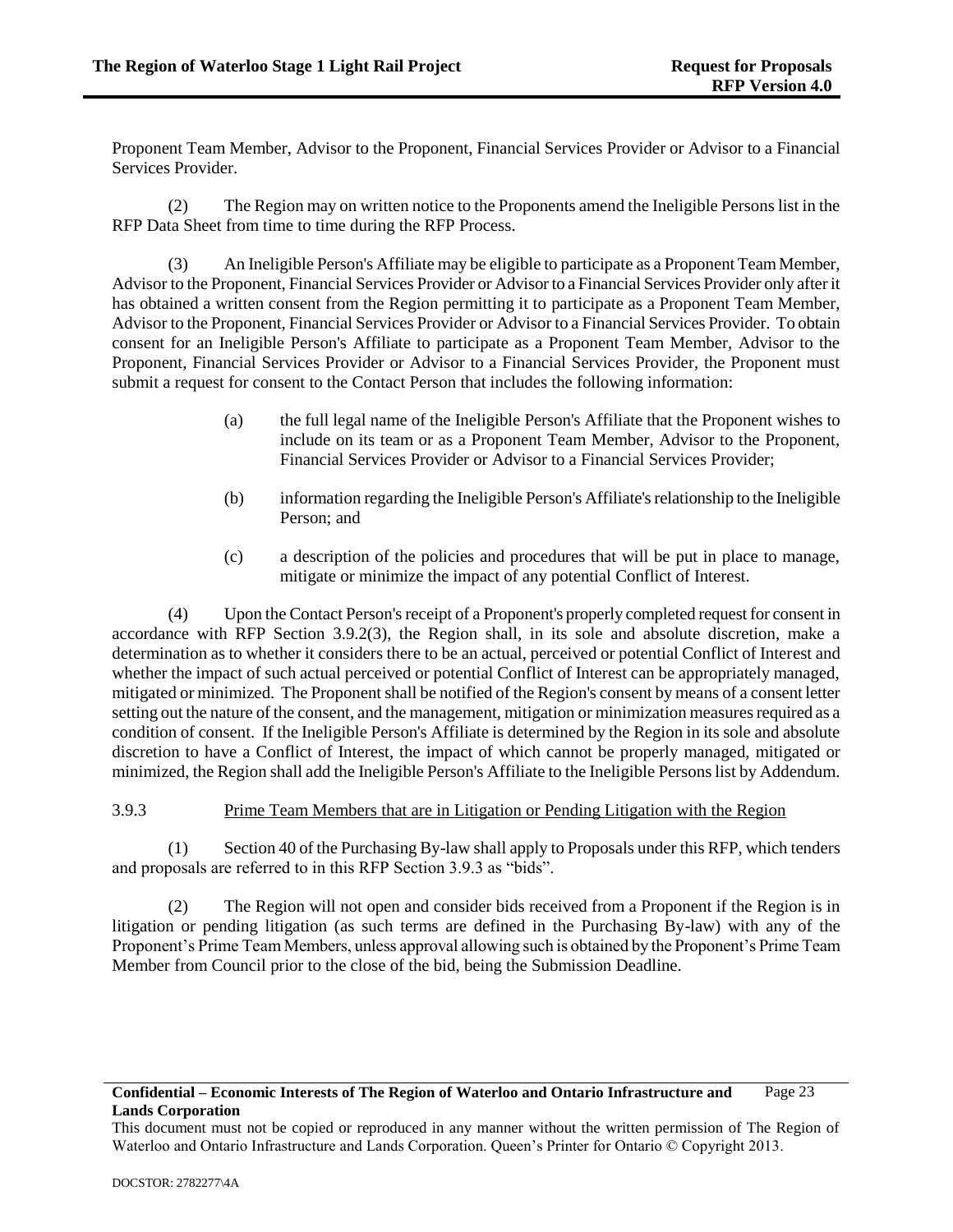Proponent Team Member, Advisor to the Proponent, Financial Services Provider or Advisor to a Financial Services Provider.

(2) The Region may on written notice to the Proponents amend the Ineligible Persons list in the RFP Data Sheet from time to time during the RFP Process.

(3) An Ineligible Person's Affiliate may be eligible to participate as a Proponent Team Member, Advisor to the Proponent, Financial Services Provider or Advisor to a Financial Services Provider only after it has obtained a written consent from the Region permitting it to participate as a Proponent Team Member, Advisor to the Proponent, Financial Services Provider or Advisor to a Financial Services Provider. To obtain consent for an Ineligible Person's Affiliate to participate as a Proponent Team Member, Advisor to the Proponent, Financial Services Provider or Advisor to a Financial Services Provider, the Proponent must submit a request for consent to the Contact Person that includes the following information:

(a) the full legal name of the Ineligible Person's Affiliate that the Proponent wishes to include on its team or as a Proponent Team Member, Advisor to the Proponent, Financial Services Provider or Advisor to a Financial Services Provider;

(b) information regarding the Ineligible Person's Affiliate's relationship to the Ineligible Person; and

(c) a description of the policies and procedures that will be put in place to manage, mitigate or minimize the impact of any potential Conflict of Interest.

(4) Upon the Contact Person's receipt of a Proponent's properly completed request for consent in accordance with RFP Section 3.9.2(3), the Region shall, in its sole and absolute discretion, make a determination as to whether it considers there to be an actual, perceived or potential Conflict of Interest and whether the impact of such actual perceived or potential Conflict of Interest can be appropriately managed, mitigated or minimized. The Proponent shall be notified of the Region's consent by means of a consent letter setting out the nature of the consent, and the management, mitigation or minimization measures required as a condition of consent. If the Ineligible Person's Affiliate is determined by the Region in its sole and absolute discretion to have a Conflict of Interest, the impact of which cannot be properly managed, mitigated or minimized, the Region shall add the Ineligible Person's Affiliate to the Ineligible Persons list by Addendum.

3.9.3 Prime Team Members that are in Litigation or Pending Litigation with the Region

(1) Section 40 of the Purchasing By-law shall apply to Proposals under this RFP, which tenders and proposals are referred to in this RFP Section 3.9.3 as "bids".

(2) The Region will not open and consider bids received from a Proponent if the Region is in litigation or pending litigation (as such terms are defined in the Purchasing By-law) with any of the Proponent's Prime Team Members, unless approval allowing such is obtained by the Proponent's Prime Team Member from Council prior to the close of the bid, being the Submission Deadline.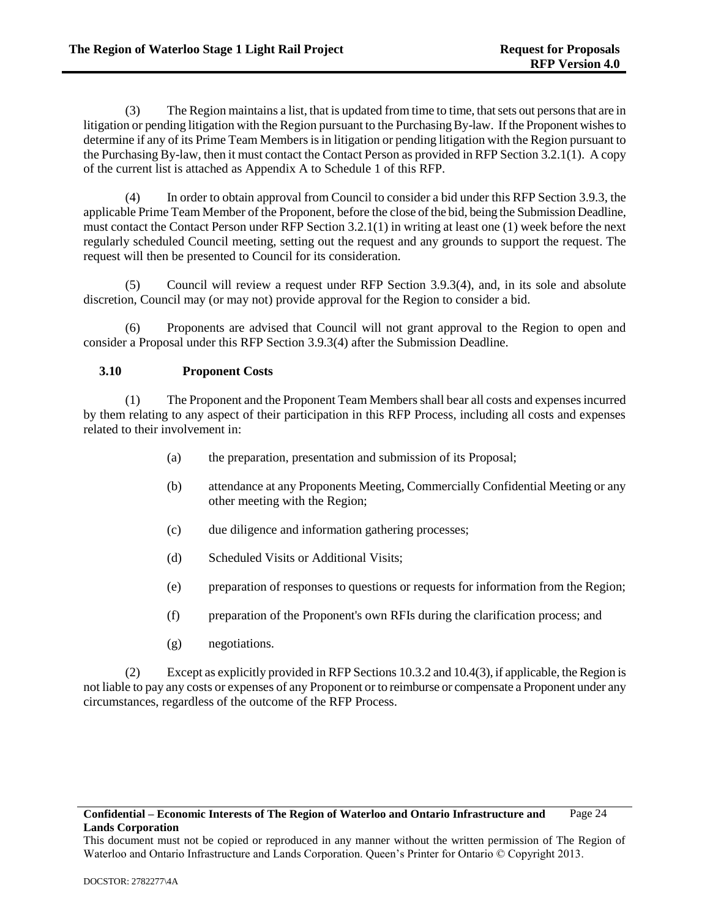(3) The Region maintains a list, that is updated from time to time, that sets out persons that are in litigation or pending litigation with the Region pursuant to the Purchasing By-law. If the Proponent wishes to determine if any of its Prime Team Members is in litigation or pending litigation with the Region pursuant to the Purchasing By-law, then it must contact the Contact Person as provided in RFP Section 3.2.1(1). A copy of the current list is attached as Appendix A to Schedule 1 of this RFP.

(4) In order to obtain approval from Council to consider a bid under this RFP Section 3.9.3, the applicable Prime Team Member of the Proponent, before the close of the bid, being the Submission Deadline, must contact the Contact Person under RFP Section 3.2.1(1) in writing at least one (1) week before the next regularly scheduled Council meeting, setting out the request and any grounds to support the request. The request will then be presented to Council for its consideration.

(5) Council will review a request under RFP Section 3.9.3(4), and, in its sole and absolute discretion, Council may (or may not) provide approval for the Region to consider a bid.

(6) Proponents are advised that Council will not grant approval to the Region to open and consider a Proposal under this RFP Section 3.9.3(4) after the Submission Deadline.

### 3.10 Proponent Costs

(1) The Proponent and the Proponent Team Members shall bear all costs and expenses incurred by them relating to any aspect of their participation in this RFP Process, including all costs and expenses related to their involvement in:

(a) the preparation, presentation and submission of its Proposal;

(b) attendance at any Proponents Meeting, Commercially Confidential Meeting or any other meeting with the Region;

(c) due diligence and information gathering processes;

(d) Scheduled Visits or Additional Visits;

(e) preparation of responses to questions or requests for information from the Region;

(f) preparation of the Proponent's own RFIs during the clarification process; and

(g) negotiations.

(2) Except as explicitly provided in RFP Sections 10.3.2 and 10.4(3), if applicable, the Region is not liable to pay any costs or expenses of any Proponent or to reimburse or compensate a Proponent under any circumstances, regardless of the outcome of the RFP Process.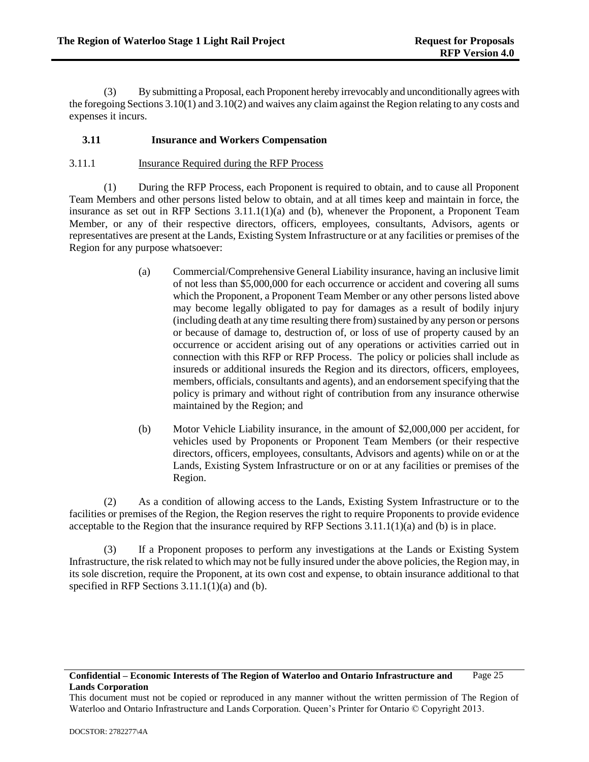(3) By submitting a Proposal, each Proponent hereby irrevocably and unconditionally agrees with the foregoing Sections 3.10(1) and 3.10(2) and waives any claim against the Region relating to any costs and expenses it incurs.

### 3.11 Insurance and Workers Compensation

3.11.1 Insurance Required during the RFP Process

(1) During the RFP Process, each Proponent is required to obtain, and to cause all Proponent Team Members and other persons listed below to obtain, and at all times keep and maintain in force, the insurance as set out in RFP Sections 3.11.1(1)(a) and (b), whenever the Proponent, a Proponent Team Member, or any of their respective directors, officers, employees, consultants, Advisors, agents or representatives are present at the Lands, Existing System Infrastructure or at any facilities or premises of the Region for any purpose whatsoever:

(a) Commercial/Comprehensive General Liability insurance, having an inclusive limit of not less than $5,000,000 for each occurrence or accident and covering all sums which the Proponent, a Proponent Team Member or any other persons listed above may become legally obligated to pay for damages as a result of bodily injury (including death at any time resulting there from) sustained by any person or persons or because of damage to, destruction of, or loss of use of property caused by an occurrence or accident arising out of any operations or activities carried out in connection with this RFP or RFP Process. The policy or policies shall include as insureds or additional insureds the Region and its directors, officers, employees, members, officials, consultants and agents), and an endorsement specifying that the policy is primary and without right of contribution from any insurance otherwise maintained by the Region; and

(b) Motor Vehicle Liability insurance, in the amount of $2,000,000 per accident, for vehicles used by Proponents or Proponent Team Members (or their respective directors, officers, employees, consultants, Advisors and agents) while on or at the Lands, Existing System Infrastructure or on or at any facilities or premises of the Region.

(2) As a condition of allowing access to the Lands, Existing System Infrastructure or to the facilities or premises of the Region, the Region reserves the right to require Proponents to provide evidence acceptable to the Region that the insurance required by RFP Sections 3.11.1(1)(a) and (b) is in place.

(3) If a Proponent proposes to perform any investigations at the Lands or Existing System Infrastructure, the risk related to which may not be fully insured under the above policies, the Region may, in its sole discretion, require the Proponent, at its own cost and expense, to obtain insurance additional to that specified in RFP Sections 3.11.1(1)(a) and (b).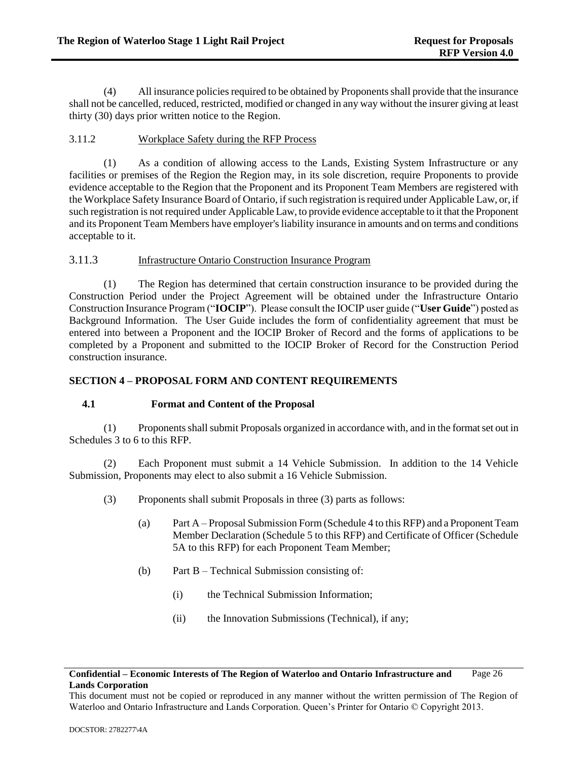(4) All insurance policies required to be obtained by Proponents shall provide that the insurance shall not be cancelled, reduced, restricted, modified or changed in any way without the insurer giving at least thirty (30) days prior written notice to the Region.

3.11.2 Workplace Safety during the RFP Process

(1) As a condition of allowing access to the Lands, Existing System Infrastructure or any facilities or premises of the Region the Region may, in its sole discretion, require Proponents to provide evidence acceptable to the Region that the Proponent and its Proponent Team Members are registered with the Workplace Safety Insurance Board of Ontario, if such registration is required under Applicable Law, or, if such registration is not required under Applicable Law, to provide evidence acceptable to it that the Proponent and its Proponent Team Members have employer's liability insurance in amounts and on terms and conditions acceptable to it.

3.11.3 Infrastructure Ontario Construction Insurance Program

(1) The Region has determined that certain construction insurance to be provided during the Construction Period under the Project Agreement will be obtained under the Infrastructure Ontario Construction Insurance Program ("**IOCIP**"). Please consult the IOCIP user guide ("**User Guide**") posted as Background Information. The User Guide includes the form of confidentiality agreement that must be entered into between a Proponent and the IOCIP Broker of Record and the forms of applications to be completed by a Proponent and submitted to the IOCIP Broker of Record for the Construction Period construction insurance.

## SECTION 4 – PROPOSAL FORM AND CONTENT REQUIREMENTS

### 4.1 Format and Content of the Proposal

(1) Proponents shall submit Proposals organized in accordance with, and in the format set out in Schedules 3 to 6 to this RFP.

(2) Each Proponent must submit a 14 Vehicle Submission. In addition to the 14 Vehicle Submission, Proponents may elect to also submit a 16 Vehicle Submission.

(3) Proponents shall submit Proposals in three (3) parts as follows:

(a) Part A – Proposal Submission Form (Schedule 4 to this RFP) and a Proponent Team Member Declaration (Schedule 5 to this RFP) and Certificate of Officer (Schedule 5A to this RFP) for each Proponent Team Member;

(b) Part B – Technical Submission consisting of:

(i) the Technical Submission Information;

(ii) the Innovation Submissions (Technical), if any;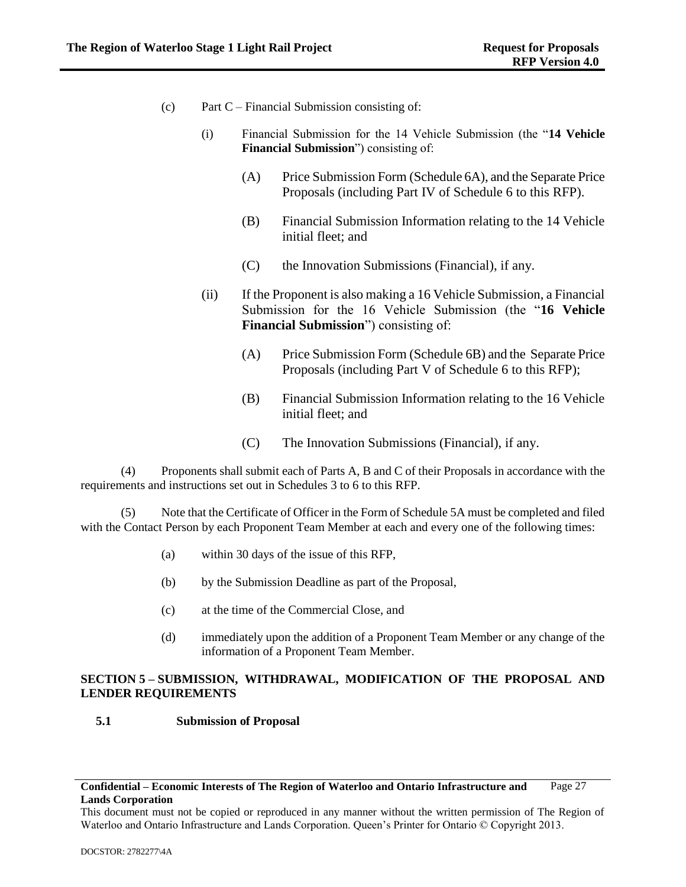(c) Part C – Financial Submission consisting of:

(i) Financial Submission for the 14 Vehicle Submission (the "**14 Vehicle Financial Submission**") consisting of:

(A) Price Submission Form (Schedule 6A), and the Separate Price Proposals (including Part IV of Schedule 6 to this RFP).

(B) Financial Submission Information relating to the 14 Vehicle initial fleet; and

(C) the Innovation Submissions (Financial), if any.

(ii) If the Proponent is also making a 16 Vehicle Submission, a Financial Submission for the 16 Vehicle Submission (the "**16 Vehicle Financial Submission**") consisting of:

(A) Price Submission Form (Schedule 6B) and the Separate Price Proposals (including Part V of Schedule 6 to this RFP);

(B) Financial Submission Information relating to the 16 Vehicle initial fleet; and

(C) The Innovation Submissions (Financial), if any.

(4) Proponents shall submit each of Parts A, B and C of their Proposals in accordance with the requirements and instructions set out in Schedules 3 to 6 to this RFP.

(5) Note that the Certificate of Officer in the Form of Schedule 5A must be completed and filed with the Contact Person by each Proponent Team Member at each and every one of the following times:

(a) within 30 days of the issue of this RFP,

(b) by the Submission Deadline as part of the Proposal,

(c) at the time of the Commercial Close, and

(d) immediately upon the addition of a Proponent Team Member or any change of the information of a Proponent Team Member.

## SECTION 5 – SUBMISSION, WITHDRAWAL, MODIFICATION OF THE PROPOSAL AND LENDER REQUIREMENTS

### 5.1 Submission of Proposal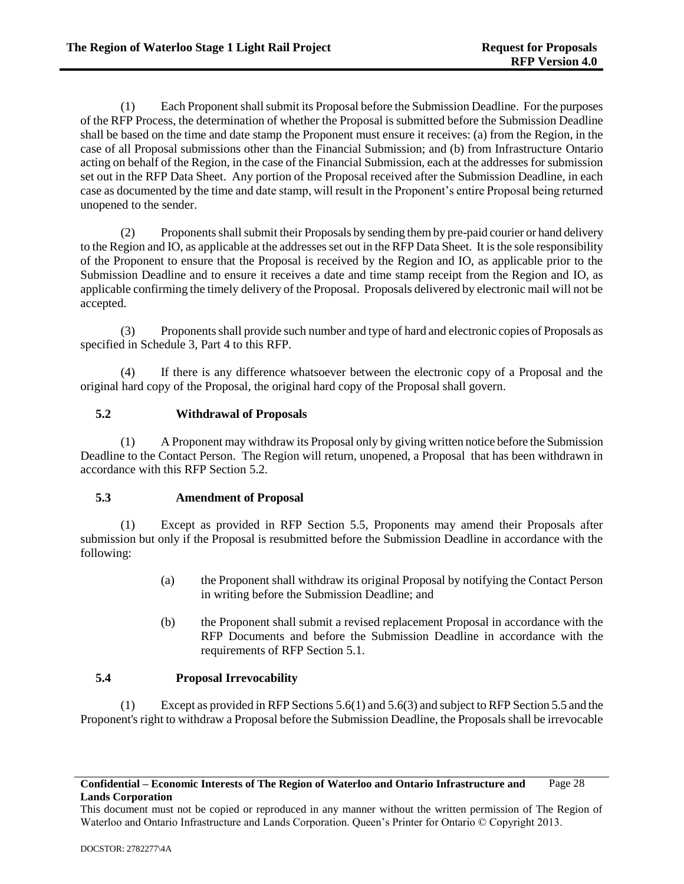(1) Each Proponent shall submit its Proposal before the Submission Deadline. For the purposes of the RFP Process, the determination of whether the Proposal is submitted before the Submission Deadline shall be based on the time and date stamp the Proponent must ensure it receives: (a) from the Region, in the case of all Proposal submissions other than the Financial Submission; and (b) from Infrastructure Ontario acting on behalf of the Region, in the case of the Financial Submission, each at the addresses for submission set out in the RFP Data Sheet. Any portion of the Proposal received after the Submission Deadline, in each case as documented by the time and date stamp, will result in the Proponent's entire Proposal being returned unopened to the sender.

(2) Proponents shall submit their Proposals by sending them by pre-paid courier or hand delivery to the Region and IO, as applicable at the addresses set out in the RFP Data Sheet. It is the sole responsibility of the Proponent to ensure that the Proposal is received by the Region and IO, as applicable prior to the Submission Deadline and to ensure it receives a date and time stamp receipt from the Region and IO, as applicable confirming the timely delivery of the Proposal. Proposals delivered by electronic mail will not be accepted.

(3) Proponents shall provide such number and type of hard and electronic copies of Proposals as specified in Schedule 3, Part 4 to this RFP.

(4) If there is any difference whatsoever between the electronic copy of a Proposal and the original hard copy of the Proposal, the original hard copy of the Proposal shall govern.

### 5.2 Withdrawal of Proposals

(1) A Proponent may withdraw its Proposal only by giving written notice before the Submission Deadline to the Contact Person. The Region will return, unopened, a Proposal that has been withdrawn in accordance with this RFP Section 5.2.

### 5.3 Amendment of Proposal

(1) Except as provided in RFP Section 5.5, Proponents may amend their Proposals after submission but only if the Proposal is resubmitted before the Submission Deadline in accordance with the following:

> (a) the Proponent shall withdraw its original Proposal by notifying the Contact Person in writing before the Submission Deadline; and
>
> (b) the Proponent shall submit a revised replacement Proposal in accordance with the RFP Documents and before the Submission Deadline in accordance with the requirements of RFP Section 5.1.

### 5.4 Proposal Irrevocability

(1) Except as provided in RFP Sections 5.6(1) and 5.6(3) and subject to RFP Section 5.5 and the Proponent's right to withdraw a Proposal before the Submission Deadline, the Proposals shall be irrevocable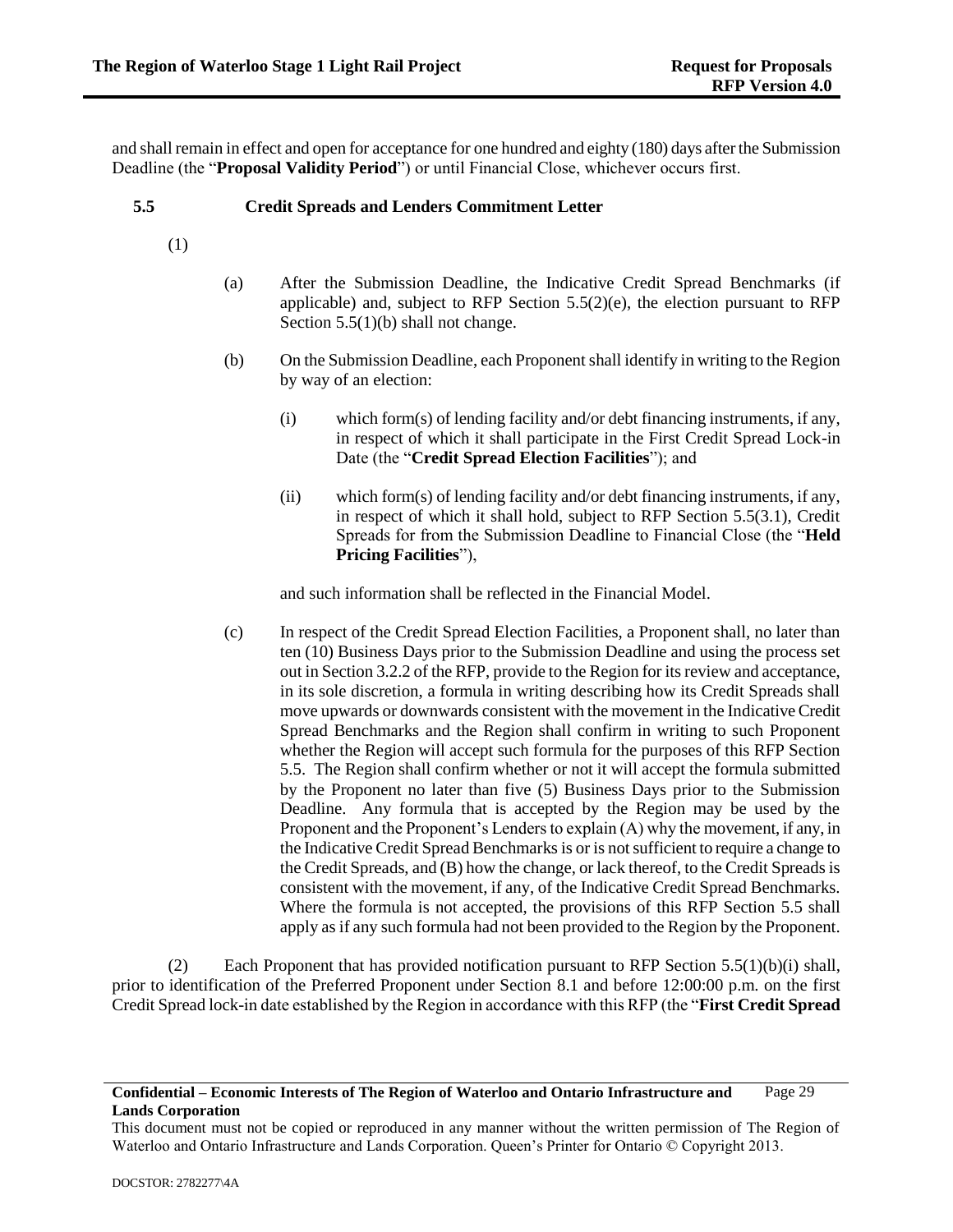and shall remain in effect and open for acceptance for one hundred and eighty (180) days after the Submission Deadline (the "**Proposal Validity Period**") or until Financial Close, whichever occurs first.

### 5.5 Credit Spreads and Lenders Commitment Letter

(1)

(a) After the Submission Deadline, the Indicative Credit Spread Benchmarks (if applicable) and, subject to RFP Section 5.5(2)(e), the election pursuant to RFP Section 5.5(1)(b) shall not change.

(b) On the Submission Deadline, each Proponent shall identify in writing to the Region by way of an election:

(i) which form(s) of lending facility and/or debt financing instruments, if any, in respect of which it shall participate in the First Credit Spread Lock-in Date (the "**Credit Spread Election Facilities**"); and

(ii) which form(s) of lending facility and/or debt financing instruments, if any, in respect of which it shall hold, subject to RFP Section 5.5(3.1), Credit Spreads for from the Submission Deadline to Financial Close (the "**Held Pricing Facilities**"),

and such information shall be reflected in the Financial Model.

(c) In respect of the Credit Spread Election Facilities, a Proponent shall, no later than ten (10) Business Days prior to the Submission Deadline and using the process set out in Section 3.2.2 of the RFP, provide to the Region for its review and acceptance, in its sole discretion, a formula in writing describing how its Credit Spreads shall move upwards or downwards consistent with the movement in the Indicative Credit Spread Benchmarks and the Region shall confirm in writing to such Proponent whether the Region will accept such formula for the purposes of this RFP Section 5.5. The Region shall confirm whether or not it will accept the formula submitted by the Proponent no later than five (5) Business Days prior to the Submission Deadline. Any formula that is accepted by the Region may be used by the Proponent and the Proponent's Lenders to explain (A) why the movement, if any, in the Indicative Credit Spread Benchmarks is or is not sufficient to require a change to the Credit Spreads, and (B) how the change, or lack thereof, to the Credit Spreads is consistent with the movement, if any, of the Indicative Credit Spread Benchmarks. Where the formula is not accepted, the provisions of this RFP Section 5.5 shall apply as if any such formula had not been provided to the Region by the Proponent.

(2) Each Proponent that has provided notification pursuant to RFP Section 5.5(1)(b)(i) shall, prior to identification of the Preferred Proponent under Section 8.1 and before 12:00:00 p.m. on the first Credit Spread lock-in date established by the Region in accordance with this RFP (the "**First Credit Spread**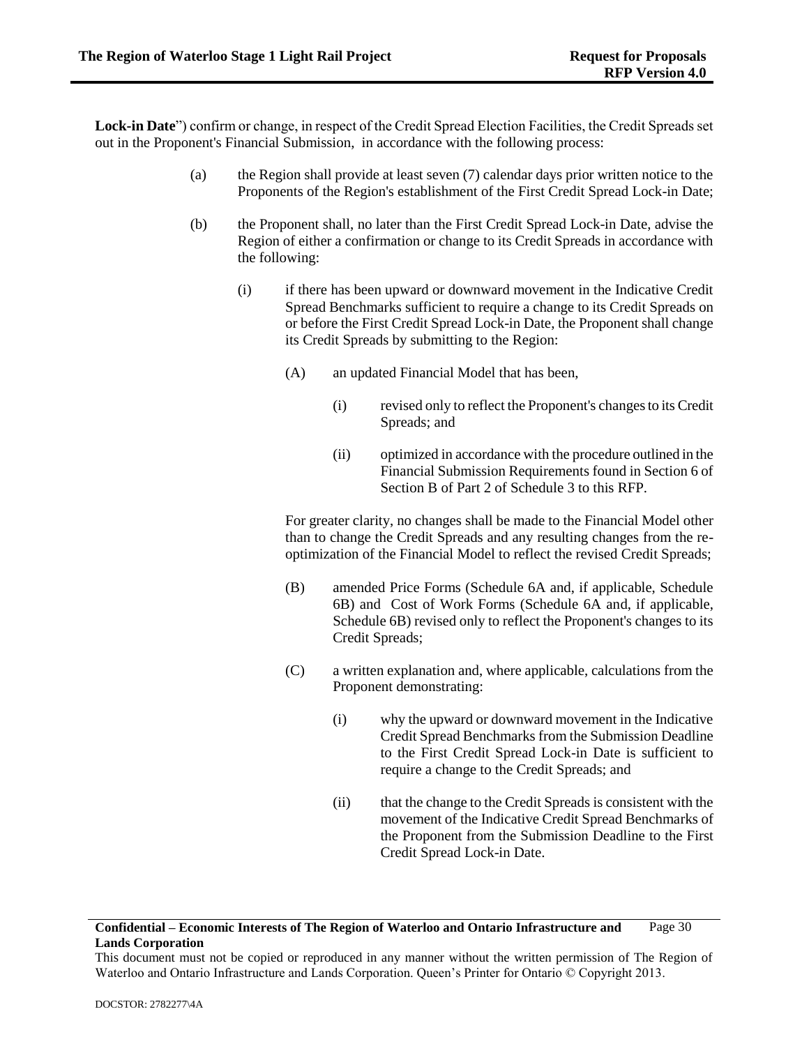**Lock-in Date**") confirm or change, in respect of the Credit Spread Election Facilities, the Credit Spreads set out in the Proponent's Financial Submission, in accordance with the following process:

(a) the Region shall provide at least seven (7) calendar days prior written notice to the Proponents of the Region's establishment of the First Credit Spread Lock-in Date;

(b) the Proponent shall, no later than the First Credit Spread Lock-in Date, advise the Region of either a confirmation or change to its Credit Spreads in accordance with the following:

(i) if there has been upward or downward movement in the Indicative Credit Spread Benchmarks sufficient to require a change to its Credit Spreads on or before the First Credit Spread Lock-in Date, the Proponent shall change its Credit Spreads by submitting to the Region:

(A) an updated Financial Model that has been,

(i) revised only to reflect the Proponent's changes to its Credit Spreads; and

(ii) optimized in accordance with the procedure outlined in the Financial Submission Requirements found in Section 6 of Section B of Part 2 of Schedule 3 to this RFP.

For greater clarity, no changes shall be made to the Financial Model other than to change the Credit Spreads and any resulting changes from the re-optimization of the Financial Model to reflect the revised Credit Spreads;

(B) amended Price Forms (Schedule 6A and, if applicable, Schedule 6B) and Cost of Work Forms (Schedule 6A and, if applicable, Schedule 6B) revised only to reflect the Proponent's changes to its Credit Spreads;

(C) a written explanation and, where applicable, calculations from the Proponent demonstrating:

(i) why the upward or downward movement in the Indicative Credit Spread Benchmarks from the Submission Deadline to the First Credit Spread Lock-in Date is sufficient to require a change to the Credit Spreads; and

(ii) that the change to the Credit Spreads is consistent with the movement of the Indicative Credit Spread Benchmarks of the Proponent from the Submission Deadline to the First Credit Spread Lock-in Date.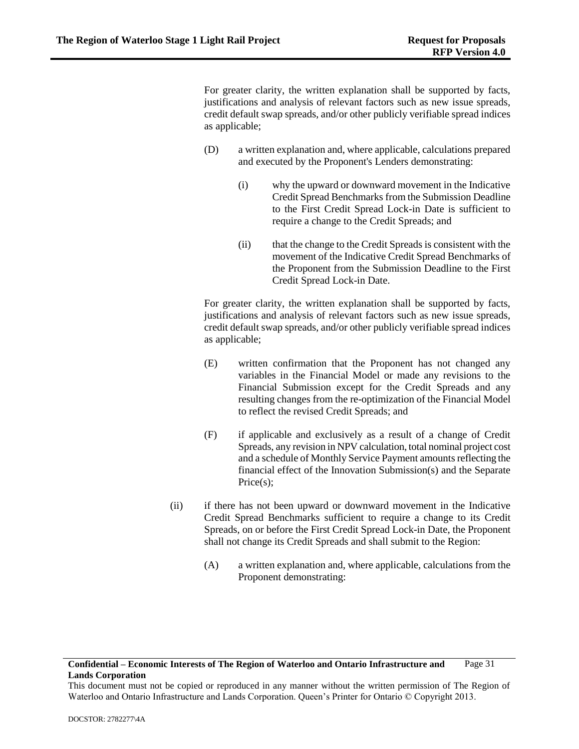For greater clarity, the written explanation shall be supported by facts, justifications and analysis of relevant factors such as new issue spreads, credit default swap spreads, and/or other publicly verifiable spread indices as applicable;

(D) a written explanation and, where applicable, calculations prepared and executed by the Proponent's Lenders demonstrating:

(i) why the upward or downward movement in the Indicative Credit Spread Benchmarks from the Submission Deadline to the First Credit Spread Lock-in Date is sufficient to require a change to the Credit Spreads; and

(ii) that the change to the Credit Spreads is consistent with the movement of the Indicative Credit Spread Benchmarks of the Proponent from the Submission Deadline to the First Credit Spread Lock-in Date.

For greater clarity, the written explanation shall be supported by facts, justifications and analysis of relevant factors such as new issue spreads, credit default swap spreads, and/or other publicly verifiable spread indices as applicable;

(E) written confirmation that the Proponent has not changed any variables in the Financial Model or made any revisions to the Financial Submission except for the Credit Spreads and any resulting changes from the re-optimization of the Financial Model to reflect the revised Credit Spreads; and

(F) if applicable and exclusively as a result of a change of Credit Spreads, any revision in NPV calculation, total nominal project cost and a schedule of Monthly Service Payment amounts reflecting the financial effect of the Innovation Submission(s) and the Separate Price(s);

(ii) if there has not been upward or downward movement in the Indicative Credit Spread Benchmarks sufficient to require a change to its Credit Spreads, on or before the First Credit Spread Lock-in Date, the Proponent shall not change its Credit Spreads and shall submit to the Region:

(A) a written explanation and, where applicable, calculations from the Proponent demonstrating: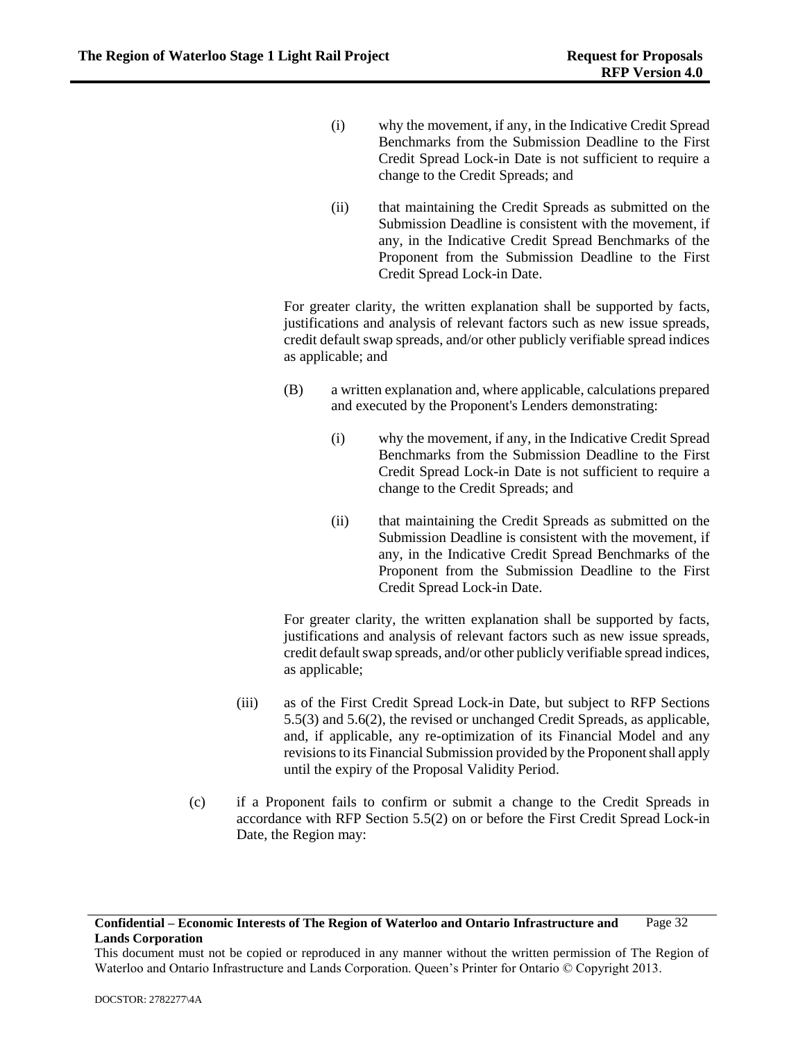(i) why the movement, if any, in the Indicative Credit Spread Benchmarks from the Submission Deadline to the First Credit Spread Lock-in Date is not sufficient to require a change to the Credit Spreads; and

(ii) that maintaining the Credit Spreads as submitted on the Submission Deadline is consistent with the movement, if any, in the Indicative Credit Spread Benchmarks of the Proponent from the Submission Deadline to the First Credit Spread Lock-in Date.

For greater clarity, the written explanation shall be supported by facts, justifications and analysis of relevant factors such as new issue spreads, credit default swap spreads, and/or other publicly verifiable spread indices as applicable; and

(B) a written explanation and, where applicable, calculations prepared and executed by the Proponent's Lenders demonstrating:

(i) why the movement, if any, in the Indicative Credit Spread Benchmarks from the Submission Deadline to the First Credit Spread Lock-in Date is not sufficient to require a change to the Credit Spreads; and

(ii) that maintaining the Credit Spreads as submitted on the Submission Deadline is consistent with the movement, if any, in the Indicative Credit Spread Benchmarks of the Proponent from the Submission Deadline to the First Credit Spread Lock-in Date.

For greater clarity, the written explanation shall be supported by facts, justifications and analysis of relevant factors such as new issue spreads, credit default swap spreads, and/or other publicly verifiable spread indices, as applicable;

(iii) as of the First Credit Spread Lock-in Date, but subject to RFP Sections 5.5(3) and 5.6(2), the revised or unchanged Credit Spreads, as applicable, and, if applicable, any re-optimization of its Financial Model and any revisions to its Financial Submission provided by the Proponent shall apply until the expiry of the Proposal Validity Period.

(c) if a Proponent fails to confirm or submit a change to the Credit Spreads in accordance with RFP Section 5.5(2) on or before the First Credit Spread Lock-in Date, the Region may: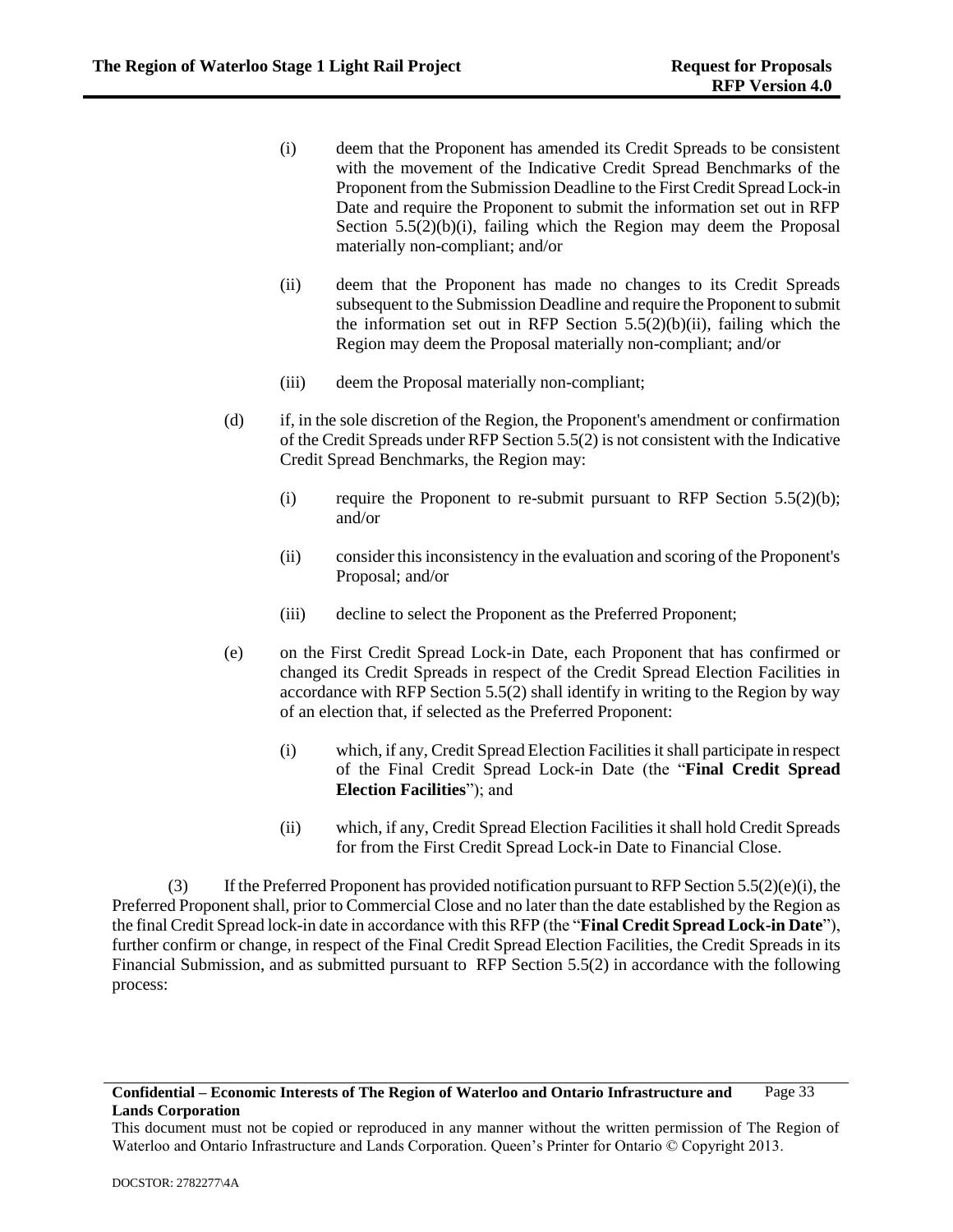(i) deem that the Proponent has amended its Credit Spreads to be consistent with the movement of the Indicative Credit Spread Benchmarks of the Proponent from the Submission Deadline to the First Credit Spread Lock-in Date and require the Proponent to submit the information set out in RFP Section 5.5(2)(b)(i), failing which the Region may deem the Proposal materially non-compliant; and/or

(ii) deem that the Proponent has made no changes to its Credit Spreads subsequent to the Submission Deadline and require the Proponent to submit the information set out in RFP Section 5.5(2)(b)(ii), failing which the Region may deem the Proposal materially non-compliant; and/or

(iii) deem the Proposal materially non-compliant;

(d) if, in the sole discretion of the Region, the Proponent's amendment or confirmation of the Credit Spreads under RFP Section 5.5(2) is not consistent with the Indicative Credit Spread Benchmarks, the Region may:

(i) require the Proponent to re-submit pursuant to RFP Section 5.5(2)(b); and/or

(ii) consider this inconsistency in the evaluation and scoring of the Proponent's Proposal; and/or

(iii) decline to select the Proponent as the Preferred Proponent;

(e) on the First Credit Spread Lock-in Date, each Proponent that has confirmed or changed its Credit Spreads in respect of the Credit Spread Election Facilities in accordance with RFP Section 5.5(2) shall identify in writing to the Region by way of an election that, if selected as the Preferred Proponent:

(i) which, if any, Credit Spread Election Facilities it shall participate in respect of the Final Credit Spread Lock-in Date (the "**Final Credit Spread Election Facilities**"); and

(ii) which, if any, Credit Spread Election Facilities it shall hold Credit Spreads for from the First Credit Spread Lock-in Date to Financial Close.

(3) If the Preferred Proponent has provided notification pursuant to RFP Section 5.5(2)(e)(i), the Preferred Proponent shall, prior to Commercial Close and no later than the date established by the Region as the final Credit Spread lock-in date in accordance with this RFP (the "**Final Credit Spread Lock-in Date**"), further confirm or change, in respect of the Final Credit Spread Election Facilities, the Credit Spreads in its Financial Submission, and as submitted pursuant to RFP Section 5.5(2) in accordance with the following process: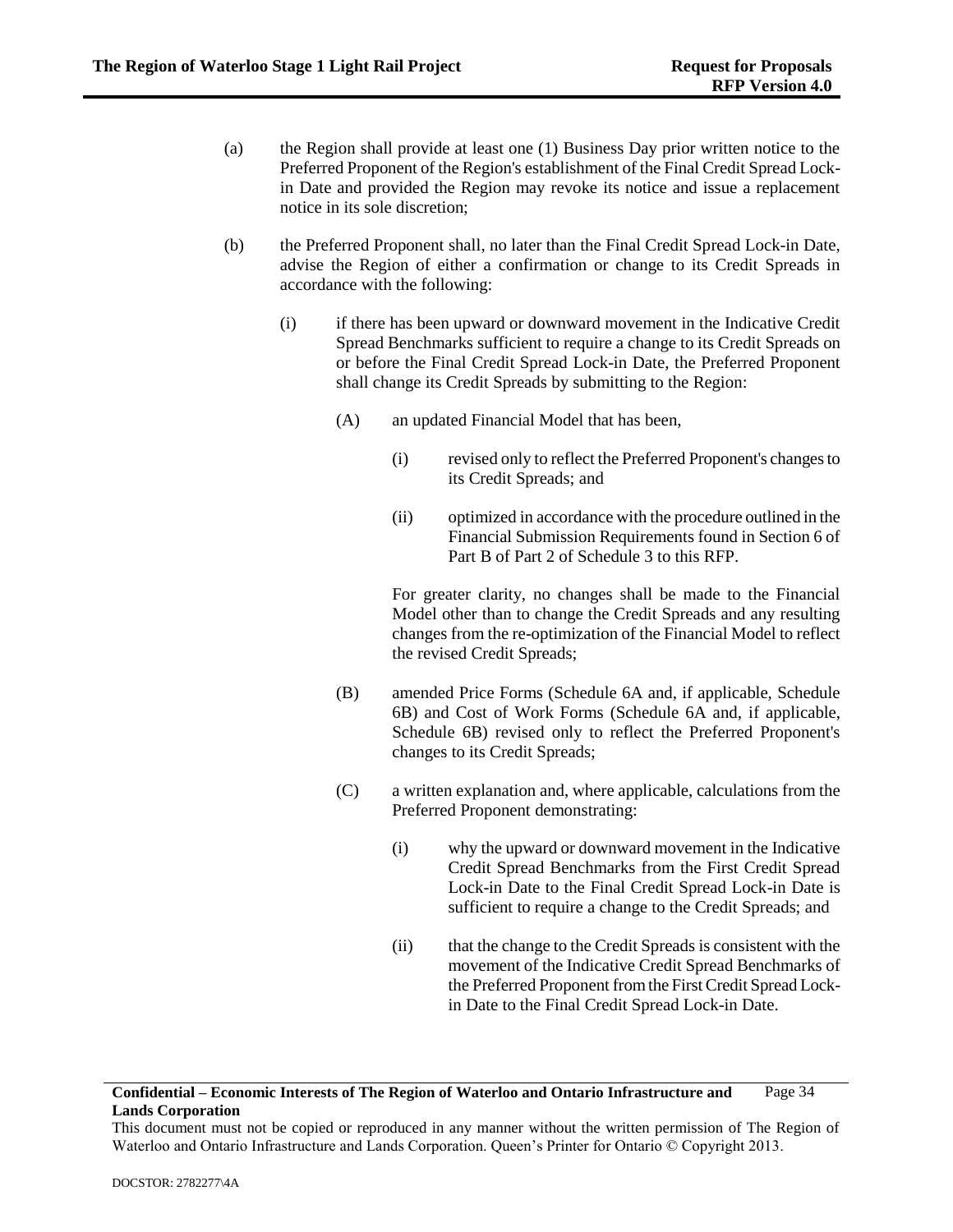(a) the Region shall provide at least one (1) Business Day prior written notice to the Preferred Proponent of the Region's establishment of the Final Credit Spread Lock-in Date and provided the Region may revoke its notice and issue a replacement notice in its sole discretion;

(b) the Preferred Proponent shall, no later than the Final Credit Spread Lock-in Date, advise the Region of either a confirmation or change to its Credit Spreads in accordance with the following:

  (i) if there has been upward or downward movement in the Indicative Credit Spread Benchmarks sufficient to require a change to its Credit Spreads on or before the Final Credit Spread Lock-in Date, the Preferred Proponent shall change its Credit Spreads by submitting to the Region:

    (A) an updated Financial Model that has been,

      (i) revised only to reflect the Preferred Proponent's changes to its Credit Spreads; and

      (ii) optimized in accordance with the procedure outlined in the Financial Submission Requirements found in Section 6 of Part B of Part 2 of Schedule 3 to this RFP.

    For greater clarity, no changes shall be made to the Financial Model other than to change the Credit Spreads and any resulting changes from the re-optimization of the Financial Model to reflect the revised Credit Spreads;

    (B) amended Price Forms (Schedule 6A and, if applicable, Schedule 6B) and Cost of Work Forms (Schedule 6A and, if applicable, Schedule 6B) revised only to reflect the Preferred Proponent's changes to its Credit Spreads;

    (C) a written explanation and, where applicable, calculations from the Preferred Proponent demonstrating:

      (i) why the upward or downward movement in the Indicative Credit Spread Benchmarks from the First Credit Spread Lock-in Date to the Final Credit Spread Lock-in Date is sufficient to require a change to the Credit Spreads; and

      (ii) that the change to the Credit Spreads is consistent with the movement of the Indicative Credit Spread Benchmarks of the Preferred Proponent from the First Credit Spread Lock-in Date to the Final Credit Spread Lock-in Date.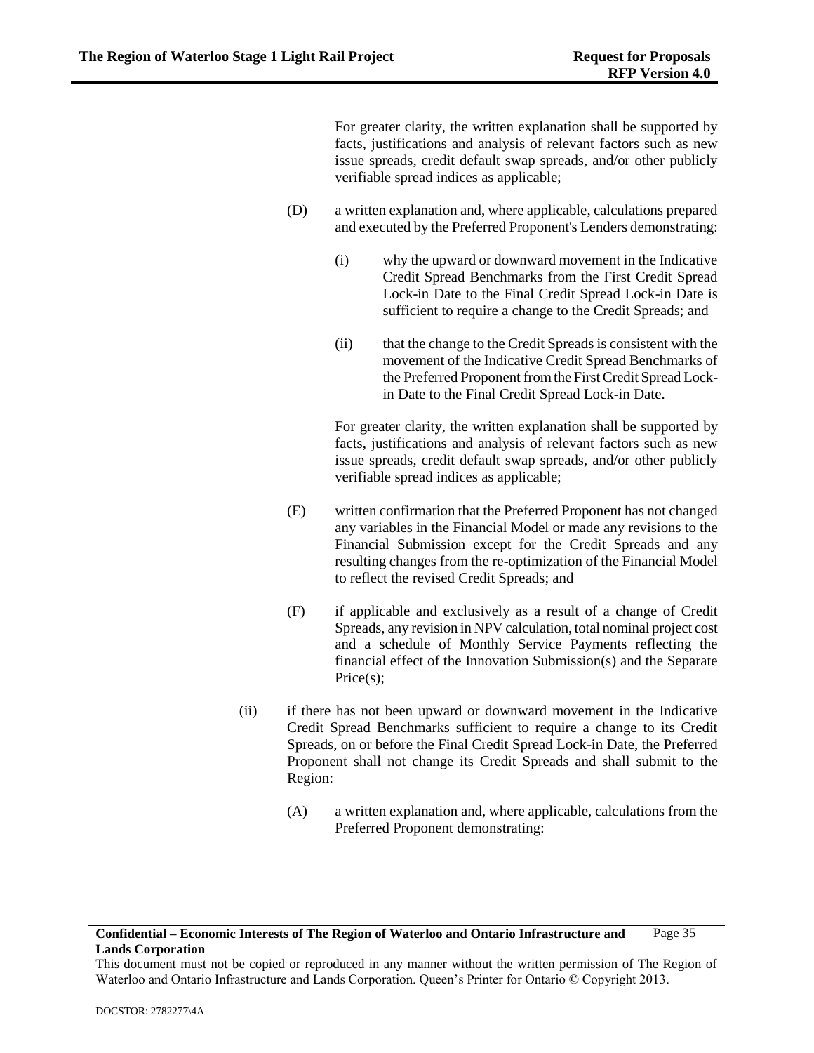For greater clarity, the written explanation shall be supported by facts, justifications and analysis of relevant factors such as new issue spreads, credit default swap spreads, and/or other publicly verifiable spread indices as applicable;

(D) a written explanation and, where applicable, calculations prepared and executed by the Preferred Proponent's Lenders demonstrating:

(i) why the upward or downward movement in the Indicative Credit Spread Benchmarks from the First Credit Spread Lock-in Date to the Final Credit Spread Lock-in Date is sufficient to require a change to the Credit Spreads; and

(ii) that the change to the Credit Spreads is consistent with the movement of the Indicative Credit Spread Benchmarks of the Preferred Proponent from the First Credit Spread Lock-in Date to the Final Credit Spread Lock-in Date.

For greater clarity, the written explanation shall be supported by facts, justifications and analysis of relevant factors such as new issue spreads, credit default swap spreads, and/or other publicly verifiable spread indices as applicable;

(E) written confirmation that the Preferred Proponent has not changed any variables in the Financial Model or made any revisions to the Financial Submission except for the Credit Spreads and any resulting changes from the re-optimization of the Financial Model to reflect the revised Credit Spreads; and

(F) if applicable and exclusively as a result of a change of Credit Spreads, any revision in NPV calculation, total nominal project cost and a schedule of Monthly Service Payments reflecting the financial effect of the Innovation Submission(s) and the Separate Price(s);

(ii) if there has not been upward or downward movement in the Indicative Credit Spread Benchmarks sufficient to require a change to its Credit Spreads, on or before the Final Credit Spread Lock-in Date, the Preferred Proponent shall not change its Credit Spreads and shall submit to the Region:

(A) a written explanation and, where applicable, calculations from the Preferred Proponent demonstrating: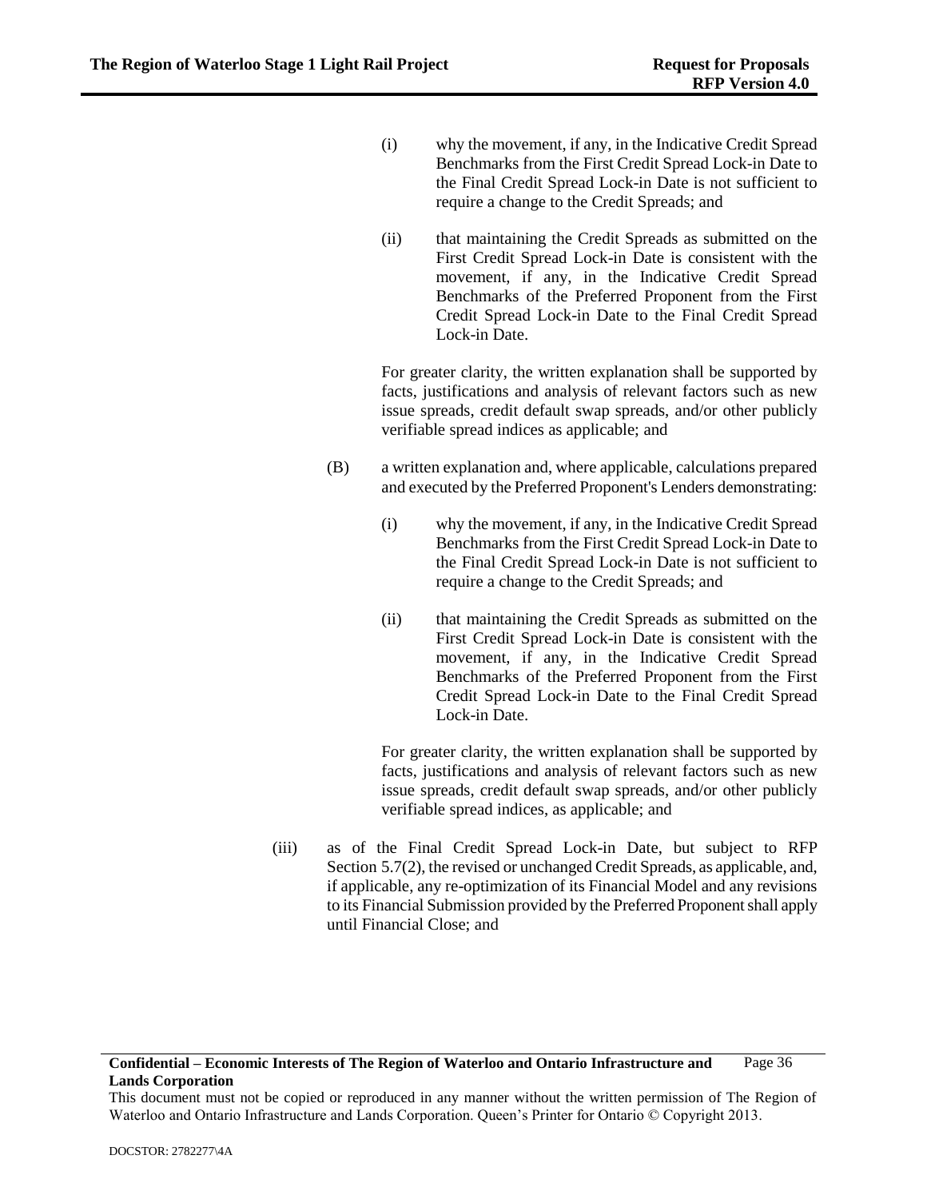(i) why the movement, if any, in the Indicative Credit Spread Benchmarks from the First Credit Spread Lock-in Date to the Final Credit Spread Lock-in Date is not sufficient to require a change to the Credit Spreads; and

(ii) that maintaining the Credit Spreads as submitted on the First Credit Spread Lock-in Date is consistent with the movement, if any, in the Indicative Credit Spread Benchmarks of the Preferred Proponent from the First Credit Spread Lock-in Date to the Final Credit Spread Lock-in Date.

For greater clarity, the written explanation shall be supported by facts, justifications and analysis of relevant factors such as new issue spreads, credit default swap spreads, and/or other publicly verifiable spread indices as applicable; and

(B) a written explanation and, where applicable, calculations prepared and executed by the Preferred Proponent's Lenders demonstrating:

(i) why the movement, if any, in the Indicative Credit Spread Benchmarks from the First Credit Spread Lock-in Date to the Final Credit Spread Lock-in Date is not sufficient to require a change to the Credit Spreads; and

(ii) that maintaining the Credit Spreads as submitted on the First Credit Spread Lock-in Date is consistent with the movement, if any, in the Indicative Credit Spread Benchmarks of the Preferred Proponent from the First Credit Spread Lock-in Date to the Final Credit Spread Lock-in Date.

For greater clarity, the written explanation shall be supported by facts, justifications and analysis of relevant factors such as new issue spreads, credit default swap spreads, and/or other publicly verifiable spread indices, as applicable; and

(iii) as of the Final Credit Spread Lock-in Date, but subject to RFP Section 5.7(2), the revised or unchanged Credit Spreads, as applicable, and, if applicable, any re-optimization of its Financial Model and any revisions to its Financial Submission provided by the Preferred Proponent shall apply until Financial Close; and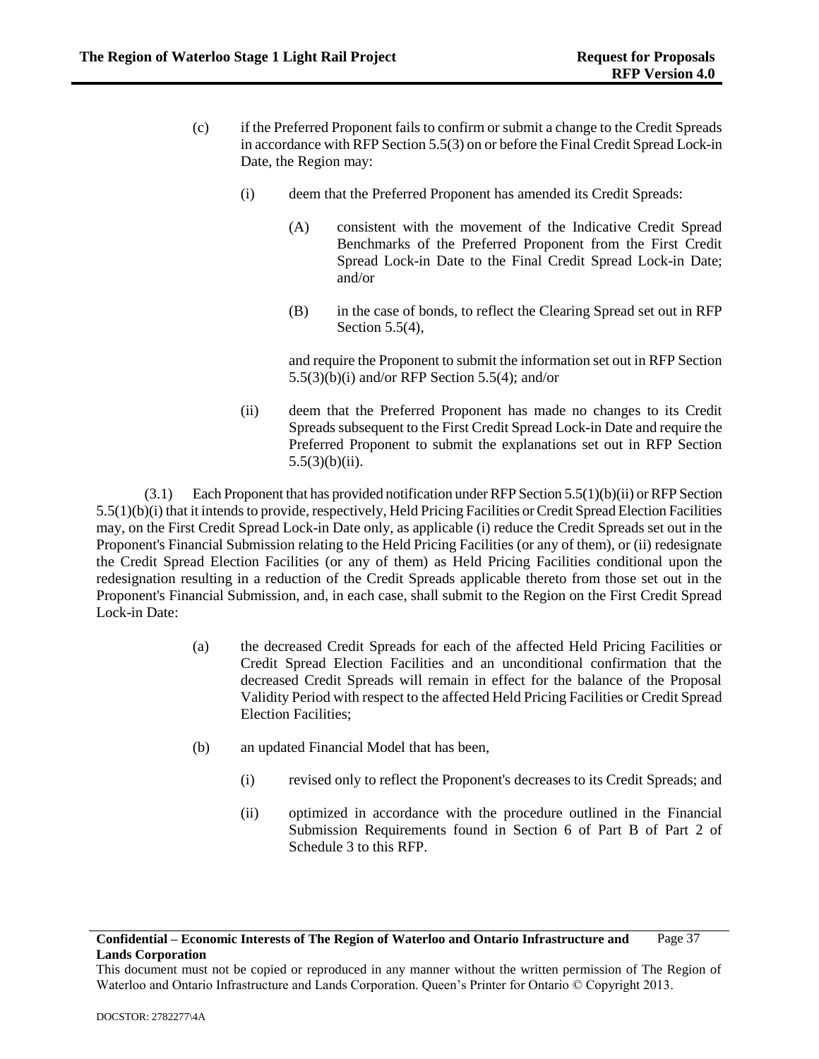(c) if the Preferred Proponent fails to confirm or submit a change to the Credit Spreads in accordance with RFP Section 5.5(3) on or before the Final Credit Spread Lock-in Date, the Region may:

  (i) deem that the Preferred Proponent has amended its Credit Spreads:

    (A) consistent with the movement of the Indicative Credit Spread Benchmarks of the Preferred Proponent from the First Credit Spread Lock-in Date to the Final Credit Spread Lock-in Date; and/or

    (B) in the case of bonds, to reflect the Clearing Spread set out in RFP Section 5.5(4),

  and require the Proponent to submit the information set out in RFP Section 5.5(3)(b)(i) and/or RFP Section 5.5(4); and/or

  (ii) deem that the Preferred Proponent has made no changes to its Credit Spreads subsequent to the First Credit Spread Lock-in Date and require the Preferred Proponent to submit the explanations set out in RFP Section 5.5(3)(b)(ii).

(3.1) Each Proponent that has provided notification under RFP Section 5.5(1)(b)(ii) or RFP Section 5.5(1)(b)(i) that it intends to provide, respectively, Held Pricing Facilities or Credit Spread Election Facilities may, on the First Credit Spread Lock-in Date only, as applicable (i) reduce the Credit Spreads set out in the Proponent's Financial Submission relating to the Held Pricing Facilities (or any of them), or (ii) redesignate the Credit Spread Election Facilities (or any of them) as Held Pricing Facilities conditional upon the redesignation resulting in a reduction of the Credit Spreads applicable thereto from those set out in the Proponent's Financial Submission, and, in each case, shall submit to the Region on the First Credit Spread Lock-in Date:

(a) the decreased Credit Spreads for each of the affected Held Pricing Facilities or Credit Spread Election Facilities and an unconditional confirmation that the decreased Credit Spreads will remain in effect for the balance of the Proposal Validity Period with respect to the affected Held Pricing Facilities or Credit Spread Election Facilities;

(b) an updated Financial Model that has been,

  (i) revised only to reflect the Proponent's decreases to its Credit Spreads; and

  (ii) optimized in accordance with the procedure outlined in the Financial Submission Requirements found in Section 6 of Part B of Part 2 of Schedule 3 to this RFP.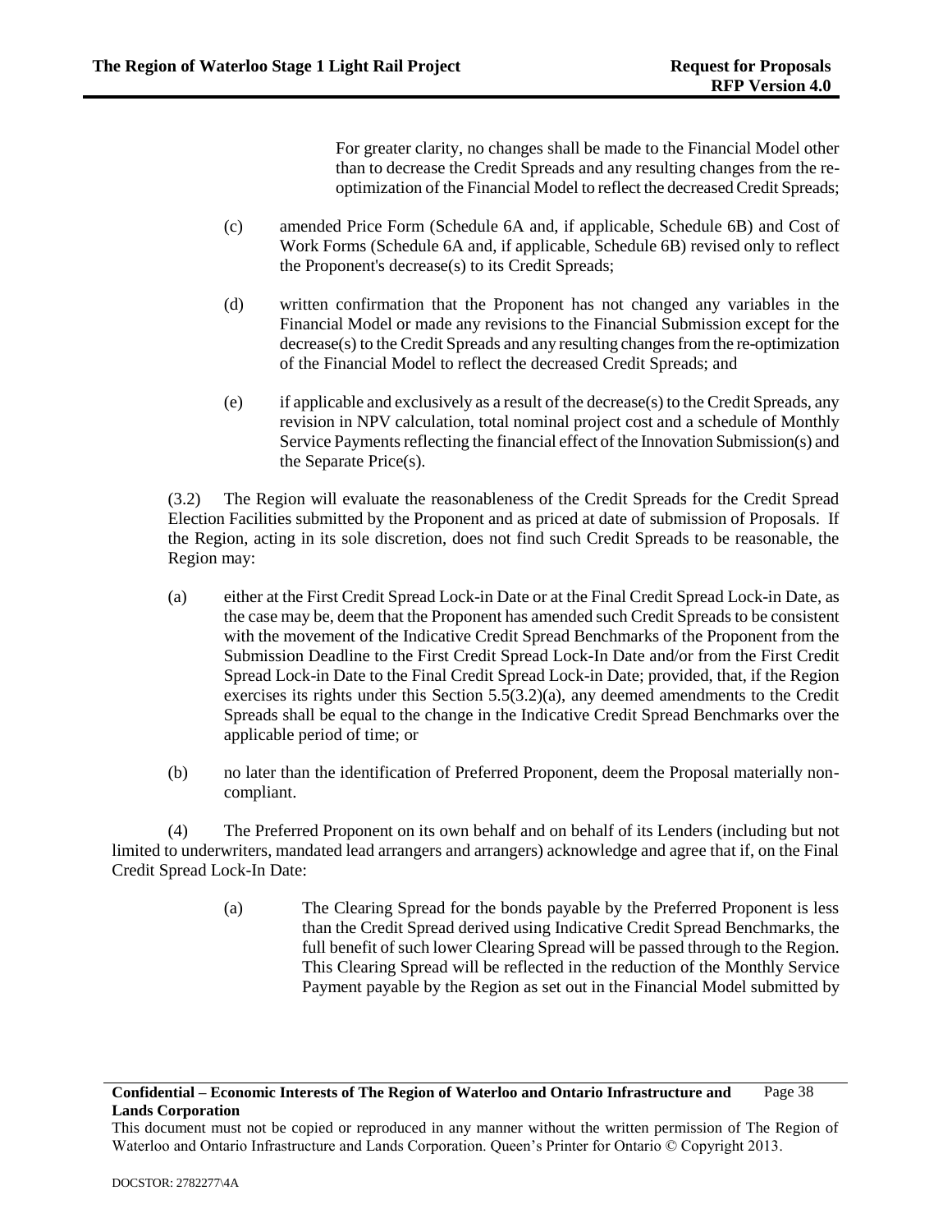For greater clarity, no changes shall be made to the Financial Model other than to decrease the Credit Spreads and any resulting changes from the re-optimization of the Financial Model to reflect the decreased Credit Spreads;

(c) amended Price Form (Schedule 6A and, if applicable, Schedule 6B) and Cost of Work Forms (Schedule 6A and, if applicable, Schedule 6B) revised only to reflect the Proponent's decrease(s) to its Credit Spreads;

(d) written confirmation that the Proponent has not changed any variables in the Financial Model or made any revisions to the Financial Submission except for the decrease(s) to the Credit Spreads and any resulting changes from the re-optimization of the Financial Model to reflect the decreased Credit Spreads; and

(e) if applicable and exclusively as a result of the decrease(s) to the Credit Spreads, any revision in NPV calculation, total nominal project cost and a schedule of Monthly Service Payments reflecting the financial effect of the Innovation Submission(s) and the Separate Price(s).

(3.2) The Region will evaluate the reasonableness of the Credit Spreads for the Credit Spread Election Facilities submitted by the Proponent and as priced at date of submission of Proposals. If the Region, acting in its sole discretion, does not find such Credit Spreads to be reasonable, the Region may:

(a) either at the First Credit Spread Lock-in Date or at the Final Credit Spread Lock-in Date, as the case may be, deem that the Proponent has amended such Credit Spreads to be consistent with the movement of the Indicative Credit Spread Benchmarks of the Proponent from the Submission Deadline to the First Credit Spread Lock-In Date and/or from the First Credit Spread Lock-in Date to the Final Credit Spread Lock-in Date; provided, that, if the Region exercises its rights under this Section 5.5(3.2)(a), any deemed amendments to the Credit Spreads shall be equal to the change in the Indicative Credit Spread Benchmarks over the applicable period of time; or

(b) no later than the identification of Preferred Proponent, deem the Proposal materially non-compliant.

(4) The Preferred Proponent on its own behalf and on behalf of its Lenders (including but not limited to underwriters, mandated lead arrangers and arrangers) acknowledge and agree that if, on the Final Credit Spread Lock-In Date:

(a) The Clearing Spread for the bonds payable by the Preferred Proponent is less than the Credit Spread derived using Indicative Credit Spread Benchmarks, the full benefit of such lower Clearing Spread will be passed through to the Region. This Clearing Spread will be reflected in the reduction of the Monthly Service Payment payable by the Region as set out in the Financial Model submitted by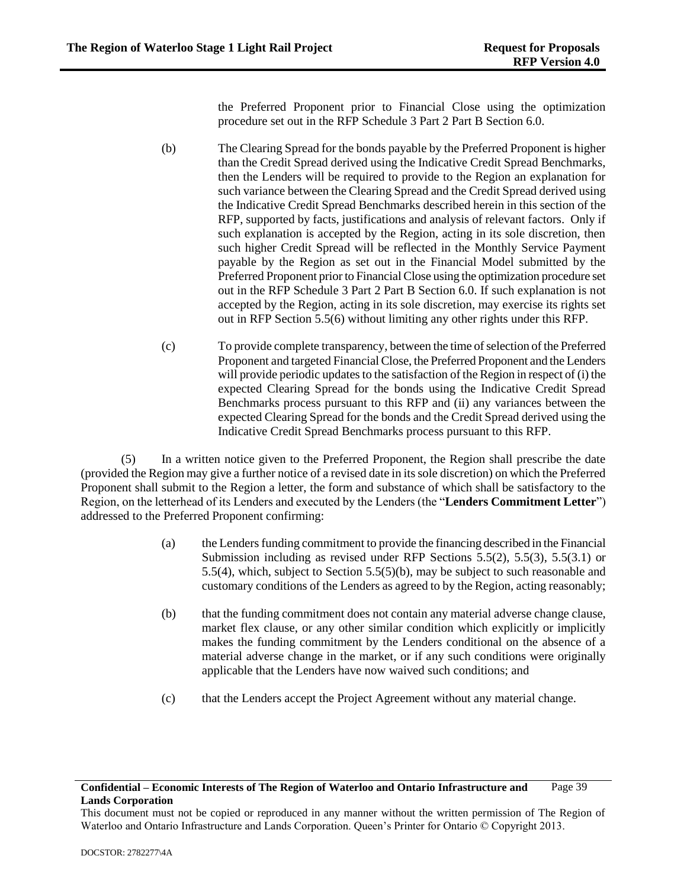the Preferred Proponent prior to Financial Close using the optimization procedure set out in the RFP Schedule 3 Part 2 Part B Section 6.0.

(b) The Clearing Spread for the bonds payable by the Preferred Proponent is higher than the Credit Spread derived using the Indicative Credit Spread Benchmarks, then the Lenders will be required to provide to the Region an explanation for such variance between the Clearing Spread and the Credit Spread derived using the Indicative Credit Spread Benchmarks described herein in this section of the RFP, supported by facts, justifications and analysis of relevant factors. Only if such explanation is accepted by the Region, acting in its sole discretion, then such higher Credit Spread will be reflected in the Monthly Service Payment payable by the Region as set out in the Financial Model submitted by the Preferred Proponent prior to Financial Close using the optimization procedure set out in the RFP Schedule 3 Part 2 Part B Section 6.0. If such explanation is not accepted by the Region, acting in its sole discretion, may exercise its rights set out in RFP Section 5.5(6) without limiting any other rights under this RFP.

(c) To provide complete transparency, between the time of selection of the Preferred Proponent and targeted Financial Close, the Preferred Proponent and the Lenders will provide periodic updates to the satisfaction of the Region in respect of (i) the expected Clearing Spread for the bonds using the Indicative Credit Spread Benchmarks process pursuant to this RFP and (ii) any variances between the expected Clearing Spread for the bonds and the Credit Spread derived using the Indicative Credit Spread Benchmarks process pursuant to this RFP.

(5) In a written notice given to the Preferred Proponent, the Region shall prescribe the date (provided the Region may give a further notice of a revised date in its sole discretion) on which the Preferred Proponent shall submit to the Region a letter, the form and substance of which shall be satisfactory to the Region, on the letterhead of its Lenders and executed by the Lenders (the "**Lenders Commitment Letter**") addressed to the Preferred Proponent confirming:

(a) the Lenders funding commitment to provide the financing described in the Financial Submission including as revised under RFP Sections 5.5(2), 5.5(3), 5.5(3.1) or 5.5(4), which, subject to Section 5.5(5)(b), may be subject to such reasonable and customary conditions of the Lenders as agreed to by the Region, acting reasonably;

(b) that the funding commitment does not contain any material adverse change clause, market flex clause, or any other similar condition which explicitly or implicitly makes the funding commitment by the Lenders conditional on the absence of a material adverse change in the market, or if any such conditions were originally applicable that the Lenders have now waived such conditions; and

(c) that the Lenders accept the Project Agreement without any material change.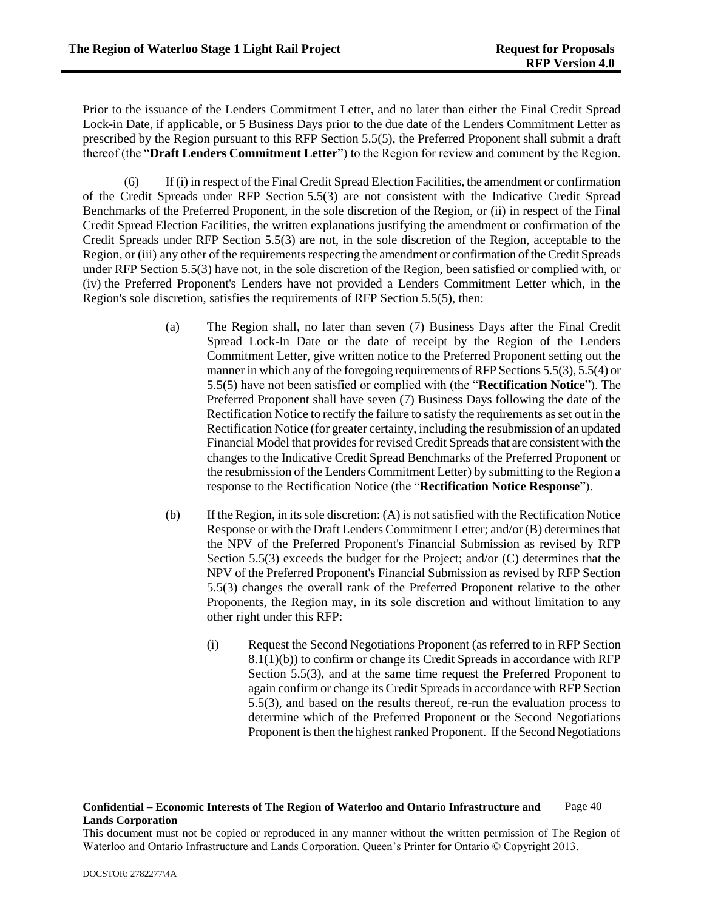Prior to the issuance of the Lenders Commitment Letter, and no later than either the Final Credit Spread Lock-in Date, if applicable, or 5 Business Days prior to the due date of the Lenders Commitment Letter as prescribed by the Region pursuant to this RFP Section 5.5(5), the Preferred Proponent shall submit a draft thereof (the "**Draft Lenders Commitment Letter**") to the Region for review and comment by the Region.

(6) If (i) in respect of the Final Credit Spread Election Facilities, the amendment or confirmation of the Credit Spreads under RFP Section 5.5(3) are not consistent with the Indicative Credit Spread Benchmarks of the Preferred Proponent, in the sole discretion of the Region, or (ii) in respect of the Final Credit Spread Election Facilities, the written explanations justifying the amendment or confirmation of the Credit Spreads under RFP Section 5.5(3) are not, in the sole discretion of the Region, acceptable to the Region, or (iii) any other of the requirements respecting the amendment or confirmation of the Credit Spreads under RFP Section 5.5(3) have not, in the sole discretion of the Region, been satisfied or complied with, or (iv) the Preferred Proponent's Lenders have not provided a Lenders Commitment Letter which, in the Region's sole discretion, satisfies the requirements of RFP Section 5.5(5), then:

(a) The Region shall, no later than seven (7) Business Days after the Final Credit Spread Lock-In Date or the date of receipt by the Region of the Lenders Commitment Letter, give written notice to the Preferred Proponent setting out the manner in which any of the foregoing requirements of RFP Sections 5.5(3), 5.5(4) or 5.5(5) have not been satisfied or complied with (the "**Rectification Notice**"). The Preferred Proponent shall have seven (7) Business Days following the date of the Rectification Notice to rectify the failure to satisfy the requirements as set out in the Rectification Notice (for greater certainty, including the resubmission of an updated Financial Model that provides for revised Credit Spreads that are consistent with the changes to the Indicative Credit Spread Benchmarks of the Preferred Proponent or the resubmission of the Lenders Commitment Letter) by submitting to the Region a response to the Rectification Notice (the "**Rectification Notice Response**").

(b) If the Region, in its sole discretion: (A) is not satisfied with the Rectification Notice Response or with the Draft Lenders Commitment Letter; and/or (B) determines that the NPV of the Preferred Proponent's Financial Submission as revised by RFP Section 5.5(3) exceeds the budget for the Project; and/or (C) determines that the NPV of the Preferred Proponent's Financial Submission as revised by RFP Section 5.5(3) changes the overall rank of the Preferred Proponent relative to the other Proponents, the Region may, in its sole discretion and without limitation to any other right under this RFP:

(i) Request the Second Negotiations Proponent (as referred to in RFP Section 8.1(1)(b)) to confirm or change its Credit Spreads in accordance with RFP Section 5.5(3), and at the same time request the Preferred Proponent to again confirm or change its Credit Spreads in accordance with RFP Section 5.5(3), and based on the results thereof, re-run the evaluation process to determine which of the Preferred Proponent or the Second Negotiations Proponent is then the highest ranked Proponent. If the Second Negotiations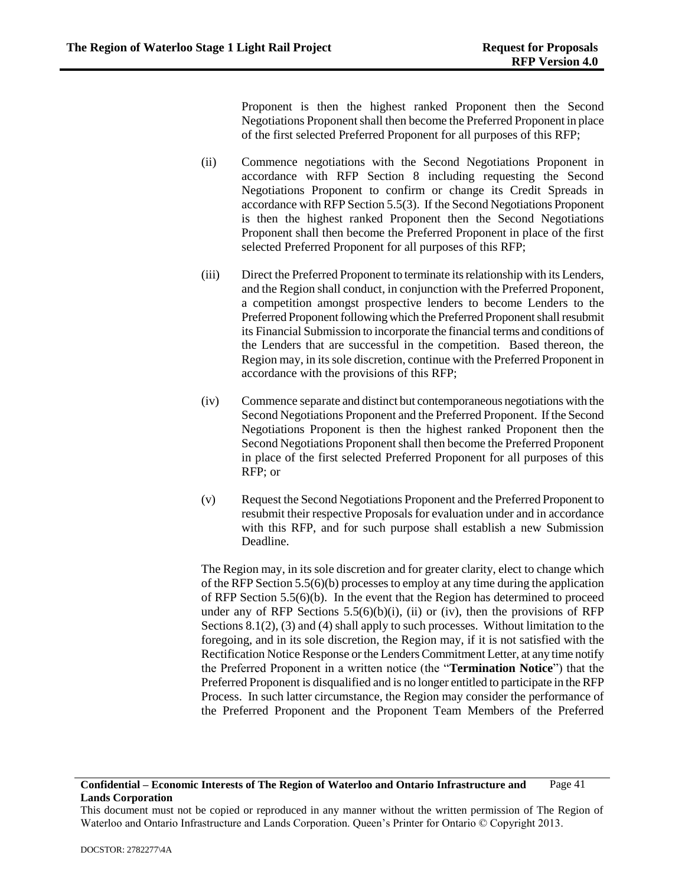Proponent is then the highest ranked Proponent then the Second Negotiations Proponent shall then become the Preferred Proponent in place of the first selected Preferred Proponent for all purposes of this RFP;

(ii) Commence negotiations with the Second Negotiations Proponent in accordance with RFP Section 8 including requesting the Second Negotiations Proponent to confirm or change its Credit Spreads in accordance with RFP Section 5.5(3). If the Second Negotiations Proponent is then the highest ranked Proponent then the Second Negotiations Proponent shall then become the Preferred Proponent in place of the first selected Preferred Proponent for all purposes of this RFP;

(iii) Direct the Preferred Proponent to terminate its relationship with its Lenders, and the Region shall conduct, in conjunction with the Preferred Proponent, a competition amongst prospective lenders to become Lenders to the Preferred Proponent following which the Preferred Proponent shall resubmit its Financial Submission to incorporate the financial terms and conditions of the Lenders that are successful in the competition. Based thereon, the Region may, in its sole discretion, continue with the Preferred Proponent in accordance with the provisions of this RFP;

(iv) Commence separate and distinct but contemporaneous negotiations with the Second Negotiations Proponent and the Preferred Proponent. If the Second Negotiations Proponent is then the highest ranked Proponent then the Second Negotiations Proponent shall then become the Preferred Proponent in place of the first selected Preferred Proponent for all purposes of this RFP; or

(v) Request the Second Negotiations Proponent and the Preferred Proponent to resubmit their respective Proposals for evaluation under and in accordance with this RFP, and for such purpose shall establish a new Submission Deadline.

The Region may, in its sole discretion and for greater clarity, elect to change which of the RFP Section 5.5(6)(b) processes to employ at any time during the application of RFP Section 5.5(6)(b). In the event that the Region has determined to proceed under any of RFP Sections 5.5(6)(b)(i), (ii) or (iv), then the provisions of RFP Sections 8.1(2), (3) and (4) shall apply to such processes. Without limitation to the foregoing, and in its sole discretion, the Region may, if it is not satisfied with the Rectification Notice Response or the Lenders Commitment Letter, at any time notify the Preferred Proponent in a written notice (the "**Termination Notice**") that the Preferred Proponent is disqualified and is no longer entitled to participate in the RFP Process. In such latter circumstance, the Region may consider the performance of the Preferred Proponent and the Proponent Team Members of the Preferred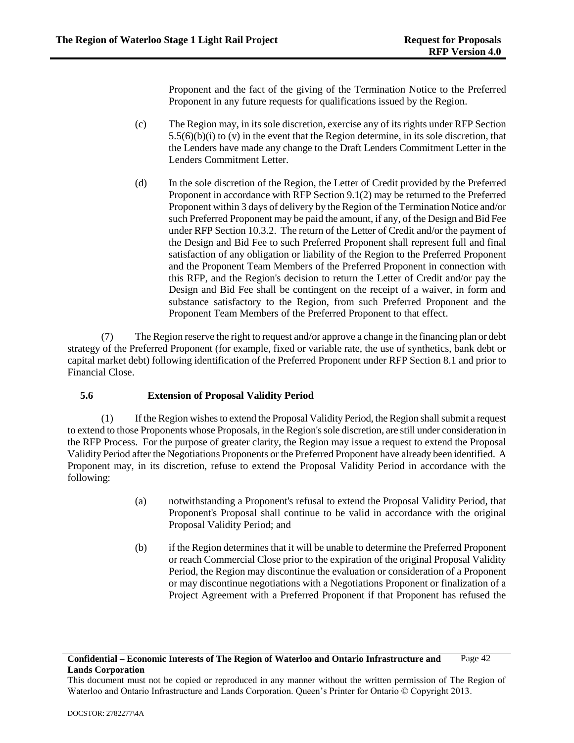Proponent and the fact of the giving of the Termination Notice to the Preferred Proponent in any future requests for qualifications issued by the Region.

(c) The Region may, in its sole discretion, exercise any of its rights under RFP Section 5.5(6)(b)(i) to (v) in the event that the Region determine, in its sole discretion, that the Lenders have made any change to the Draft Lenders Commitment Letter in the Lenders Commitment Letter.

(d) In the sole discretion of the Region, the Letter of Credit provided by the Preferred Proponent in accordance with RFP Section 9.1(2) may be returned to the Preferred Proponent within 3 days of delivery by the Region of the Termination Notice and/or such Preferred Proponent may be paid the amount, if any, of the Design and Bid Fee under RFP Section 10.3.2. The return of the Letter of Credit and/or the payment of the Design and Bid Fee to such Preferred Proponent shall represent full and final satisfaction of any obligation or liability of the Region to the Preferred Proponent and the Proponent Team Members of the Preferred Proponent in connection with this RFP, and the Region's decision to return the Letter of Credit and/or pay the Design and Bid Fee shall be contingent on the receipt of a waiver, in form and substance satisfactory to the Region, from such Preferred Proponent and the Proponent Team Members of the Preferred Proponent to that effect.

(7) The Region reserve the right to request and/or approve a change in the financing plan or debt strategy of the Preferred Proponent (for example, fixed or variable rate, the use of synthetics, bank debt or capital market debt) following identification of the Preferred Proponent under RFP Section 8.1 and prior to Financial Close.

### 5.6 Extension of Proposal Validity Period

(1) If the Region wishes to extend the Proposal Validity Period, the Region shall submit a request to extend to those Proponents whose Proposals, in the Region's sole discretion, are still under consideration in the RFP Process. For the purpose of greater clarity, the Region may issue a request to extend the Proposal Validity Period after the Negotiations Proponents or the Preferred Proponent have already been identified. A Proponent may, in its discretion, refuse to extend the Proposal Validity Period in accordance with the following:

(a) notwithstanding a Proponent's refusal to extend the Proposal Validity Period, that Proponent's Proposal shall continue to be valid in accordance with the original Proposal Validity Period; and

(b) if the Region determines that it will be unable to determine the Preferred Proponent or reach Commercial Close prior to the expiration of the original Proposal Validity Period, the Region may discontinue the evaluation or consideration of a Proponent or may discontinue negotiations with a Negotiations Proponent or finalization of a Project Agreement with a Preferred Proponent if that Proponent has refused the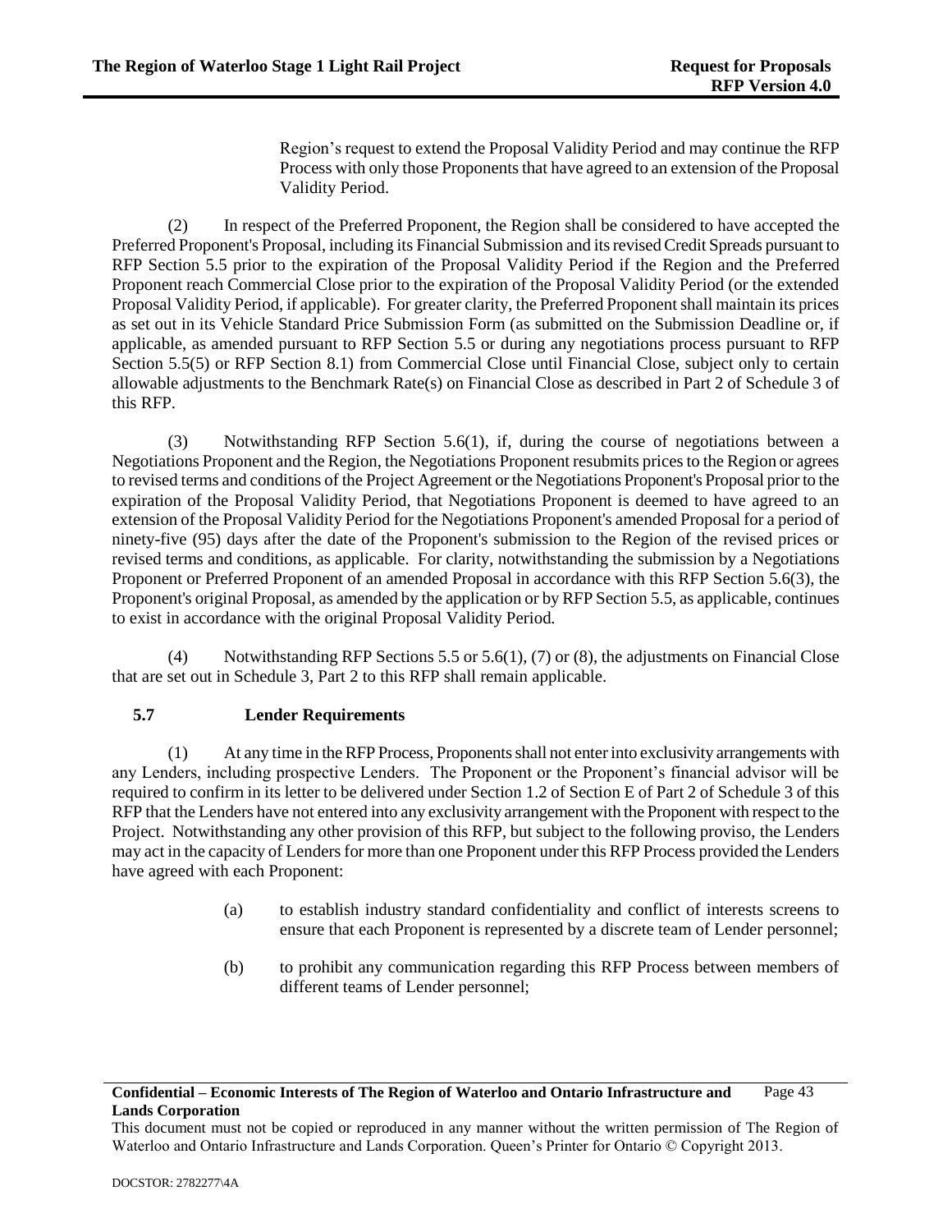Region's request to extend the Proposal Validity Period and may continue the RFP Process with only those Proponents that have agreed to an extension of the Proposal Validity Period.

(2) In respect of the Preferred Proponent, the Region shall be considered to have accepted the Preferred Proponent's Proposal, including its Financial Submission and its revised Credit Spreads pursuant to RFP Section 5.5 prior to the expiration of the Proposal Validity Period if the Region and the Preferred Proponent reach Commercial Close prior to the expiration of the Proposal Validity Period (or the extended Proposal Validity Period, if applicable). For greater clarity, the Preferred Proponent shall maintain its prices as set out in its Vehicle Standard Price Submission Form (as submitted on the Submission Deadline or, if applicable, as amended pursuant to RFP Section 5.5 or during any negotiations process pursuant to RFP Section 5.5(5) or RFP Section 8.1) from Commercial Close until Financial Close, subject only to certain allowable adjustments to the Benchmark Rate(s) on Financial Close as described in Part 2 of Schedule 3 of this RFP.

(3) Notwithstanding RFP Section 5.6(1), if, during the course of negotiations between a Negotiations Proponent and the Region, the Negotiations Proponent resubmits prices to the Region or agrees to revised terms and conditions of the Project Agreement or the Negotiations Proponent's Proposal prior to the expiration of the Proposal Validity Period, that Negotiations Proponent is deemed to have agreed to an extension of the Proposal Validity Period for the Negotiations Proponent's amended Proposal for a period of ninety-five (95) days after the date of the Proponent's submission to the Region of the revised prices or revised terms and conditions, as applicable. For clarity, notwithstanding the submission by a Negotiations Proponent or Preferred Proponent of an amended Proposal in accordance with this RFP Section 5.6(3), the Proponent's original Proposal, as amended by the application or by RFP Section 5.5, as applicable, continues to exist in accordance with the original Proposal Validity Period.

(4) Notwithstanding RFP Sections 5.5 or 5.6(1), (7) or (8), the adjustments on Financial Close that are set out in Schedule 3, Part 2 to this RFP shall remain applicable.

### 5.7 Lender Requirements

(1) At any time in the RFP Process, Proponents shall not enter into exclusivity arrangements with any Lenders, including prospective Lenders. The Proponent or the Proponent's financial advisor will be required to confirm in its letter to be delivered under Section 1.2 of Section E of Part 2 of Schedule 3 of this RFP that the Lenders have not entered into any exclusivity arrangement with the Proponent with respect to the Project. Notwithstanding any other provision of this RFP, but subject to the following proviso, the Lenders may act in the capacity of Lenders for more than one Proponent under this RFP Process provided the Lenders have agreed with each Proponent:

(a) to establish industry standard confidentiality and conflict of interests screens to ensure that each Proponent is represented by a discrete team of Lender personnel;

(b) to prohibit any communication regarding this RFP Process between members of different teams of Lender personnel;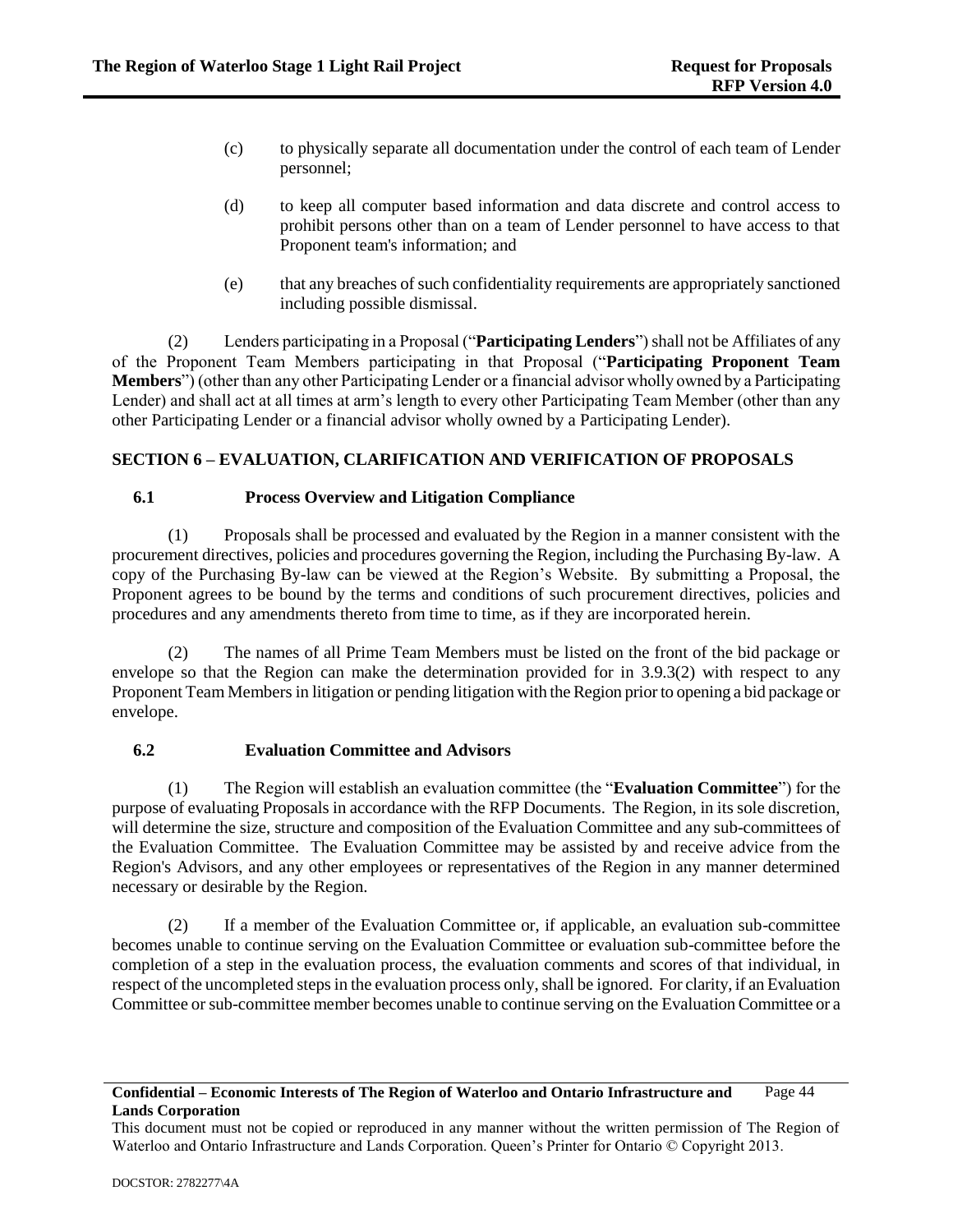(c) to physically separate all documentation under the control of each team of Lender personnel;

(d) to keep all computer based information and data discrete and control access to prohibit persons other than on a team of Lender personnel to have access to that Proponent team's information; and

(e) that any breaches of such confidentiality requirements are appropriately sanctioned including possible dismissal.

(2) Lenders participating in a Proposal ("**Participating Lenders**") shall not be Affiliates of any of the Proponent Team Members participating in that Proposal ("**Participating Proponent Team Members**") (other than any other Participating Lender or a financial advisor wholly owned by a Participating Lender) and shall act at all times at arm's length to every other Participating Team Member (other than any other Participating Lender or a financial advisor wholly owned by a Participating Lender).

## SECTION 6 – EVALUATION, CLARIFICATION AND VERIFICATION OF PROPOSALS

### 6.1 Process Overview and Litigation Compliance

(1) Proposals shall be processed and evaluated by the Region in a manner consistent with the procurement directives, policies and procedures governing the Region, including the Purchasing By-law. A copy of the Purchasing By-law can be viewed at the Region's Website. By submitting a Proposal, the Proponent agrees to be bound by the terms and conditions of such procurement directives, policies and procedures and any amendments thereto from time to time, as if they are incorporated herein.

(2) The names of all Prime Team Members must be listed on the front of the bid package or envelope so that the Region can make the determination provided for in 3.9.3(2) with respect to any Proponent Team Members in litigation or pending litigation with the Region prior to opening a bid package or envelope.

### 6.2 Evaluation Committee and Advisors

(1) The Region will establish an evaluation committee (the "**Evaluation Committee**") for the purpose of evaluating Proposals in accordance with the RFP Documents. The Region, in its sole discretion, will determine the size, structure and composition of the Evaluation Committee and any sub-committees of the Evaluation Committee. The Evaluation Committee may be assisted by and receive advice from the Region's Advisors, and any other employees or representatives of the Region in any manner determined necessary or desirable by the Region.

(2) If a member of the Evaluation Committee or, if applicable, an evaluation sub-committee becomes unable to continue serving on the Evaluation Committee or evaluation sub-committee before the completion of a step in the evaluation process, the evaluation comments and scores of that individual, in respect of the uncompleted steps in the evaluation process only, shall be ignored. For clarity, if an Evaluation Committee or sub-committee member becomes unable to continue serving on the Evaluation Committee or a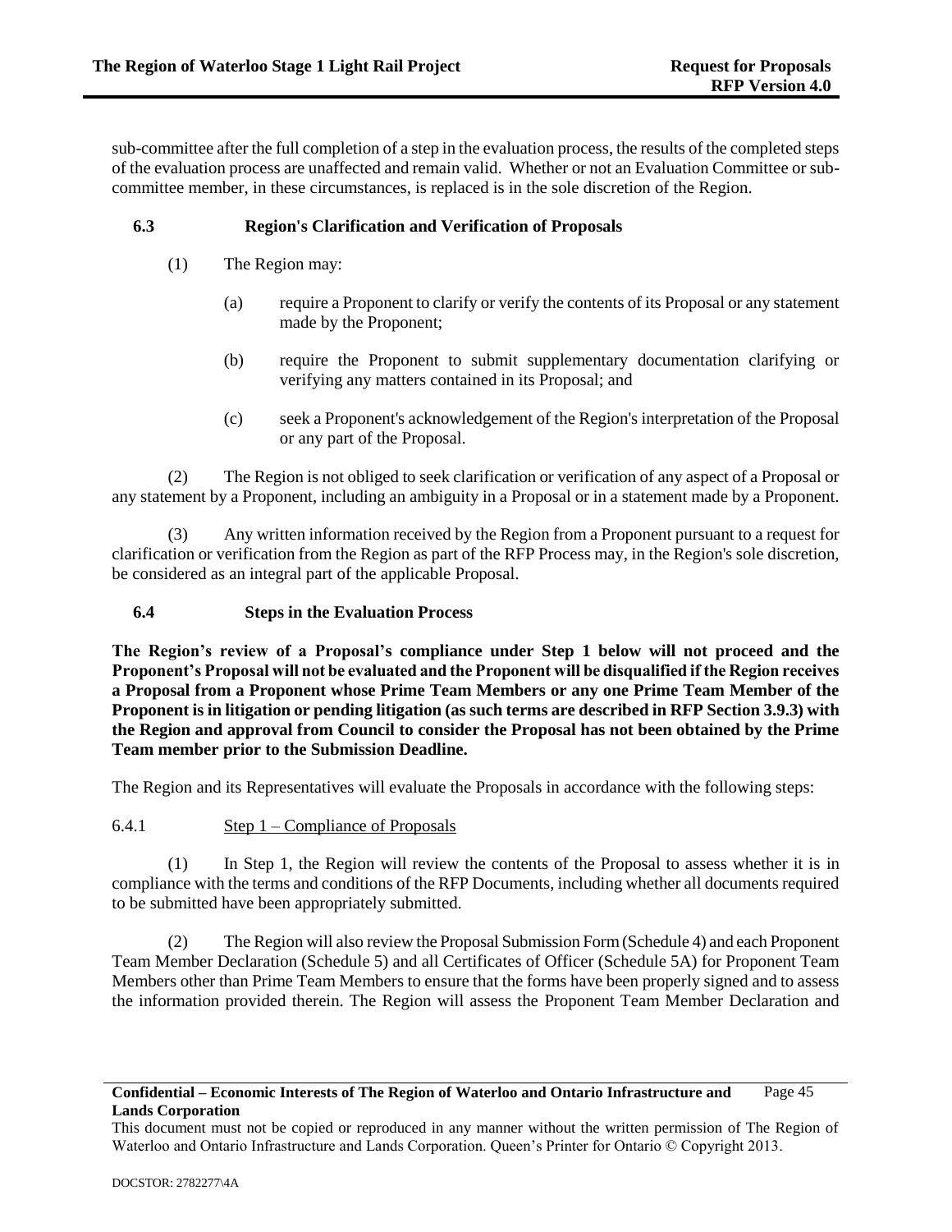sub-committee after the full completion of a step in the evaluation process, the results of the completed steps of the evaluation process are unaffected and remain valid. Whether or not an Evaluation Committee or sub-committee member, in these circumstances, is replaced is in the sole discretion of the Region.

### 6.3 Region's Clarification and Verification of Proposals

(1) The Region may:

(a) require a Proponent to clarify or verify the contents of its Proposal or any statement made by the Proponent;

(b) require the Proponent to submit supplementary documentation clarifying or verifying any matters contained in its Proposal; and

(c) seek a Proponent's acknowledgement of the Region's interpretation of the Proposal or any part of the Proposal.

(2) The Region is not obliged to seek clarification or verification of any aspect of a Proposal or any statement by a Proponent, including an ambiguity in a Proposal or in a statement made by a Proponent.

(3) Any written information received by the Region from a Proponent pursuant to a request for clarification or verification from the Region as part of the RFP Process may, in the Region's sole discretion, be considered as an integral part of the applicable Proposal.

### 6.4 Steps in the Evaluation Process

**The Region's review of a Proposal's compliance under Step 1 below will not proceed and the Proponent's Proposal will not be evaluated and the Proponent will be disqualified if the Region receives a Proposal from a Proponent whose Prime Team Members or any one Prime Team Member of the Proponent is in litigation or pending litigation (as such terms are described in RFP Section 3.9.3) with the Region and approval from Council to consider the Proposal has not been obtained by the Prime Team member prior to the Submission Deadline.**

The Region and its Representatives will evaluate the Proposals in accordance with the following steps:

6.4.1 Step 1 – Compliance of Proposals

(1) In Step 1, the Region will review the contents of the Proposal to assess whether it is in compliance with the terms and conditions of the RFP Documents, including whether all documents required to be submitted have been appropriately submitted.

(2) The Region will also review the Proposal Submission Form (Schedule 4) and each Proponent Team Member Declaration (Schedule 5) and all Certificates of Officer (Schedule 5A) for Proponent Team Members other than Prime Team Members to ensure that the forms have been properly signed and to assess the information provided therein. The Region will assess the Proponent Team Member Declaration and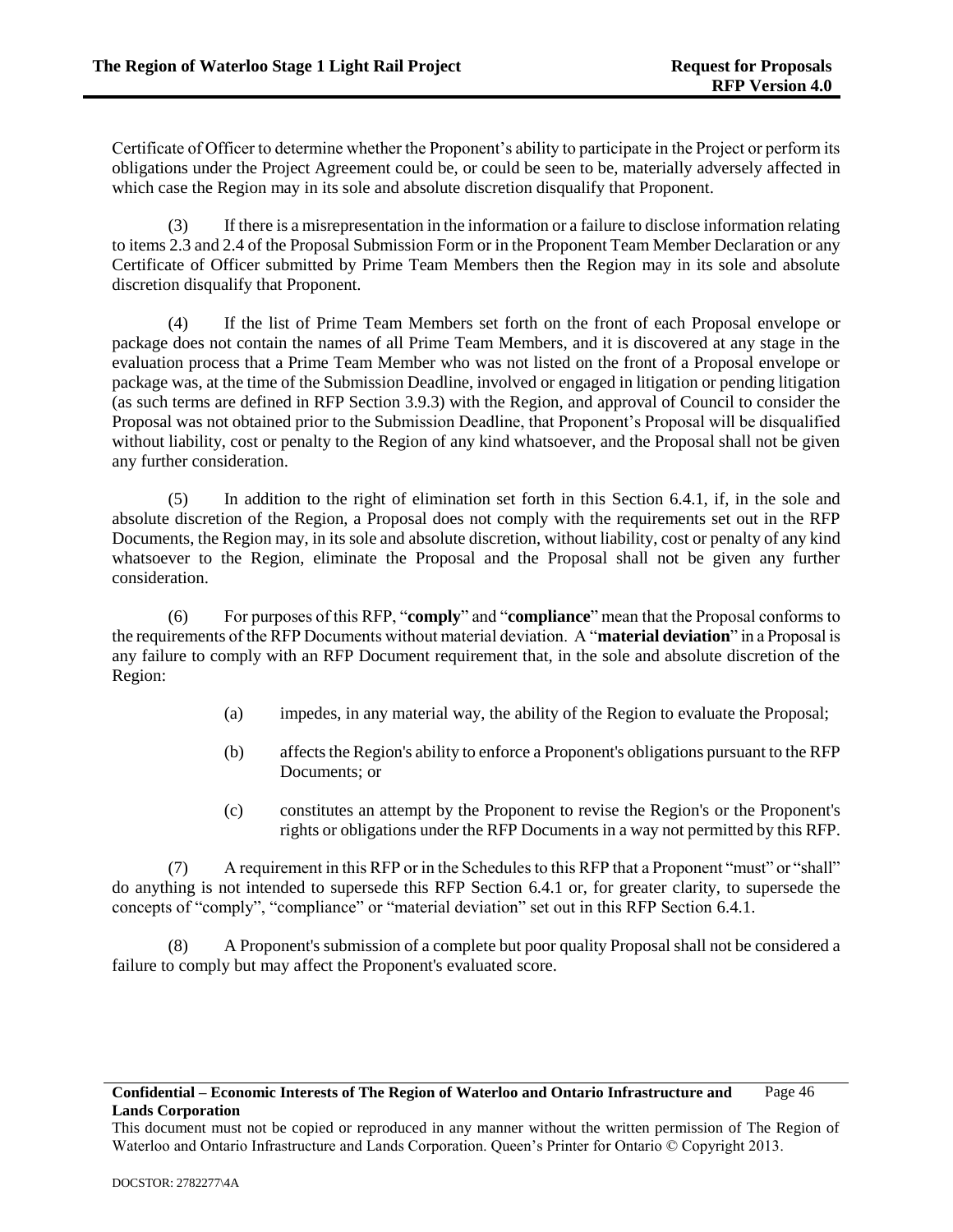Certificate of Officer to determine whether the Proponent's ability to participate in the Project or perform its obligations under the Project Agreement could be, or could be seen to be, materially adversely affected in which case the Region may in its sole and absolute discretion disqualify that Proponent.

(3) If there is a misrepresentation in the information or a failure to disclose information relating to items 2.3 and 2.4 of the Proposal Submission Form or in the Proponent Team Member Declaration or any Certificate of Officer submitted by Prime Team Members then the Region may in its sole and absolute discretion disqualify that Proponent.

(4) If the list of Prime Team Members set forth on the front of each Proposal envelope or package does not contain the names of all Prime Team Members, and it is discovered at any stage in the evaluation process that a Prime Team Member who was not listed on the front of a Proposal envelope or package was, at the time of the Submission Deadline, involved or engaged in litigation or pending litigation (as such terms are defined in RFP Section 3.9.3) with the Region, and approval of Council to consider the Proposal was not obtained prior to the Submission Deadline, that Proponent's Proposal will be disqualified without liability, cost or penalty to the Region of any kind whatsoever, and the Proposal shall not be given any further consideration.

(5) In addition to the right of elimination set forth in this Section 6.4.1, if, in the sole and absolute discretion of the Region, a Proposal does not comply with the requirements set out in the RFP Documents, the Region may, in its sole and absolute discretion, without liability, cost or penalty of any kind whatsoever to the Region, eliminate the Proposal and the Proposal shall not be given any further consideration.

(6) For purposes of this RFP, "**comply**" and "**compliance**" mean that the Proposal conforms to the requirements of the RFP Documents without material deviation. A "**material deviation**" in a Proposal is any failure to comply with an RFP Document requirement that, in the sole and absolute discretion of the Region:

(a) impedes, in any material way, the ability of the Region to evaluate the Proposal;

(b) affects the Region's ability to enforce a Proponent's obligations pursuant to the RFP Documents; or

(c) constitutes an attempt by the Proponent to revise the Region's or the Proponent's rights or obligations under the RFP Documents in a way not permitted by this RFP.

(7) A requirement in this RFP or in the Schedules to this RFP that a Proponent "must" or "shall" do anything is not intended to supersede this RFP Section 6.4.1 or, for greater clarity, to supersede the concepts of "comply", "compliance" or "material deviation" set out in this RFP Section 6.4.1.

(8) A Proponent's submission of a complete but poor quality Proposal shall not be considered a failure to comply but may affect the Proponent's evaluated score.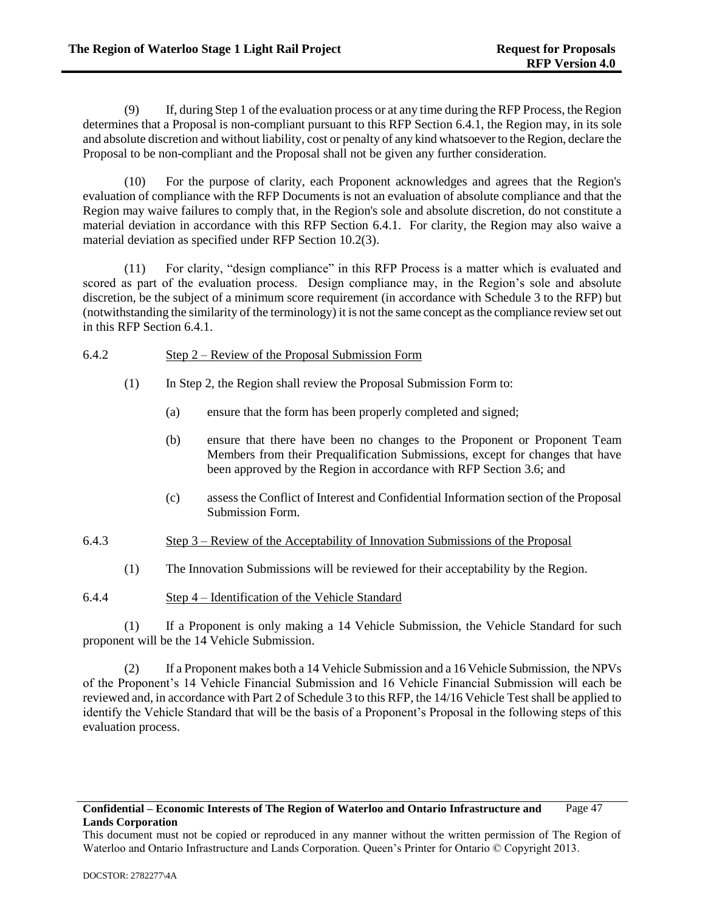(9) If, during Step 1 of the evaluation process or at any time during the RFP Process, the Region determines that a Proposal is non-compliant pursuant to this RFP Section 6.4.1, the Region may, in its sole and absolute discretion and without liability, cost or penalty of any kind whatsoever to the Region, declare the Proposal to be non-compliant and the Proposal shall not be given any further consideration.

(10) For the purpose of clarity, each Proponent acknowledges and agrees that the Region's evaluation of compliance with the RFP Documents is not an evaluation of absolute compliance and that the Region may waive failures to comply that, in the Region's sole and absolute discretion, do not constitute a material deviation in accordance with this RFP Section 6.4.1. For clarity, the Region may also waive a material deviation as specified under RFP Section 10.2(3).

(11) For clarity, "design compliance" in this RFP Process is a matter which is evaluated and scored as part of the evaluation process. Design compliance may, in the Region's sole and absolute discretion, be the subject of a minimum score requirement (in accordance with Schedule 3 to the RFP) but (notwithstanding the similarity of the terminology) it is not the same concept as the compliance review set out in this RFP Section 6.4.1.

### 6.4.2 Step 2 – Review of the Proposal Submission Form

(1) In Step 2, the Region shall review the Proposal Submission Form to:

(a) ensure that the form has been properly completed and signed;

(b) ensure that there have been no changes to the Proponent or Proponent Team Members from their Prequalification Submissions, except for changes that have been approved by the Region in accordance with RFP Section 3.6; and

(c) assess the Conflict of Interest and Confidential Information section of the Proposal Submission Form.

### 6.4.3 Step 3 – Review of the Acceptability of Innovation Submissions of the Proposal

(1) The Innovation Submissions will be reviewed for their acceptability by the Region.

### 6.4.4 Step 4 – Identification of the Vehicle Standard

(1) If a Proponent is only making a 14 Vehicle Submission, the Vehicle Standard for such proponent will be the 14 Vehicle Submission.

(2) If a Proponent makes both a 14 Vehicle Submission and a 16 Vehicle Submission, the NPVs of the Proponent's 14 Vehicle Financial Submission and 16 Vehicle Financial Submission will each be reviewed and, in accordance with Part 2 of Schedule 3 to this RFP, the 14/16 Vehicle Test shall be applied to identify the Vehicle Standard that will be the basis of a Proponent's Proposal in the following steps of this evaluation process.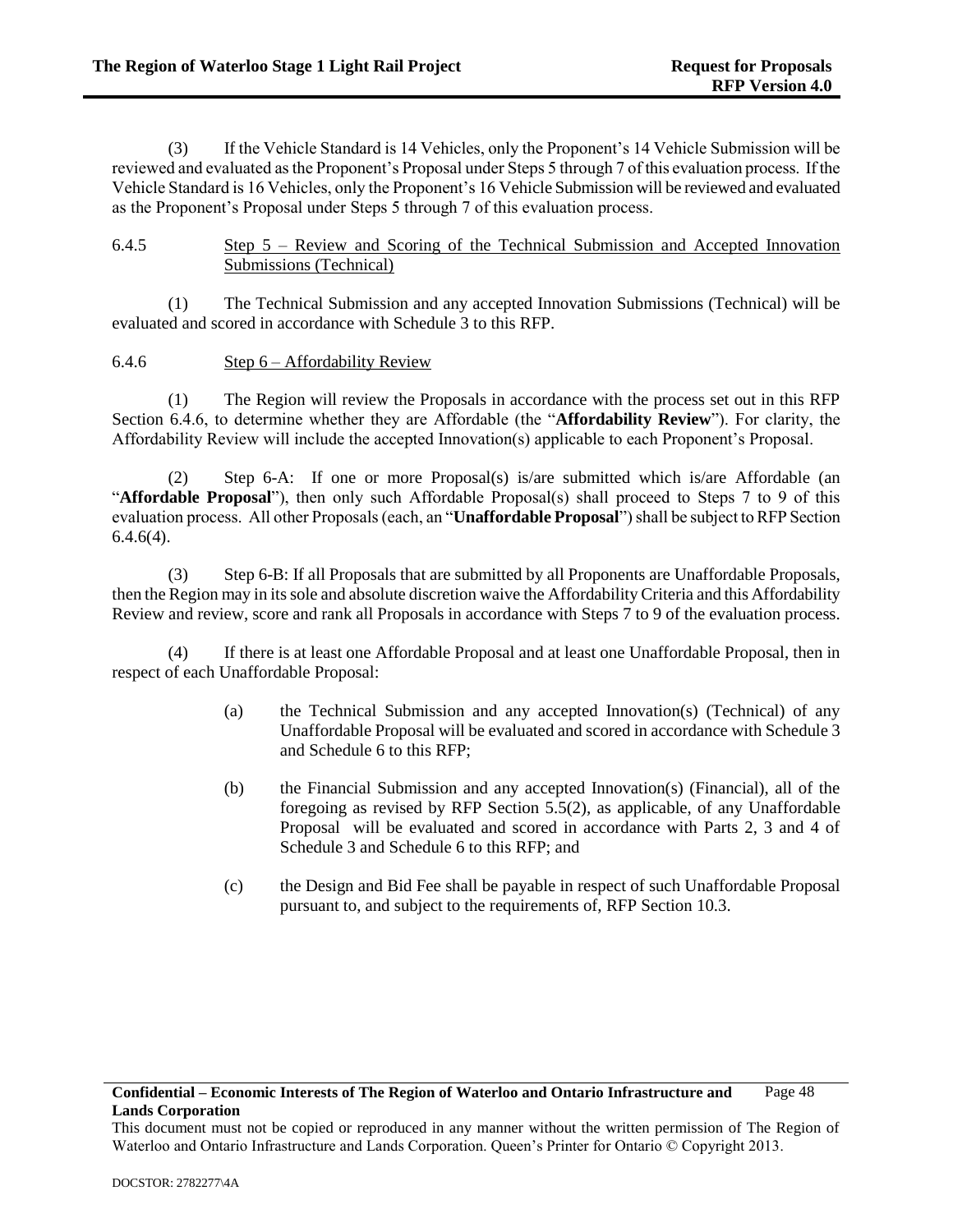(3) If the Vehicle Standard is 14 Vehicles, only the Proponent's 14 Vehicle Submission will be reviewed and evaluated as the Proponent's Proposal under Steps 5 through 7 of this evaluation process. If the Vehicle Standard is 16 Vehicles, only the Proponent's 16 Vehicle Submission will be reviewed and evaluated as the Proponent's Proposal under Steps 5 through 7 of this evaluation process.

6.4.5 Step 5 – Review and Scoring of the Technical Submission and Accepted Innovation Submissions (Technical)

(1) The Technical Submission and any accepted Innovation Submissions (Technical) will be evaluated and scored in accordance with Schedule 3 to this RFP.

6.4.6 Step 6 – Affordability Review

(1) The Region will review the Proposals in accordance with the process set out in this RFP Section 6.4.6, to determine whether they are Affordable (the "**Affordability Review**"). For clarity, the Affordability Review will include the accepted Innovation(s) applicable to each Proponent's Proposal.

(2) Step 6-A: If one or more Proposal(s) is/are submitted which is/are Affordable (an "**Affordable Proposal**"), then only such Affordable Proposal(s) shall proceed to Steps 7 to 9 of this evaluation process. All other Proposals (each, an "**Unaffordable Proposal**") shall be subject to RFP Section 6.4.6(4).

(3) Step 6-B: If all Proposals that are submitted by all Proponents are Unaffordable Proposals, then the Region may in its sole and absolute discretion waive the Affordability Criteria and this Affordability Review and review, score and rank all Proposals in accordance with Steps 7 to 9 of the evaluation process.

(4) If there is at least one Affordable Proposal and at least one Unaffordable Proposal, then in respect of each Unaffordable Proposal:

(a) the Technical Submission and any accepted Innovation(s) (Technical) of any Unaffordable Proposal will be evaluated and scored in accordance with Schedule 3 and Schedule 6 to this RFP;

(b) the Financial Submission and any accepted Innovation(s) (Financial), all of the foregoing as revised by RFP Section 5.5(2), as applicable, of any Unaffordable Proposal will be evaluated and scored in accordance with Parts 2, 3 and 4 of Schedule 3 and Schedule 6 to this RFP; and

(c) the Design and Bid Fee shall be payable in respect of such Unaffordable Proposal pursuant to, and subject to the requirements of, RFP Section 10.3.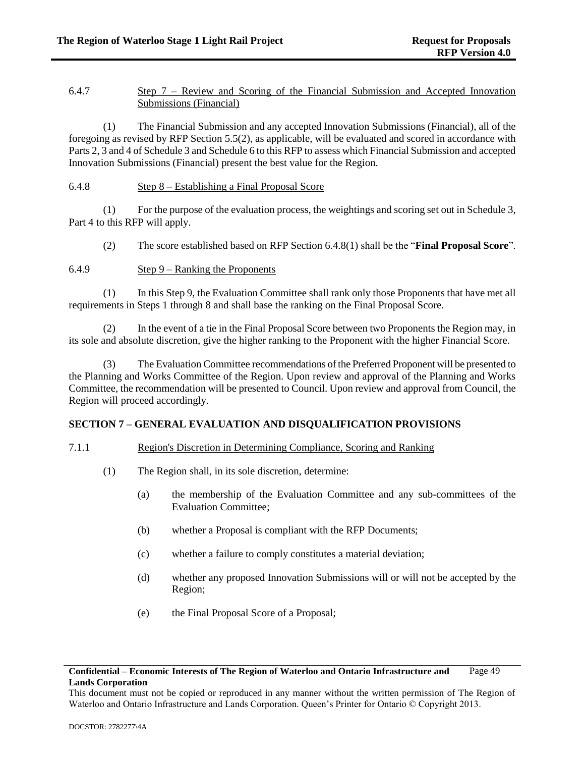6.4.7 Step 7 – Review and Scoring of the Financial Submission and Accepted Innovation Submissions (Financial)

(1) The Financial Submission and any accepted Innovation Submissions (Financial), all of the foregoing as revised by RFP Section 5.5(2), as applicable, will be evaluated and scored in accordance with Parts 2, 3 and 4 of Schedule 3 and Schedule 6 to this RFP to assess which Financial Submission and accepted Innovation Submissions (Financial) present the best value for the Region.

6.4.8 Step 8 – Establishing a Final Proposal Score

(1) For the purpose of the evaluation process, the weightings and scoring set out in Schedule 3, Part 4 to this RFP will apply.

(2) The score established based on RFP Section 6.4.8(1) shall be the "**Final Proposal Score**".

6.4.9 Step 9 – Ranking the Proponents

(1) In this Step 9, the Evaluation Committee shall rank only those Proponents that have met all requirements in Steps 1 through 8 and shall base the ranking on the Final Proposal Score.

(2) In the event of a tie in the Final Proposal Score between two Proponents the Region may, in its sole and absolute discretion, give the higher ranking to the Proponent with the higher Financial Score.

(3) The Evaluation Committee recommendations of the Preferred Proponent will be presented to the Planning and Works Committee of the Region. Upon review and approval of the Planning and Works Committee, the recommendation will be presented to Council. Upon review and approval from Council, the Region will proceed accordingly.

## SECTION 7 – GENERAL EVALUATION AND DISQUALIFICATION PROVISIONS

7.1.1 Region's Discretion in Determining Compliance, Scoring and Ranking

(1) The Region shall, in its sole discretion, determine:

(a) the membership of the Evaluation Committee and any sub-committees of the Evaluation Committee;

(b) whether a Proposal is compliant with the RFP Documents;

(c) whether a failure to comply constitutes a material deviation;

(d) whether any proposed Innovation Submissions will or will not be accepted by the Region;

(e) the Final Proposal Score of a Proposal;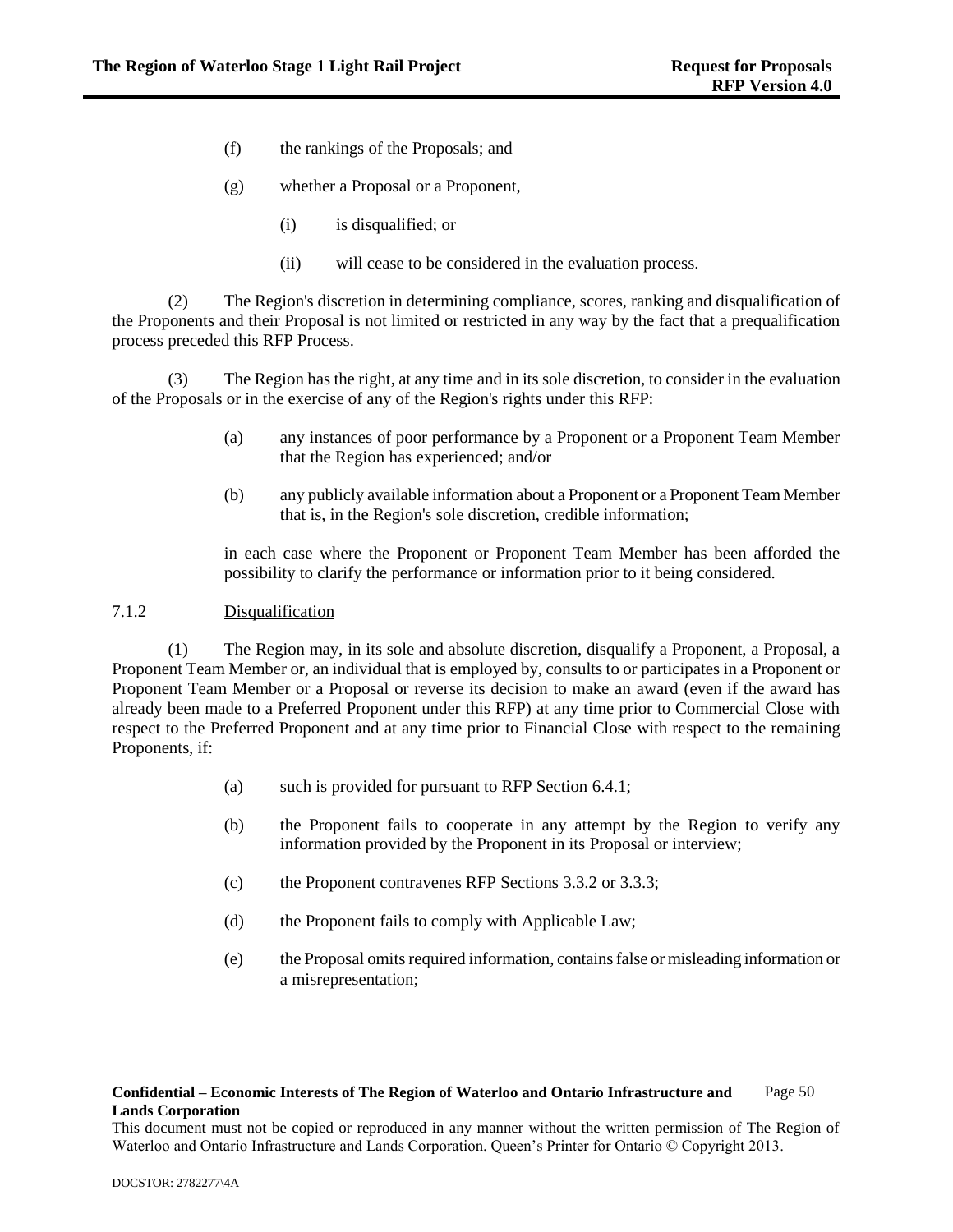(f) the rankings of the Proposals; and

(g) whether a Proposal or a Proponent,

(i) is disqualified; or

(ii) will cease to be considered in the evaluation process.

(2) The Region's discretion in determining compliance, scores, ranking and disqualification of the Proponents and their Proposal is not limited or restricted in any way by the fact that a prequalification process preceded this RFP Process.

(3) The Region has the right, at any time and in its sole discretion, to consider in the evaluation of the Proposals or in the exercise of any of the Region's rights under this RFP:

(a) any instances of poor performance by a Proponent or a Proponent Team Member that the Region has experienced; and/or

(b) any publicly available information about a Proponent or a Proponent Team Member that is, in the Region's sole discretion, credible information;

in each case where the Proponent or Proponent Team Member has been afforded the possibility to clarify the performance or information prior to it being considered.

7.1.2 Disqualification

(1) The Region may, in its sole and absolute discretion, disqualify a Proponent, a Proposal, a Proponent Team Member or, an individual that is employed by, consults to or participates in a Proponent or Proponent Team Member or a Proposal or reverse its decision to make an award (even if the award has already been made to a Preferred Proponent under this RFP) at any time prior to Commercial Close with respect to the Preferred Proponent and at any time prior to Financial Close with respect to the remaining Proponents, if:

(a) such is provided for pursuant to RFP Section 6.4.1;

(b) the Proponent fails to cooperate in any attempt by the Region to verify any information provided by the Proponent in its Proposal or interview;

(c) the Proponent contravenes RFP Sections 3.3.2 or 3.3.3;

(d) the Proponent fails to comply with Applicable Law;

(e) the Proposal omits required information, contains false or misleading information or a misrepresentation;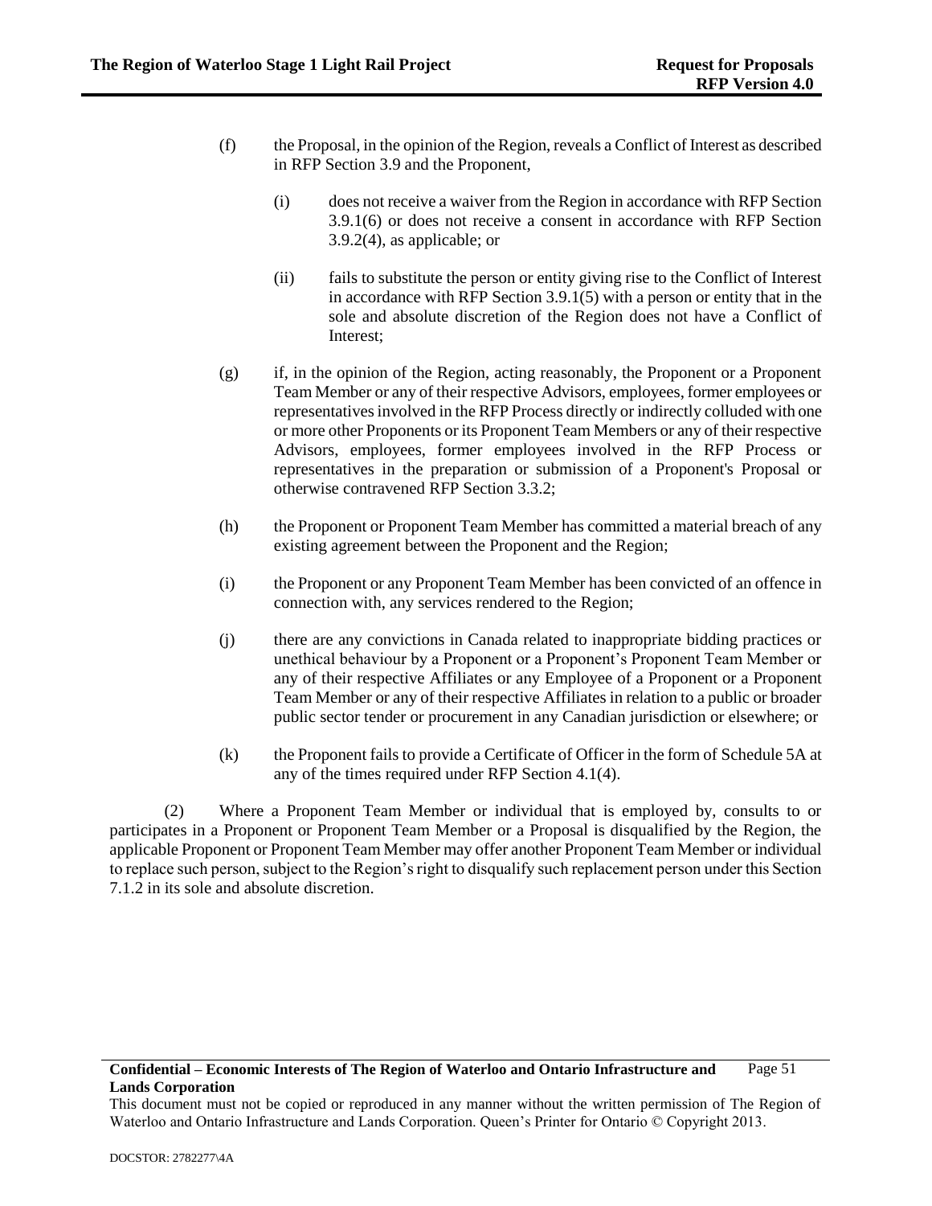(f) the Proposal, in the opinion of the Region, reveals a Conflict of Interest as described in RFP Section 3.9 and the Proponent,

   (i) does not receive a waiver from the Region in accordance with RFP Section 3.9.1(6) or does not receive a consent in accordance with RFP Section 3.9.2(4), as applicable; or

   (ii) fails to substitute the person or entity giving rise to the Conflict of Interest in accordance with RFP Section 3.9.1(5) with a person or entity that in the sole and absolute discretion of the Region does not have a Conflict of Interest;

(g) if, in the opinion of the Region, acting reasonably, the Proponent or a Proponent Team Member or any of their respective Advisors, employees, former employees or representatives involved in the RFP Process directly or indirectly colluded with one or more other Proponents or its Proponent Team Members or any of their respective Advisors, employees, former employees involved in the RFP Process or representatives in the preparation or submission of a Proponent's Proposal or otherwise contravened RFP Section 3.3.2;

(h) the Proponent or Proponent Team Member has committed a material breach of any existing agreement between the Proponent and the Region;

(i) the Proponent or any Proponent Team Member has been convicted of an offence in connection with, any services rendered to the Region;

(j) there are any convictions in Canada related to inappropriate bidding practices or unethical behaviour by a Proponent or a Proponent's Proponent Team Member or any of their respective Affiliates or any Employee of a Proponent or a Proponent Team Member or any of their respective Affiliates in relation to a public or broader public sector tender or procurement in any Canadian jurisdiction or elsewhere; or

(k) the Proponent fails to provide a Certificate of Officer in the form of Schedule 5A at any of the times required under RFP Section 4.1(4).

(2) Where a Proponent Team Member or individual that is employed by, consults to or participates in a Proponent or Proponent Team Member or a Proposal is disqualified by the Region, the applicable Proponent or Proponent Team Member may offer another Proponent Team Member or individual to replace such person, subject to the Region's right to disqualify such replacement person under this Section 7.1.2 in its sole and absolute discretion.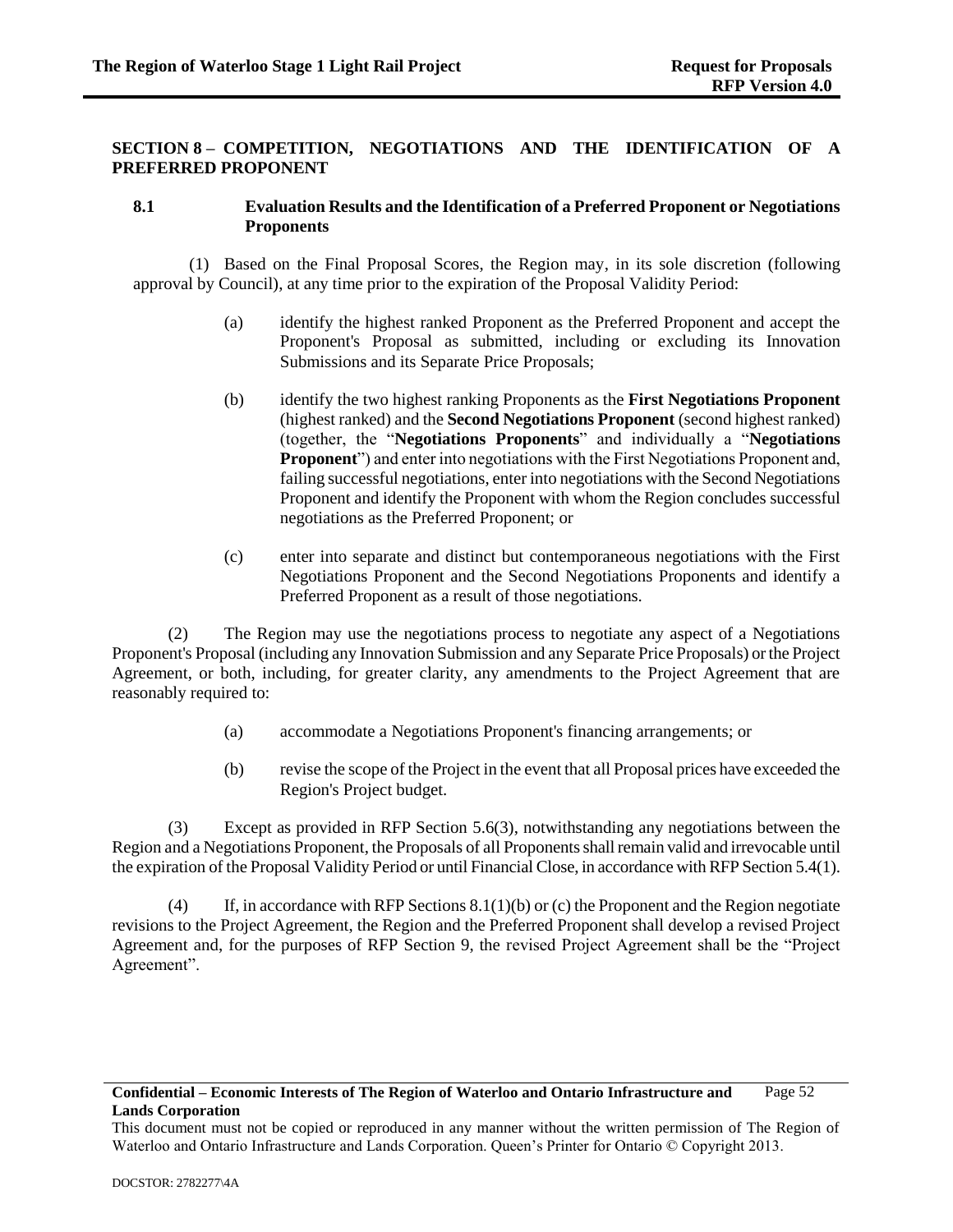## SECTION 8 – COMPETITION, NEGOTIATIONS AND THE IDENTIFICATION OF A PREFERRED PROPONENT

### 8.1 Evaluation Results and the Identification of a Preferred Proponent or Negotiations Proponents

(1) Based on the Final Proposal Scores, the Region may, in its sole discretion (following approval by Council), at any time prior to the expiration of the Proposal Validity Period:

(a) identify the highest ranked Proponent as the Preferred Proponent and accept the Proponent's Proposal as submitted, including or excluding its Innovation Submissions and its Separate Price Proposals;

(b) identify the two highest ranking Proponents as the **First Negotiations Proponent** (highest ranked) and the **Second Negotiations Proponent** (second highest ranked) (together, the "**Negotiations Proponents**" and individually a "**Negotiations Proponent**") and enter into negotiations with the First Negotiations Proponent and, failing successful negotiations, enter into negotiations with the Second Negotiations Proponent and identify the Proponent with whom the Region concludes successful negotiations as the Preferred Proponent; or

(c) enter into separate and distinct but contemporaneous negotiations with the First Negotiations Proponent and the Second Negotiations Proponents and identify a Preferred Proponent as a result of those negotiations.

(2) The Region may use the negotiations process to negotiate any aspect of a Negotiations Proponent's Proposal (including any Innovation Submission and any Separate Price Proposals) or the Project Agreement, or both, including, for greater clarity, any amendments to the Project Agreement that are reasonably required to:

(a) accommodate a Negotiations Proponent's financing arrangements; or

(b) revise the scope of the Project in the event that all Proposal prices have exceeded the Region's Project budget.

(3) Except as provided in RFP Section 5.6(3), notwithstanding any negotiations between the Region and a Negotiations Proponent, the Proposals of all Proponents shall remain valid and irrevocable until the expiration of the Proposal Validity Period or until Financial Close, in accordance with RFP Section 5.4(1).

(4) If, in accordance with RFP Sections 8.1(1)(b) or (c) the Proponent and the Region negotiate revisions to the Project Agreement, the Region and the Preferred Proponent shall develop a revised Project Agreement and, for the purposes of RFP Section 9, the revised Project Agreement shall be the "Project Agreement".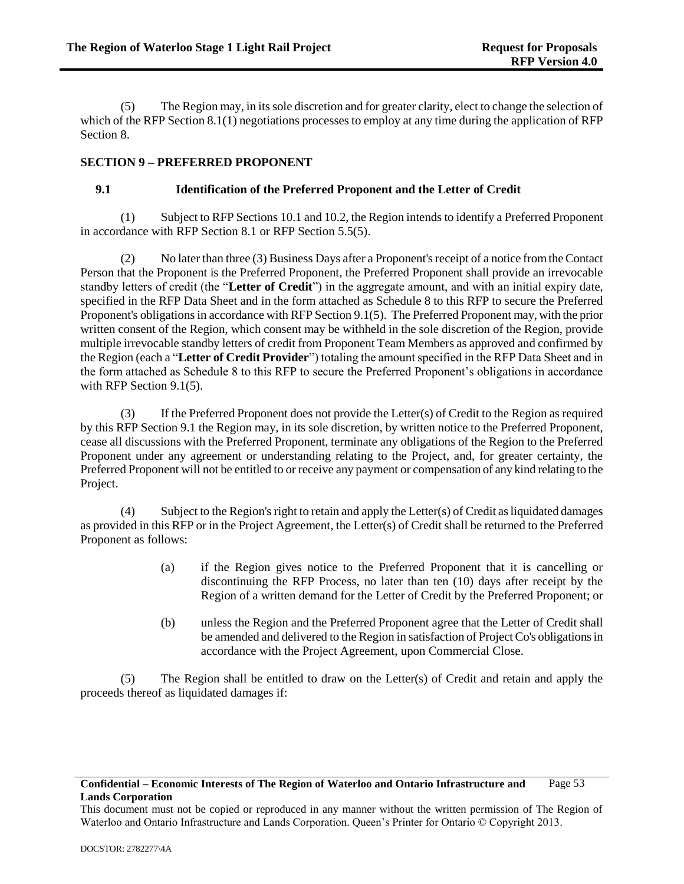(5) The Region may, in its sole discretion and for greater clarity, elect to change the selection of which of the RFP Section 8.1(1) negotiations processes to employ at any time during the application of RFP Section 8.

## SECTION 9 – PREFERRED PROPONENT

### 9.1 Identification of the Preferred Proponent and the Letter of Credit

(1) Subject to RFP Sections 10.1 and 10.2, the Region intends to identify a Preferred Proponent in accordance with RFP Section 8.1 or RFP Section 5.5(5).

(2) No later than three (3) Business Days after a Proponent's receipt of a notice from the Contact Person that the Proponent is the Preferred Proponent, the Preferred Proponent shall provide an irrevocable standby letters of credit (the "**Letter of Credit**") in the aggregate amount, and with an initial expiry date, specified in the RFP Data Sheet and in the form attached as Schedule 8 to this RFP to secure the Preferred Proponent's obligations in accordance with RFP Section 9.1(5). The Preferred Proponent may, with the prior written consent of the Region, which consent may be withheld in the sole discretion of the Region, provide multiple irrevocable standby letters of credit from Proponent Team Members as approved and confirmed by the Region (each a "**Letter of Credit Provider**") totaling the amount specified in the RFP Data Sheet and in the form attached as Schedule 8 to this RFP to secure the Preferred Proponent's obligations in accordance with RFP Section 9.1(5).

(3) If the Preferred Proponent does not provide the Letter(s) of Credit to the Region as required by this RFP Section 9.1 the Region may, in its sole discretion, by written notice to the Preferred Proponent, cease all discussions with the Preferred Proponent, terminate any obligations of the Region to the Preferred Proponent under any agreement or understanding relating to the Project, and, for greater certainty, the Preferred Proponent will not be entitled to or receive any payment or compensation of any kind relating to the Project.

(4) Subject to the Region's right to retain and apply the Letter(s) of Credit as liquidated damages as provided in this RFP or in the Project Agreement, the Letter(s) of Credit shall be returned to the Preferred Proponent as follows:

(a) if the Region gives notice to the Preferred Proponent that it is cancelling or discontinuing the RFP Process, no later than ten (10) days after receipt by the Region of a written demand for the Letter of Credit by the Preferred Proponent; or

(b) unless the Region and the Preferred Proponent agree that the Letter of Credit shall be amended and delivered to the Region in satisfaction of Project Co's obligations in accordance with the Project Agreement, upon Commercial Close.

(5) The Region shall be entitled to draw on the Letter(s) of Credit and retain and apply the proceeds thereof as liquidated damages if: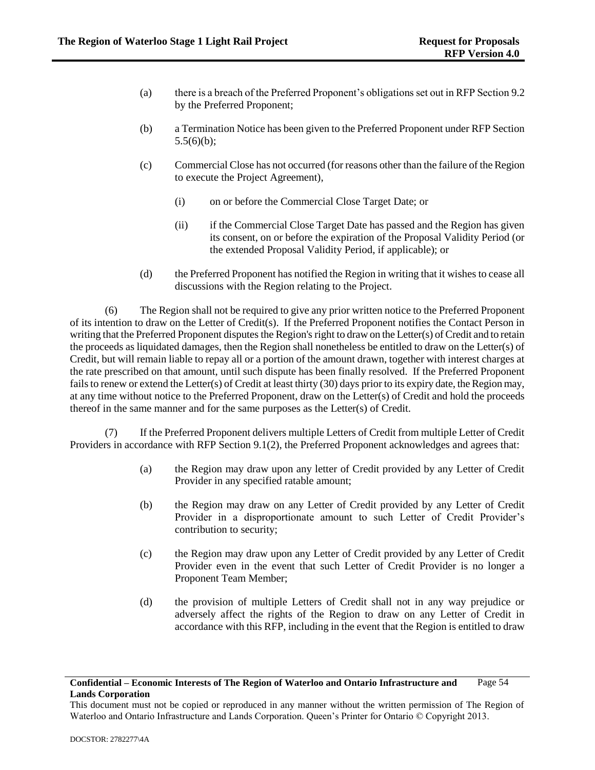(a) there is a breach of the Preferred Proponent's obligations set out in RFP Section 9.2 by the Preferred Proponent;

(b) a Termination Notice has been given to the Preferred Proponent under RFP Section 5.5(6)(b);

(c) Commercial Close has not occurred (for reasons other than the failure of the Region to execute the Project Agreement),

(i) on or before the Commercial Close Target Date; or

(ii) if the Commercial Close Target Date has passed and the Region has given its consent, on or before the expiration of the Proposal Validity Period (or the extended Proposal Validity Period, if applicable); or

(d) the Preferred Proponent has notified the Region in writing that it wishes to cease all discussions with the Region relating to the Project.

(6) The Region shall not be required to give any prior written notice to the Preferred Proponent of its intention to draw on the Letter of Credit(s). If the Preferred Proponent notifies the Contact Person in writing that the Preferred Proponent disputes the Region's right to draw on the Letter(s) of Credit and to retain the proceeds as liquidated damages, then the Region shall nonetheless be entitled to draw on the Letter(s) of Credit, but will remain liable to repay all or a portion of the amount drawn, together with interest charges at the rate prescribed on that amount, until such dispute has been finally resolved. If the Preferred Proponent fails to renew or extend the Letter(s) of Credit at least thirty (30) days prior to its expiry date, the Region may, at any time without notice to the Preferred Proponent, draw on the Letter(s) of Credit and hold the proceeds thereof in the same manner and for the same purposes as the Letter(s) of Credit.

(7) If the Preferred Proponent delivers multiple Letters of Credit from multiple Letter of Credit Providers in accordance with RFP Section 9.1(2), the Preferred Proponent acknowledges and agrees that:

(a) the Region may draw upon any letter of Credit provided by any Letter of Credit Provider in any specified ratable amount;

(b) the Region may draw on any Letter of Credit provided by any Letter of Credit Provider in a disproportionate amount to such Letter of Credit Provider's contribution to security;

(c) the Region may draw upon any Letter of Credit provided by any Letter of Credit Provider even in the event that such Letter of Credit Provider is no longer a Proponent Team Member;

(d) the provision of multiple Letters of Credit shall not in any way prejudice or adversely affect the rights of the Region to draw on any Letter of Credit in accordance with this RFP, including in the event that the Region is entitled to draw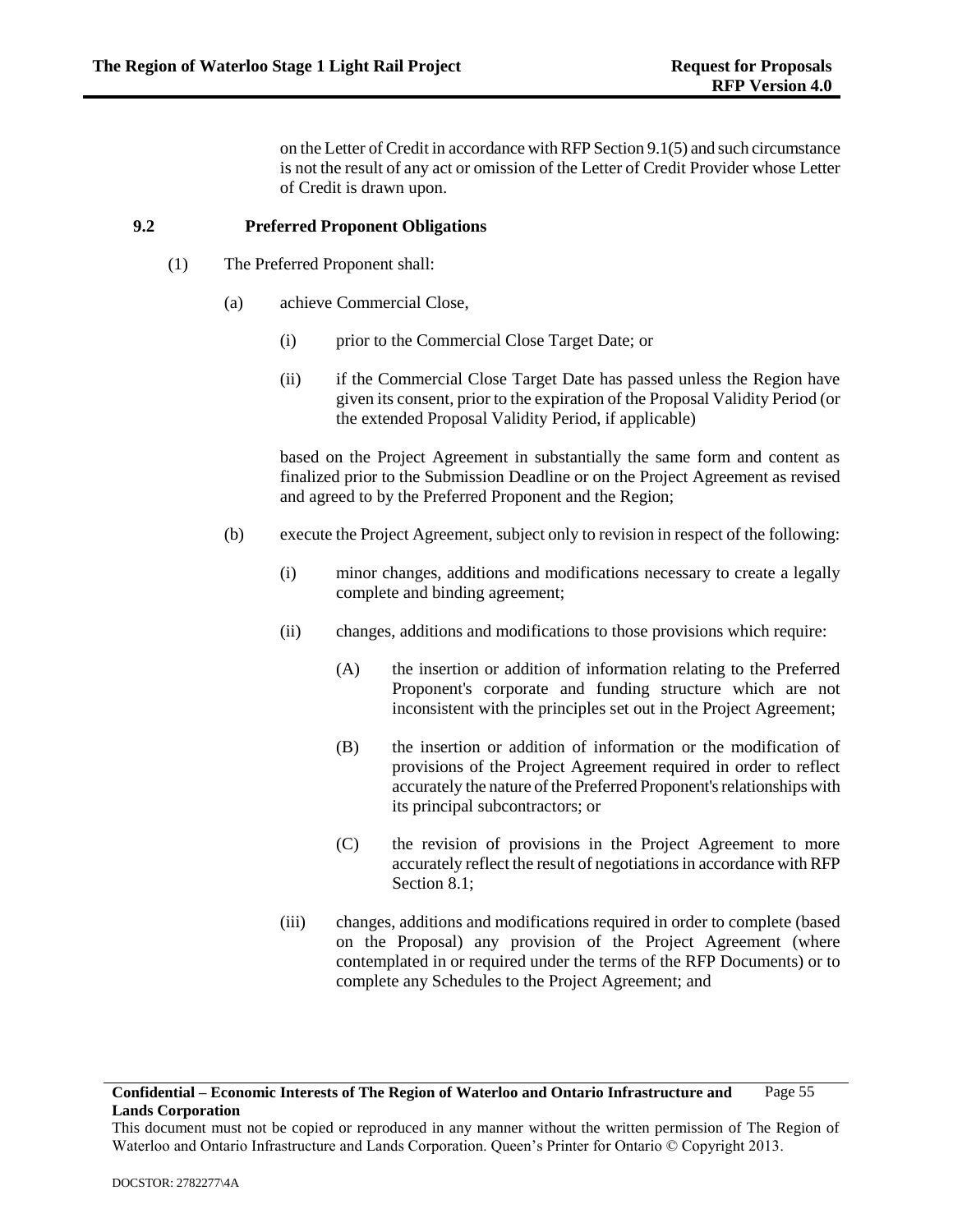on the Letter of Credit in accordance with RFP Section 9.1(5) and such circumstance is not the result of any act or omission of the Letter of Credit Provider whose Letter of Credit is drawn upon.

### 9.2 Preferred Proponent Obligations

(1) The Preferred Proponent shall:

(a) achieve Commercial Close,

(i) prior to the Commercial Close Target Date; or

(ii) if the Commercial Close Target Date has passed unless the Region have given its consent, prior to the expiration of the Proposal Validity Period (or the extended Proposal Validity Period, if applicable)

based on the Project Agreement in substantially the same form and content as finalized prior to the Submission Deadline or on the Project Agreement as revised and agreed to by the Preferred Proponent and the Region;

(b) execute the Project Agreement, subject only to revision in respect of the following:

(i) minor changes, additions and modifications necessary to create a legally complete and binding agreement;

(ii) changes, additions and modifications to those provisions which require:

(A) the insertion or addition of information relating to the Preferred Proponent's corporate and funding structure which are not inconsistent with the principles set out in the Project Agreement;

(B) the insertion or addition of information or the modification of provisions of the Project Agreement required in order to reflect accurately the nature of the Preferred Proponent's relationships with its principal subcontractors; or

(C) the revision of provisions in the Project Agreement to more accurately reflect the result of negotiations in accordance with RFP Section 8.1;

(iii) changes, additions and modifications required in order to complete (based on the Proposal) any provision of the Project Agreement (where contemplated in or required under the terms of the RFP Documents) or to complete any Schedules to the Project Agreement; and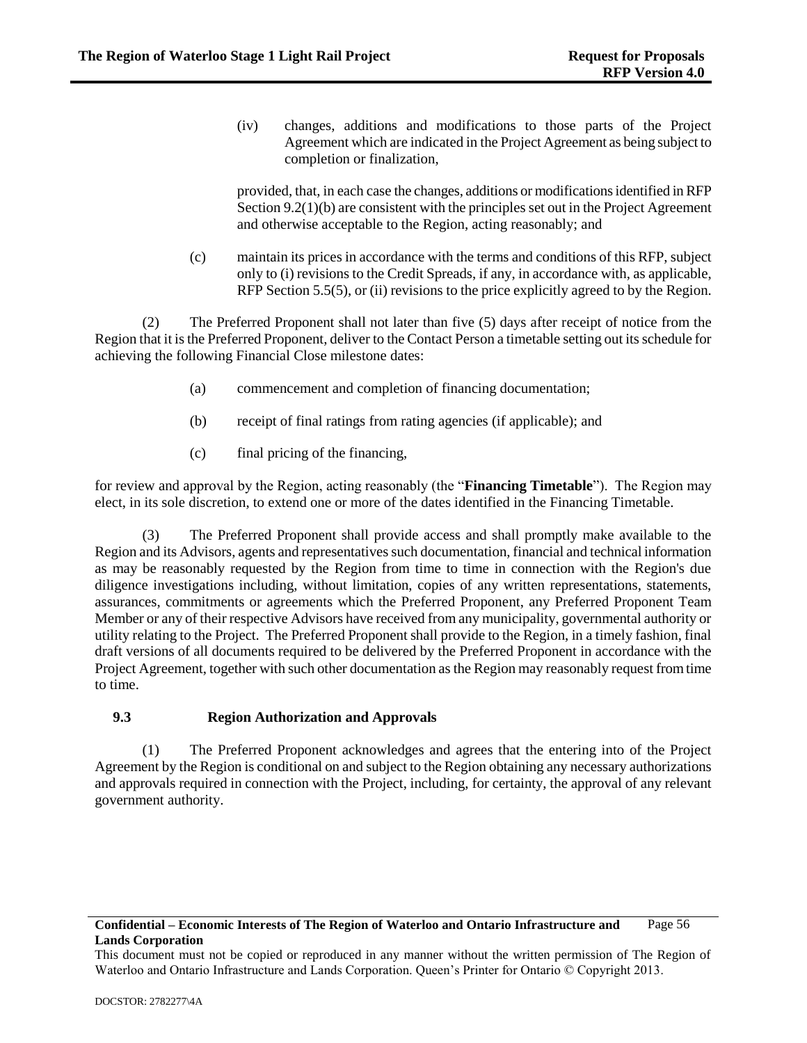(iv) changes, additions and modifications to those parts of the Project Agreement which are indicated in the Project Agreement as being subject to completion or finalization,

provided, that, in each case the changes, additions or modifications identified in RFP Section 9.2(1)(b) are consistent with the principles set out in the Project Agreement and otherwise acceptable to the Region, acting reasonably; and

(c) maintain its prices in accordance with the terms and conditions of this RFP, subject only to (i) revisions to the Credit Spreads, if any, in accordance with, as applicable, RFP Section 5.5(5), or (ii) revisions to the price explicitly agreed to by the Region.

(2) The Preferred Proponent shall not later than five (5) days after receipt of notice from the Region that it is the Preferred Proponent, deliver to the Contact Person a timetable setting out its schedule for achieving the following Financial Close milestone dates:

(a) commencement and completion of financing documentation;

(b) receipt of final ratings from rating agencies (if applicable); and

(c) final pricing of the financing,

for review and approval by the Region, acting reasonably (the "**Financing Timetable**"). The Region may elect, in its sole discretion, to extend one or more of the dates identified in the Financing Timetable.

(3) The Preferred Proponent shall provide access and shall promptly make available to the Region and its Advisors, agents and representatives such documentation, financial and technical information as may be reasonably requested by the Region from time to time in connection with the Region's due diligence investigations including, without limitation, copies of any written representations, statements, assurances, commitments or agreements which the Preferred Proponent, any Preferred Proponent Team Member or any of their respective Advisors have received from any municipality, governmental authority or utility relating to the Project. The Preferred Proponent shall provide to the Region, in a timely fashion, final draft versions of all documents required to be delivered by the Preferred Proponent in accordance with the Project Agreement, together with such other documentation as the Region may reasonably request from time to time.

### 9.3 Region Authorization and Approvals

(1) The Preferred Proponent acknowledges and agrees that the entering into of the Project Agreement by the Region is conditional on and subject to the Region obtaining any necessary authorizations and approvals required in connection with the Project, including, for certainty, the approval of any relevant government authority.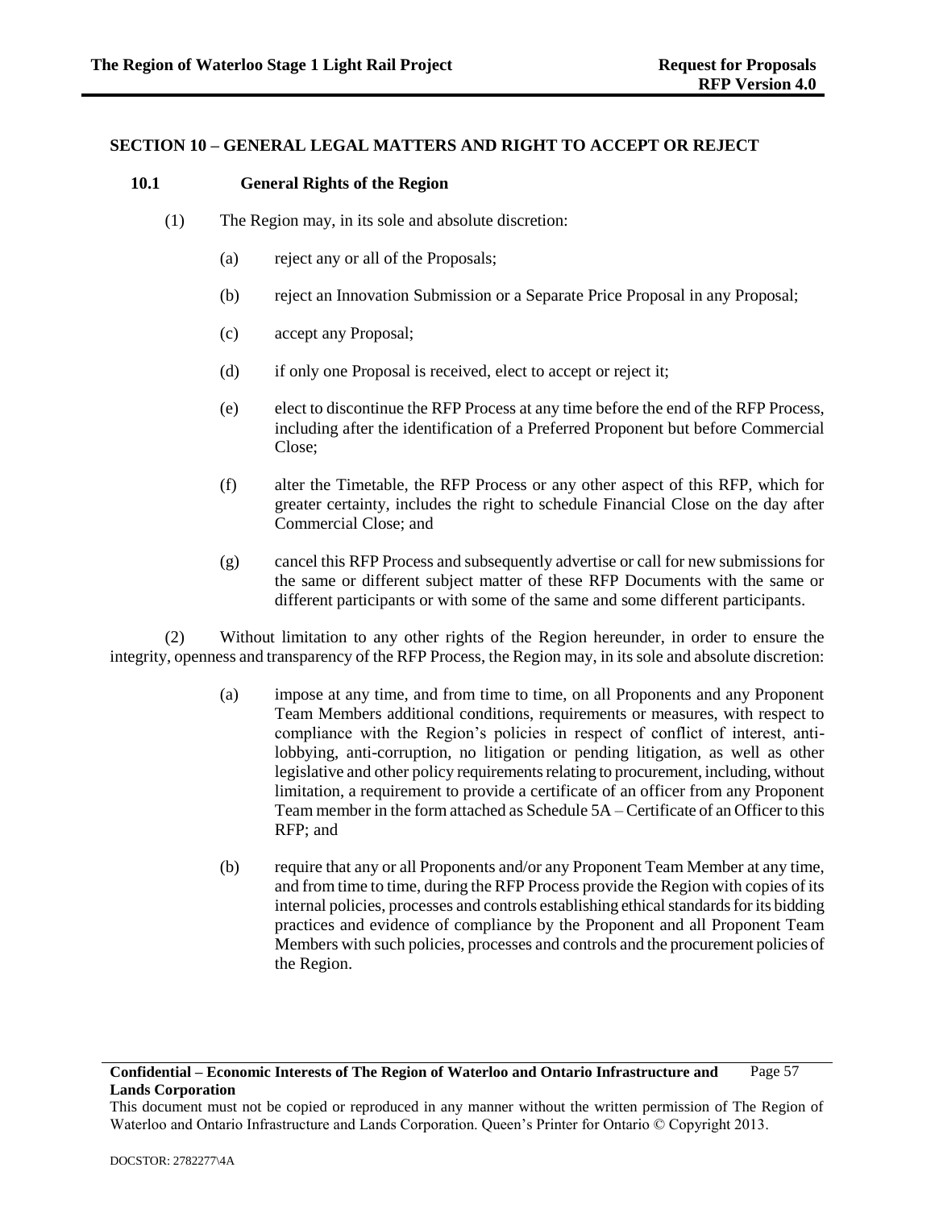## SECTION 10 – GENERAL LEGAL MATTERS AND RIGHT TO ACCEPT OR REJECT

### 10.1 General Rights of the Region

(1) The Region may, in its sole and absolute discretion:

(a) reject any or all of the Proposals;

(b) reject an Innovation Submission or a Separate Price Proposal in any Proposal;

(c) accept any Proposal;

(d) if only one Proposal is received, elect to accept or reject it;

(e) elect to discontinue the RFP Process at any time before the end of the RFP Process, including after the identification of a Preferred Proponent but before Commercial Close;

(f) alter the Timetable, the RFP Process or any other aspect of this RFP, which for greater certainty, includes the right to schedule Financial Close on the day after Commercial Close; and

(g) cancel this RFP Process and subsequently advertise or call for new submissions for the same or different subject matter of these RFP Documents with the same or different participants or with some of the same and some different participants.

(2) Without limitation to any other rights of the Region hereunder, in order to ensure the integrity, openness and transparency of the RFP Process, the Region may, in its sole and absolute discretion:

(a) impose at any time, and from time to time, on all Proponents and any Proponent Team Members additional conditions, requirements or measures, with respect to compliance with the Region's policies in respect of conflict of interest, anti-lobbying, anti-corruption, no litigation or pending litigation, as well as other legislative and other policy requirements relating to procurement, including, without limitation, a requirement to provide a certificate of an officer from any Proponent Team member in the form attached as Schedule 5A – Certificate of an Officer to this RFP; and

(b) require that any or all Proponents and/or any Proponent Team Member at any time, and from time to time, during the RFP Process provide the Region with copies of its internal policies, processes and controls establishing ethical standards for its bidding practices and evidence of compliance by the Proponent and all Proponent Team Members with such policies, processes and controls and the procurement policies of the Region.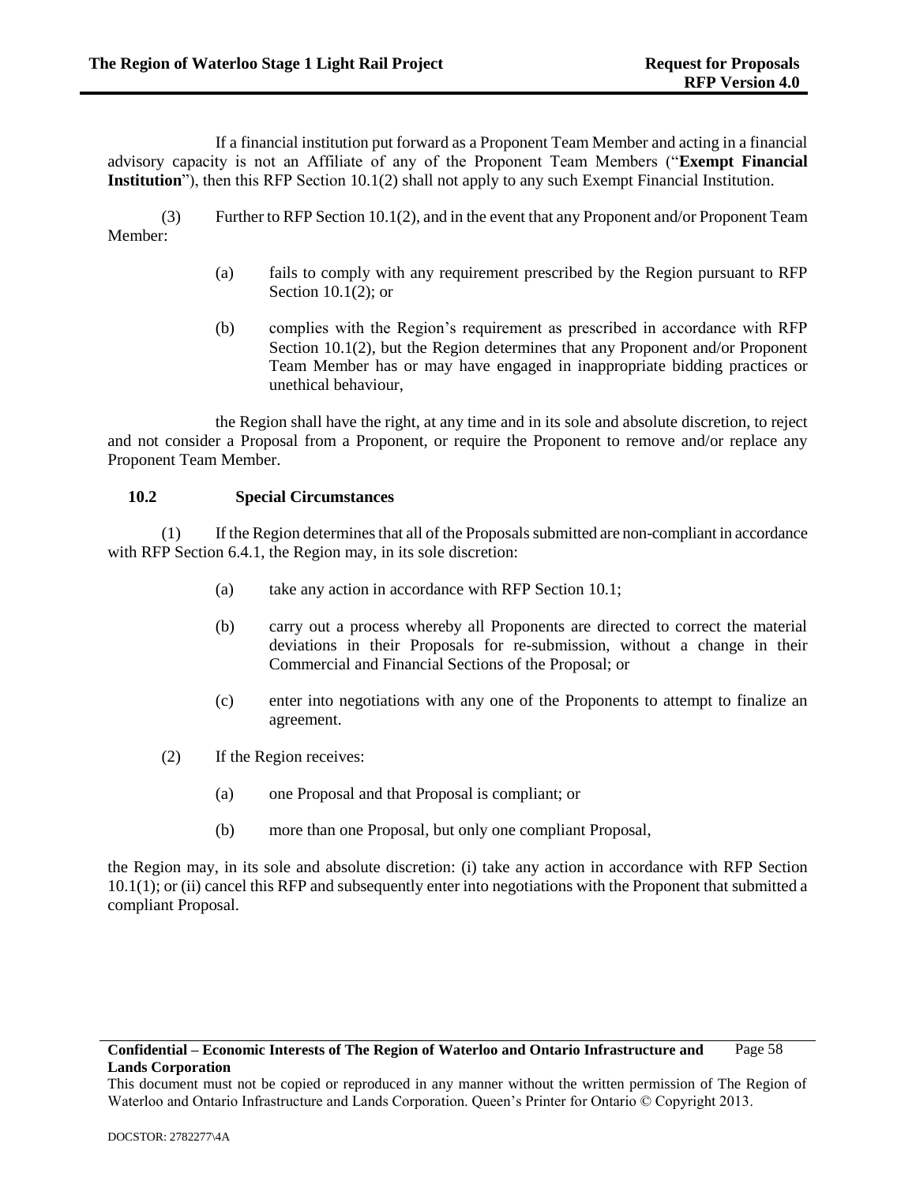If a financial institution put forward as a Proponent Team Member and acting in a financial advisory capacity is not an Affiliate of any of the Proponent Team Members ("**Exempt Financial Institution**"), then this RFP Section 10.1(2) shall not apply to any such Exempt Financial Institution.

(3) Further to RFP Section 10.1(2), and in the event that any Proponent and/or Proponent Team Member:

(a) fails to comply with any requirement prescribed by the Region pursuant to RFP Section 10.1(2); or

(b) complies with the Region's requirement as prescribed in accordance with RFP Section 10.1(2), but the Region determines that any Proponent and/or Proponent Team Member has or may have engaged in inappropriate bidding practices or unethical behaviour,

the Region shall have the right, at any time and in its sole and absolute discretion, to reject and not consider a Proposal from a Proponent, or require the Proponent to remove and/or replace any Proponent Team Member.

### 10.2 Special Circumstances

(1) If the Region determines that all of the Proposals submitted are non-compliant in accordance with RFP Section 6.4.1, the Region may, in its sole discretion:

(a) take any action in accordance with RFP Section 10.1;

(b) carry out a process whereby all Proponents are directed to correct the material deviations in their Proposals for re-submission, without a change in their Commercial and Financial Sections of the Proposal; or

(c) enter into negotiations with any one of the Proponents to attempt to finalize an agreement.

(2) If the Region receives:

(a) one Proposal and that Proposal is compliant; or

(b) more than one Proposal, but only one compliant Proposal,

the Region may, in its sole and absolute discretion: (i) take any action in accordance with RFP Section 10.1(1); or (ii) cancel this RFP and subsequently enter into negotiations with the Proponent that submitted a compliant Proposal.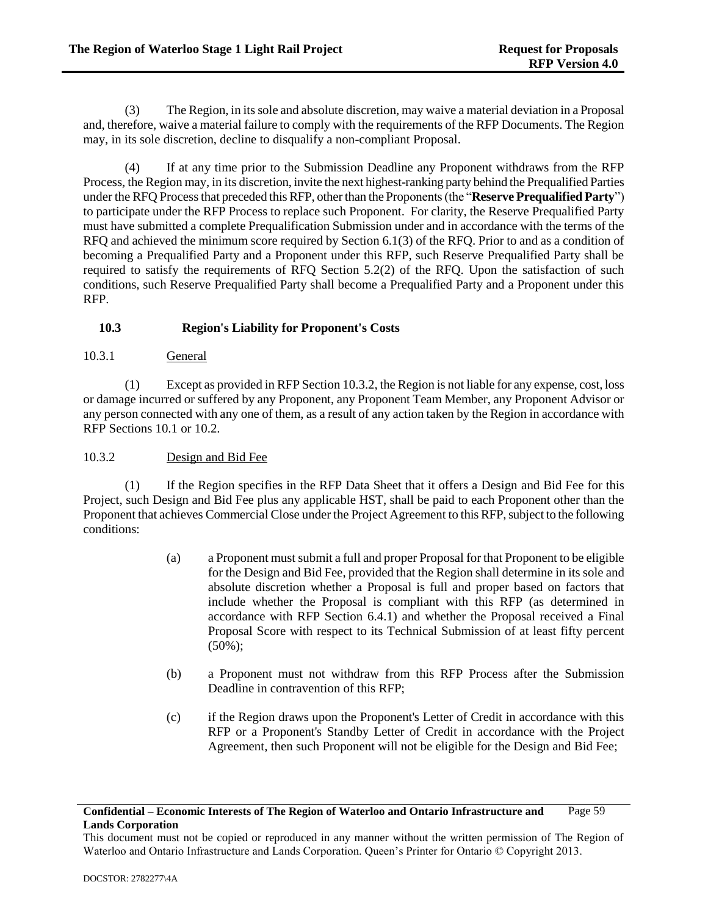(3) The Region, in its sole and absolute discretion, may waive a material deviation in a Proposal and, therefore, waive a material failure to comply with the requirements of the RFP Documents. The Region may, in its sole discretion, decline to disqualify a non-compliant Proposal.

(4) If at any time prior to the Submission Deadline any Proponent withdraws from the RFP Process, the Region may, in its discretion, invite the next highest-ranking party behind the Prequalified Parties under the RFQ Process that preceded this RFP, other than the Proponents (the "**Reserve Prequalified Party**") to participate under the RFP Process to replace such Proponent. For clarity, the Reserve Prequalified Party must have submitted a complete Prequalification Submission under and in accordance with the terms of the RFQ and achieved the minimum score required by Section 6.1(3) of the RFQ. Prior to and as a condition of becoming a Prequalified Party and a Proponent under this RFP, such Reserve Prequalified Party shall be required to satisfy the requirements of RFQ Section 5.2(2) of the RFQ. Upon the satisfaction of such conditions, such Reserve Prequalified Party shall become a Prequalified Party and a Proponent under this RFP.

### 10.3 Region's Liability for Proponent's Costs

#### 10.3.1 General

(1) Except as provided in RFP Section 10.3.2, the Region is not liable for any expense, cost, loss or damage incurred or suffered by any Proponent, any Proponent Team Member, any Proponent Advisor or any person connected with any one of them, as a result of any action taken by the Region in accordance with RFP Sections 10.1 or 10.2.

#### 10.3.2 Design and Bid Fee

(1) If the Region specifies in the RFP Data Sheet that it offers a Design and Bid Fee for this Project, such Design and Bid Fee plus any applicable HST, shall be paid to each Proponent other than the Proponent that achieves Commercial Close under the Project Agreement to this RFP, subject to the following conditions:

(a) a Proponent must submit a full and proper Proposal for that Proponent to be eligible for the Design and Bid Fee, provided that the Region shall determine in its sole and absolute discretion whether a Proposal is full and proper based on factors that include whether the Proposal is compliant with this RFP (as determined in accordance with RFP Section 6.4.1) and whether the Proposal received a Final Proposal Score with respect to its Technical Submission of at least fifty percent (50%);

(b) a Proponent must not withdraw from this RFP Process after the Submission Deadline in contravention of this RFP;

(c) if the Region draws upon the Proponent's Letter of Credit in accordance with this RFP or a Proponent's Standby Letter of Credit in accordance with the Project Agreement, then such Proponent will not be eligible for the Design and Bid Fee;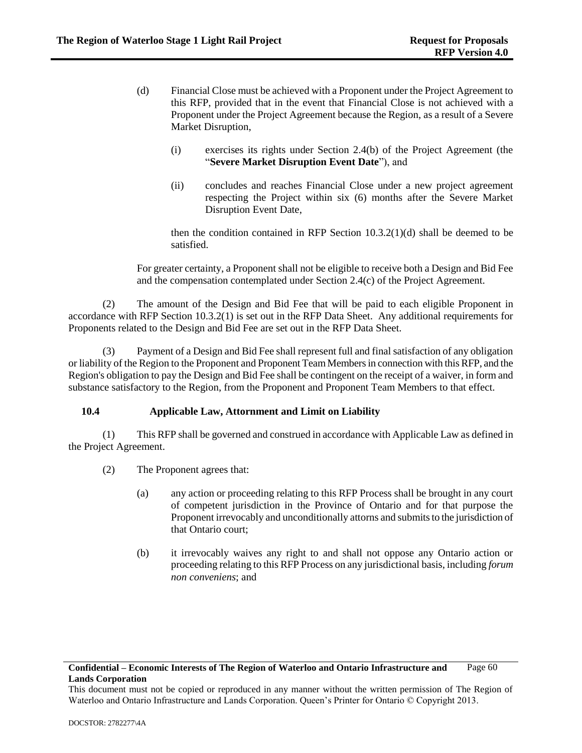(d) Financial Close must be achieved with a Proponent under the Project Agreement to this RFP, provided that in the event that Financial Close is not achieved with a Proponent under the Project Agreement because the Region, as a result of a Severe Market Disruption,

(i) exercises its rights under Section 2.4(b) of the Project Agreement (the "**Severe Market Disruption Event Date**"), and

(ii) concludes and reaches Financial Close under a new project agreement respecting the Project within six (6) months after the Severe Market Disruption Event Date,

then the condition contained in RFP Section 10.3.2(1)(d) shall be deemed to be satisfied.

For greater certainty, a Proponent shall not be eligible to receive both a Design and Bid Fee and the compensation contemplated under Section 2.4(c) of the Project Agreement.

(2) The amount of the Design and Bid Fee that will be paid to each eligible Proponent in accordance with RFP Section 10.3.2(1) is set out in the RFP Data Sheet. Any additional requirements for Proponents related to the Design and Bid Fee are set out in the RFP Data Sheet.

(3) Payment of a Design and Bid Fee shall represent full and final satisfaction of any obligation or liability of the Region to the Proponent and Proponent Team Members in connection with this RFP, and the Region's obligation to pay the Design and Bid Fee shall be contingent on the receipt of a waiver, in form and substance satisfactory to the Region, from the Proponent and Proponent Team Members to that effect.

### 10.4 Applicable Law, Attornment and Limit on Liability

(1) This RFP shall be governed and construed in accordance with Applicable Law as defined in the Project Agreement.

(2) The Proponent agrees that:

(a) any action or proceeding relating to this RFP Process shall be brought in any court of competent jurisdiction in the Province of Ontario and for that purpose the Proponent irrevocably and unconditionally attorns and submits to the jurisdiction of that Ontario court;

(b) it irrevocably waives any right to and shall not oppose any Ontario action or proceeding relating to this RFP Process on any jurisdictional basis, including *forum non conveniens*; and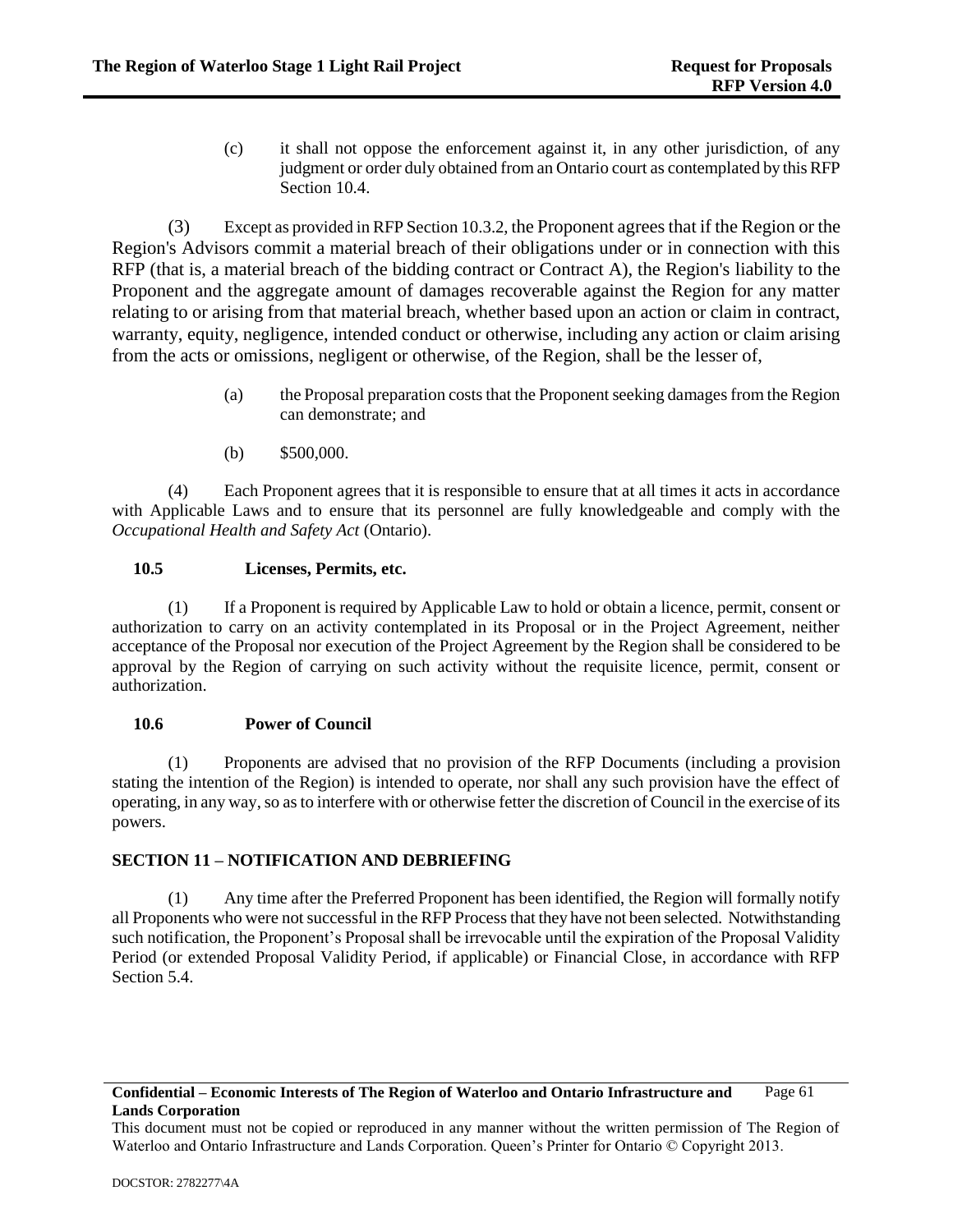(c) it shall not oppose the enforcement against it, in any other jurisdiction, of any judgment or order duly obtained from an Ontario court as contemplated by this RFP Section 10.4.

(3) Except as provided in RFP Section 10.3.2, the Proponent agrees that if the Region or the Region's Advisors commit a material breach of their obligations under or in connection with this RFP (that is, a material breach of the bidding contract or Contract A), the Region's liability to the Proponent and the aggregate amount of damages recoverable against the Region for any matter relating to or arising from that material breach, whether based upon an action or claim in contract, warranty, equity, negligence, intended conduct or otherwise, including any action or claim arising from the acts or omissions, negligent or otherwise, of the Region, shall be the lesser of,

(a) the Proposal preparation costs that the Proponent seeking damages from the Region can demonstrate; and

(b) $500,000.

(4) Each Proponent agrees that it is responsible to ensure that at all times it acts in accordance with Applicable Laws and to ensure that its personnel are fully knowledgeable and comply with the *Occupational Health and Safety Act* (Ontario).

### 10.5 Licenses, Permits, etc.

(1) If a Proponent is required by Applicable Law to hold or obtain a licence, permit, consent or authorization to carry on an activity contemplated in its Proposal or in the Project Agreement, neither acceptance of the Proposal nor execution of the Project Agreement by the Region shall be considered to be approval by the Region of carrying on such activity without the requisite licence, permit, consent or authorization.

### 10.6 Power of Council

(1) Proponents are advised that no provision of the RFP Documents (including a provision stating the intention of the Region) is intended to operate, nor shall any such provision have the effect of operating, in any way, so as to interfere with or otherwise fetter the discretion of Council in the exercise of its powers.

## SECTION 11 – NOTIFICATION AND DEBRIEFING

(1) Any time after the Preferred Proponent has been identified, the Region will formally notify all Proponents who were not successful in the RFP Process that they have not been selected. Notwithstanding such notification, the Proponent's Proposal shall be irrevocable until the expiration of the Proposal Validity Period (or extended Proposal Validity Period, if applicable) or Financial Close, in accordance with RFP Section 5.4.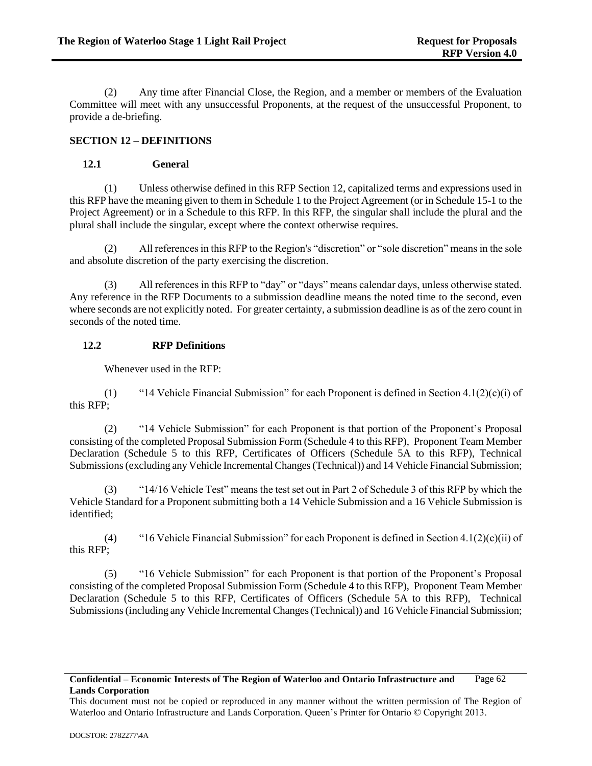(2) Any time after Financial Close, the Region, and a member or members of the Evaluation Committee will meet with any unsuccessful Proponents, at the request of the unsuccessful Proponent, to provide a de-briefing.

## SECTION 12 – DEFINITIONS

### 12.1 General

(1) Unless otherwise defined in this RFP Section 12, capitalized terms and expressions used in this RFP have the meaning given to them in Schedule 1 to the Project Agreement (or in Schedule 15-1 to the Project Agreement) or in a Schedule to this RFP. In this RFP, the singular shall include the plural and the plural shall include the singular, except where the context otherwise requires.

(2) All references in this RFP to the Region's "discretion" or "sole discretion" means in the sole and absolute discretion of the party exercising the discretion.

(3) All references in this RFP to "day" or "days" means calendar days, unless otherwise stated. Any reference in the RFP Documents to a submission deadline means the noted time to the second, even where seconds are not explicitly noted. For greater certainty, a submission deadline is as of the zero count in seconds of the noted time.

### 12.2 RFP Definitions

Whenever used in the RFP:

(1) "14 Vehicle Financial Submission" for each Proponent is defined in Section 4.1(2)(c)(i) of this RFP;

(2) "14 Vehicle Submission" for each Proponent is that portion of the Proponent's Proposal consisting of the completed Proposal Submission Form (Schedule 4 to this RFP), Proponent Team Member Declaration (Schedule 5 to this RFP, Certificates of Officers (Schedule 5A to this RFP), Technical Submissions (excluding any Vehicle Incremental Changes (Technical)) and 14 Vehicle Financial Submission;

(3) "14/16 Vehicle Test" means the test set out in Part 2 of Schedule 3 of this RFP by which the Vehicle Standard for a Proponent submitting both a 14 Vehicle Submission and a 16 Vehicle Submission is identified;

(4) "16 Vehicle Financial Submission" for each Proponent is defined in Section 4.1(2)(c)(ii) of this RFP;

(5) "16 Vehicle Submission" for each Proponent is that portion of the Proponent's Proposal consisting of the completed Proposal Submission Form (Schedule 4 to this RFP), Proponent Team Member Declaration (Schedule 5 to this RFP, Certificates of Officers (Schedule 5A to this RFP), Technical Submissions (including any Vehicle Incremental Changes (Technical)) and 16 Vehicle Financial Submission;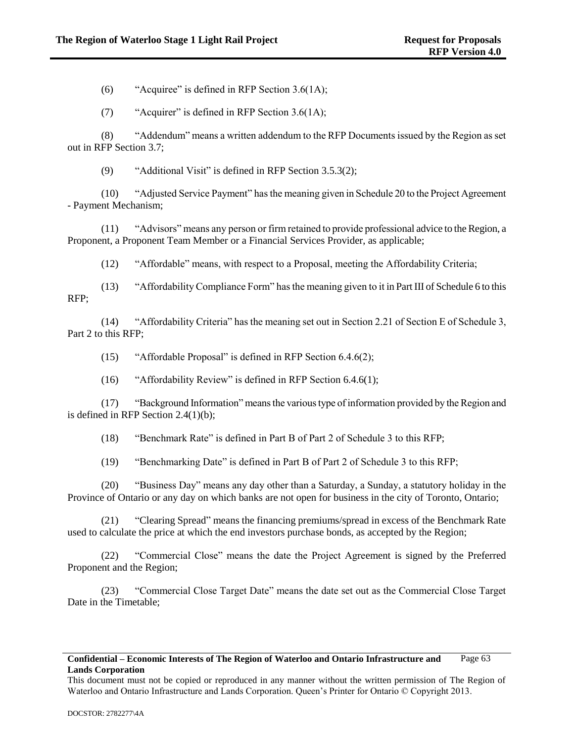(6) "Acquiree" is defined in RFP Section 3.6(1A);

(7) "Acquirer" is defined in RFP Section 3.6(1A);

(8) "Addendum" means a written addendum to the RFP Documents issued by the Region as set out in RFP Section 3.7;

(9) "Additional Visit" is defined in RFP Section 3.5.3(2);

(10) "Adjusted Service Payment" has the meaning given in Schedule 20 to the Project Agreement - Payment Mechanism;

(11) "Advisors" means any person or firm retained to provide professional advice to the Region, a Proponent, a Proponent Team Member or a Financial Services Provider, as applicable;

(12) "Affordable" means, with respect to a Proposal, meeting the Affordability Criteria;

(13) "Affordability Compliance Form" has the meaning given to it in Part III of Schedule 6 to this RFP;

(14) "Affordability Criteria" has the meaning set out in Section 2.21 of Section E of Schedule 3, Part 2 to this RFP;

(15) "Affordable Proposal" is defined in RFP Section 6.4.6(2);

(16) "Affordability Review" is defined in RFP Section 6.4.6(1);

(17) "Background Information" means the various type of information provided by the Region and is defined in RFP Section 2.4(1)(b);

(18) "Benchmark Rate" is defined in Part B of Part 2 of Schedule 3 to this RFP;

(19) "Benchmarking Date" is defined in Part B of Part 2 of Schedule 3 to this RFP;

(20) "Business Day" means any day other than a Saturday, a Sunday, a statutory holiday in the Province of Ontario or any day on which banks are not open for business in the city of Toronto, Ontario;

(21) "Clearing Spread" means the financing premiums/spread in excess of the Benchmark Rate used to calculate the price at which the end investors purchase bonds, as accepted by the Region;

(22) "Commercial Close" means the date the Project Agreement is signed by the Preferred Proponent and the Region;

(23) "Commercial Close Target Date" means the date set out as the Commercial Close Target Date in the Timetable;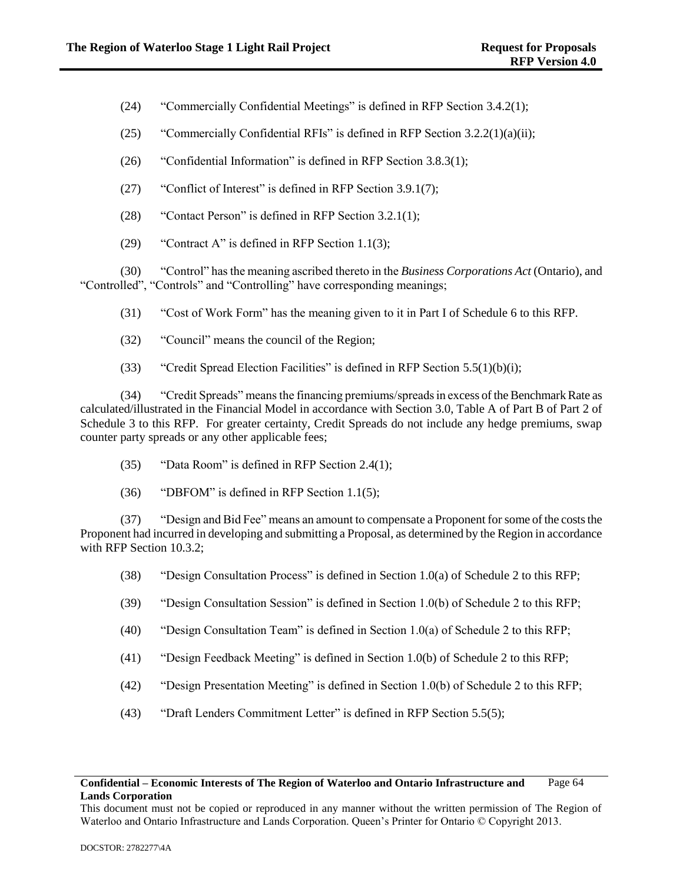(24) "Commercially Confidential Meetings" is defined in RFP Section 3.4.2(1);

(25) "Commercially Confidential RFIs" is defined in RFP Section 3.2.2(1)(a)(ii);

(26) "Confidential Information" is defined in RFP Section 3.8.3(1);

(27) "Conflict of Interest" is defined in RFP Section 3.9.1(7);

(28) "Contact Person" is defined in RFP Section 3.2.1(1);

(29) "Contract A" is defined in RFP Section 1.1(3);

(30) "Control" has the meaning ascribed thereto in the *Business Corporations Act* (Ontario), and "Controlled", "Controls" and "Controlling" have corresponding meanings;

(31) "Cost of Work Form" has the meaning given to it in Part I of Schedule 6 to this RFP.

(32) "Council" means the council of the Region;

(33) "Credit Spread Election Facilities" is defined in RFP Section 5.5(1)(b)(i);

(34) "Credit Spreads" means the financing premiums/spreads in excess of the Benchmark Rate as calculated/illustrated in the Financial Model in accordance with Section 3.0, Table A of Part B of Part 2 of Schedule 3 to this RFP. For greater certainty, Credit Spreads do not include any hedge premiums, swap counter party spreads or any other applicable fees;

(35) "Data Room" is defined in RFP Section 2.4(1);

(36) "DBFOM" is defined in RFP Section 1.1(5);

(37) "Design and Bid Fee" means an amount to compensate a Proponent for some of the costs the Proponent had incurred in developing and submitting a Proposal, as determined by the Region in accordance with RFP Section 10.3.2;

(38) "Design Consultation Process" is defined in Section 1.0(a) of Schedule 2 to this RFP;

(39) "Design Consultation Session" is defined in Section 1.0(b) of Schedule 2 to this RFP;

(40) "Design Consultation Team" is defined in Section 1.0(a) of Schedule 2 to this RFP;

(41) "Design Feedback Meeting" is defined in Section 1.0(b) of Schedule 2 to this RFP;

(42) "Design Presentation Meeting" is defined in Section 1.0(b) of Schedule 2 to this RFP;

(43) "Draft Lenders Commitment Letter" is defined in RFP Section 5.5(5);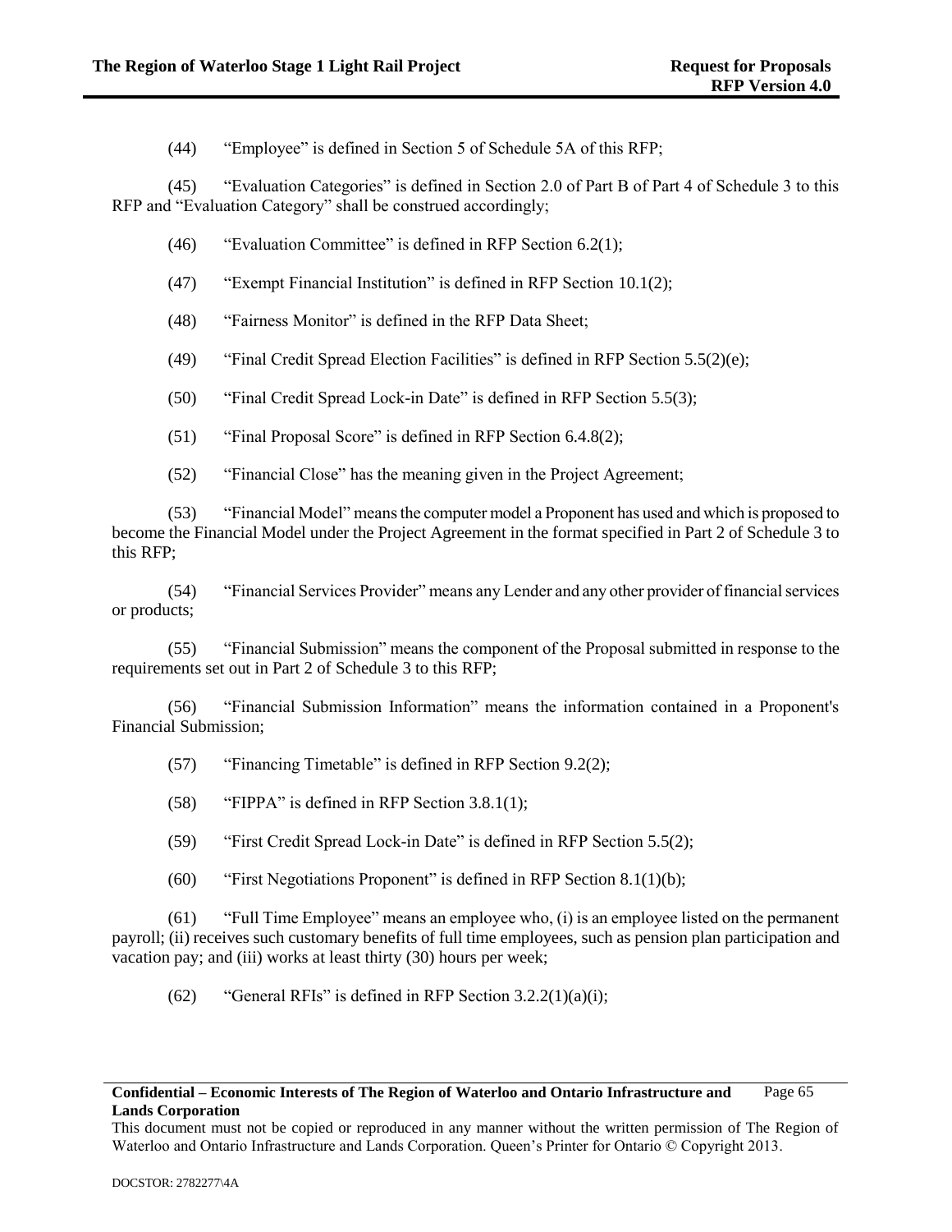(44) "Employee" is defined in Section 5 of Schedule 5A of this RFP;

(45) "Evaluation Categories" is defined in Section 2.0 of Part B of Part 4 of Schedule 3 to this RFP and "Evaluation Category" shall be construed accordingly;

(46) "Evaluation Committee" is defined in RFP Section 6.2(1);

(47) "Exempt Financial Institution" is defined in RFP Section 10.1(2);

(48) "Fairness Monitor" is defined in the RFP Data Sheet;

(49) "Final Credit Spread Election Facilities" is defined in RFP Section 5.5(2)(e);

(50) "Final Credit Spread Lock-in Date" is defined in RFP Section 5.5(3);

(51) "Final Proposal Score" is defined in RFP Section 6.4.8(2);

(52) "Financial Close" has the meaning given in the Project Agreement;

(53) "Financial Model" means the computer model a Proponent has used and which is proposed to become the Financial Model under the Project Agreement in the format specified in Part 2 of Schedule 3 to this RFP;

(54) "Financial Services Provider" means any Lender and any other provider of financial services or products;

(55) "Financial Submission" means the component of the Proposal submitted in response to the requirements set out in Part 2 of Schedule 3 to this RFP;

(56) "Financial Submission Information" means the information contained in a Proponent's Financial Submission;

(57) "Financing Timetable" is defined in RFP Section 9.2(2);

(58) "FIPPA" is defined in RFP Section 3.8.1(1);

(59) "First Credit Spread Lock-in Date" is defined in RFP Section 5.5(2);

(60) "First Negotiations Proponent" is defined in RFP Section 8.1(1)(b);

(61) "Full Time Employee" means an employee who, (i) is an employee listed on the permanent payroll; (ii) receives such customary benefits of full time employees, such as pension plan participation and vacation pay; and (iii) works at least thirty (30) hours per week;

(62) "General RFIs" is defined in RFP Section 3.2.2(1)(a)(i);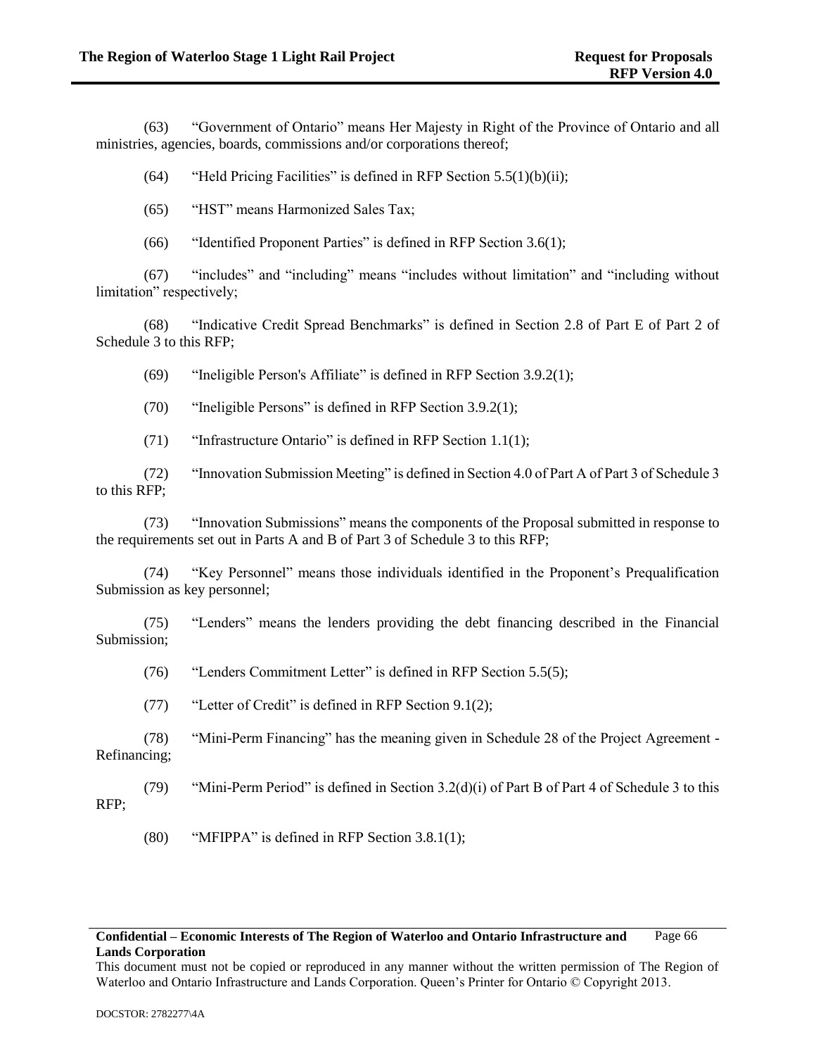(63) "Government of Ontario" means Her Majesty in Right of the Province of Ontario and all ministries, agencies, boards, commissions and/or corporations thereof;

(64) "Held Pricing Facilities" is defined in RFP Section 5.5(1)(b)(ii);

(65) "HST" means Harmonized Sales Tax;

(66) "Identified Proponent Parties" is defined in RFP Section 3.6(1);

(67) "includes" and "including" means "includes without limitation" and "including without limitation" respectively;

(68) "Indicative Credit Spread Benchmarks" is defined in Section 2.8 of Part E of Part 2 of Schedule 3 to this RFP;

(69) "Ineligible Person's Affiliate" is defined in RFP Section 3.9.2(1);

(70) "Ineligible Persons" is defined in RFP Section 3.9.2(1);

(71) "Infrastructure Ontario" is defined in RFP Section 1.1(1);

(72) "Innovation Submission Meeting" is defined in Section 4.0 of Part A of Part 3 of Schedule 3 to this RFP;

(73) "Innovation Submissions" means the components of the Proposal submitted in response to the requirements set out in Parts A and B of Part 3 of Schedule 3 to this RFP;

(74) "Key Personnel" means those individuals identified in the Proponent's Prequalification Submission as key personnel;

(75) "Lenders" means the lenders providing the debt financing described in the Financial Submission;

(76) "Lenders Commitment Letter" is defined in RFP Section 5.5(5);

(77) "Letter of Credit" is defined in RFP Section 9.1(2);

(78) "Mini-Perm Financing" has the meaning given in Schedule 28 of the Project Agreement - Refinancing;

(79) "Mini-Perm Period" is defined in Section 3.2(d)(i) of Part B of Part 4 of Schedule 3 to this RFP;

(80) "MFIPPA" is defined in RFP Section 3.8.1(1);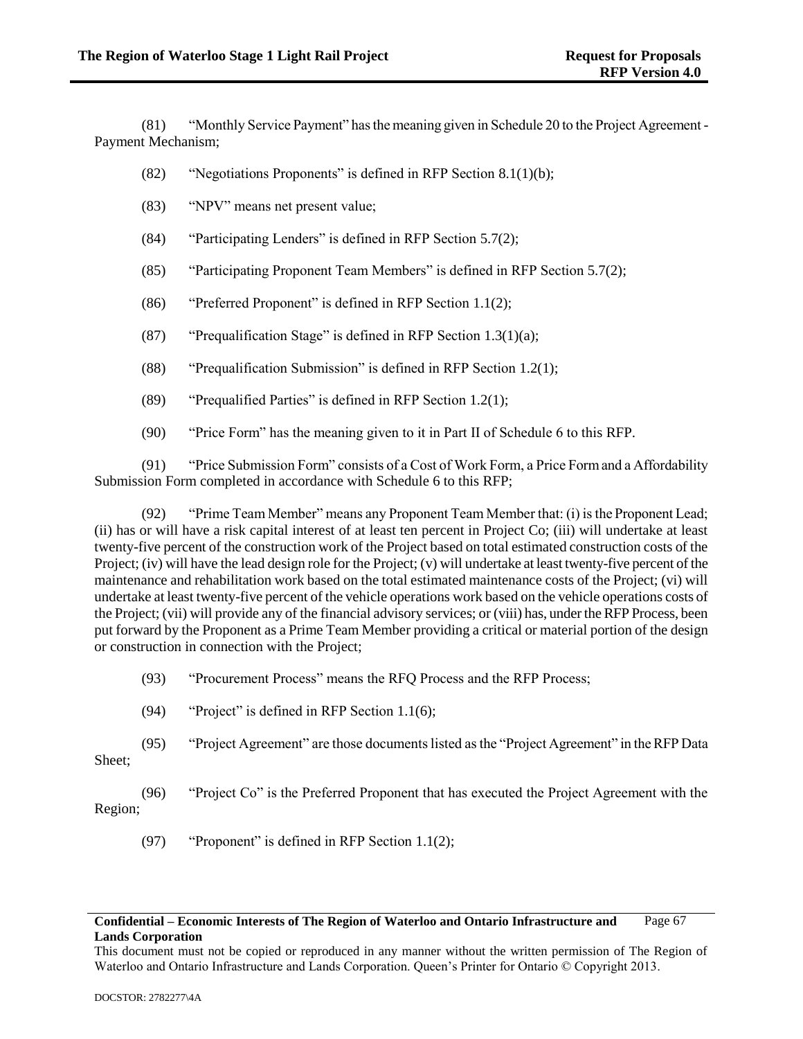(81) "Monthly Service Payment" has the meaning given in Schedule 20 to the Project Agreement - Payment Mechanism;

(82) "Negotiations Proponents" is defined in RFP Section 8.1(1)(b);

(83) "NPV" means net present value;

(84) "Participating Lenders" is defined in RFP Section 5.7(2);

(85) "Participating Proponent Team Members" is defined in RFP Section 5.7(2);

(86) "Preferred Proponent" is defined in RFP Section 1.1(2);

(87) "Prequalification Stage" is defined in RFP Section 1.3(1)(a);

(88) "Prequalification Submission" is defined in RFP Section 1.2(1);

(89) "Prequalified Parties" is defined in RFP Section 1.2(1);

(90) "Price Form" has the meaning given to it in Part II of Schedule 6 to this RFP.

(91) "Price Submission Form" consists of a Cost of Work Form, a Price Form and a Affordability Submission Form completed in accordance with Schedule 6 to this RFP;

(92) "Prime Team Member" means any Proponent Team Member that: (i) is the Proponent Lead; (ii) has or will have a risk capital interest of at least ten percent in Project Co; (iii) will undertake at least twenty-five percent of the construction work of the Project based on total estimated construction costs of the Project; (iv) will have the lead design role for the Project; (v) will undertake at least twenty-five percent of the maintenance and rehabilitation work based on the total estimated maintenance costs of the Project; (vi) will undertake at least twenty-five percent of the vehicle operations work based on the vehicle operations costs of the Project; (vii) will provide any of the financial advisory services; or (viii) has, under the RFP Process, been put forward by the Proponent as a Prime Team Member providing a critical or material portion of the design or construction in connection with the Project;

(93) "Procurement Process" means the RFQ Process and the RFP Process;

(94) "Project" is defined in RFP Section 1.1(6);

(95) "Project Agreement" are those documents listed as the "Project Agreement" in the RFP Data Sheet;

(96) "Project Co" is the Preferred Proponent that has executed the Project Agreement with the Region;

(97) "Proponent" is defined in RFP Section 1.1(2);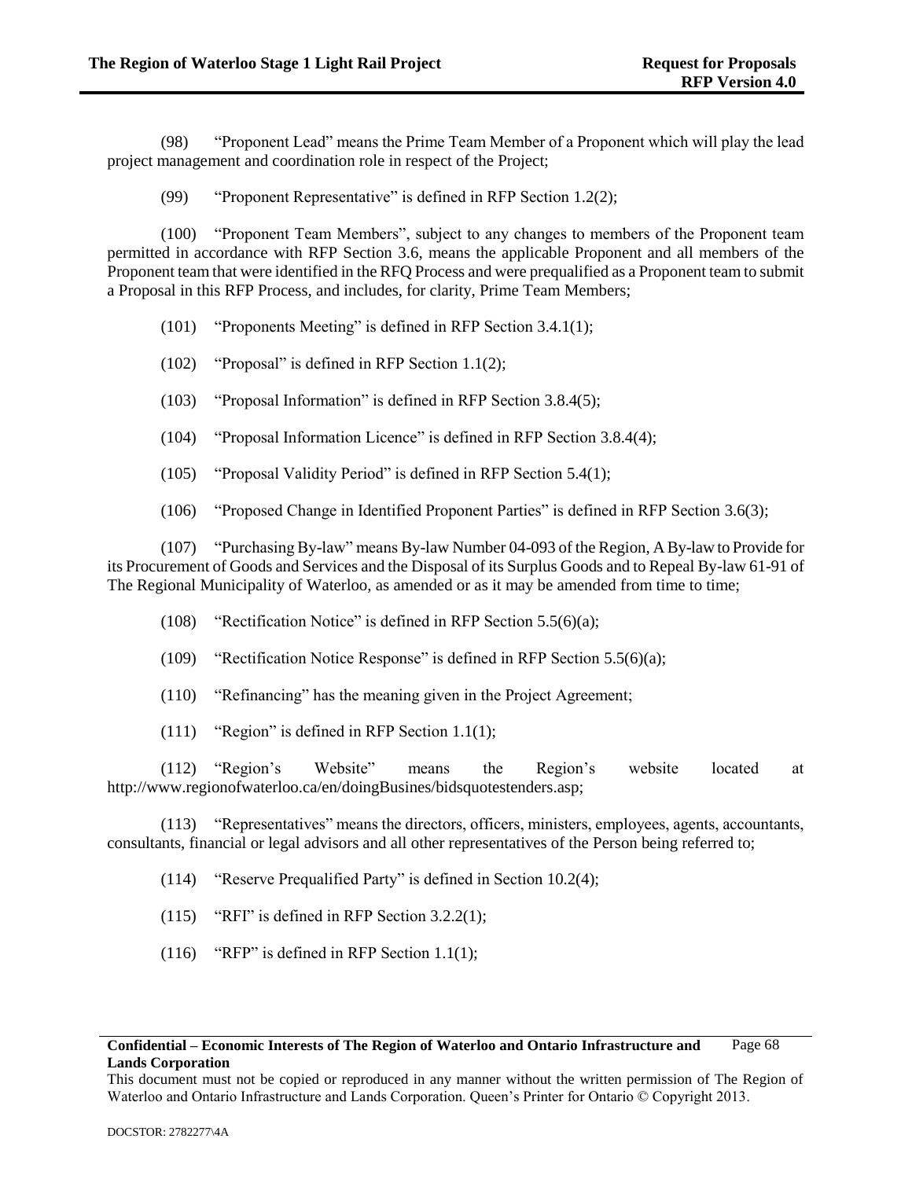(98) "Proponent Lead" means the Prime Team Member of a Proponent which will play the lead project management and coordination role in respect of the Project;

(99) "Proponent Representative" is defined in RFP Section 1.2(2);

(100) "Proponent Team Members", subject to any changes to members of the Proponent team permitted in accordance with RFP Section 3.6, means the applicable Proponent and all members of the Proponent team that were identified in the RFQ Process and were prequalified as a Proponent team to submit a Proposal in this RFP Process, and includes, for clarity, Prime Team Members;

(101) "Proponents Meeting" is defined in RFP Section 3.4.1(1);

(102) "Proposal" is defined in RFP Section 1.1(2);

(103) "Proposal Information" is defined in RFP Section 3.8.4(5);

(104) "Proposal Information Licence" is defined in RFP Section 3.8.4(4);

(105) "Proposal Validity Period" is defined in RFP Section 5.4(1);

(106) "Proposed Change in Identified Proponent Parties" is defined in RFP Section 3.6(3);

(107) "Purchasing By-law" means By-law Number 04-093 of the Region, A By-law to Provide for its Procurement of Goods and Services and the Disposal of its Surplus Goods and to Repeal By-law 61-91 of The Regional Municipality of Waterloo, as amended or as it may be amended from time to time;

(108) "Rectification Notice" is defined in RFP Section 5.5(6)(a);

(109) "Rectification Notice Response" is defined in RFP Section 5.5(6)(a);

(110) "Refinancing" has the meaning given in the Project Agreement;

(111) "Region" is defined in RFP Section 1.1(1);

(112) "Region's Website" means the Region's website located at http://www.regionofwaterloo.ca/en/doingBusines/bidsquotestenders.asp;

(113) "Representatives" means the directors, officers, ministers, employees, agents, accountants, consultants, financial or legal advisors and all other representatives of the Person being referred to;

(114) "Reserve Prequalified Party" is defined in Section 10.2(4);

(115) "RFI" is defined in RFP Section 3.2.2(1);

(116) "RFP" is defined in RFP Section 1.1(1);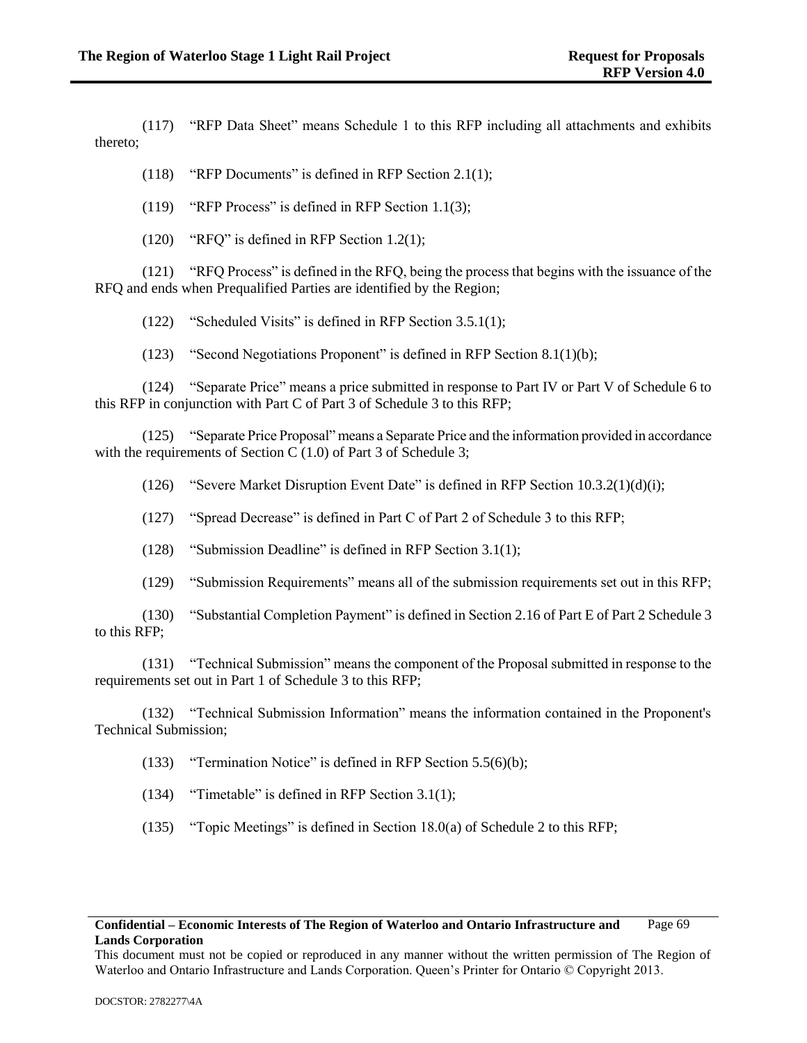(117) "RFP Data Sheet" means Schedule 1 to this RFP including all attachments and exhibits thereto;

(118) "RFP Documents" is defined in RFP Section 2.1(1);

(119) "RFP Process" is defined in RFP Section 1.1(3);

(120) "RFQ" is defined in RFP Section 1.2(1);

(121) "RFQ Process" is defined in the RFQ, being the process that begins with the issuance of the RFQ and ends when Prequalified Parties are identified by the Region;

(122) "Scheduled Visits" is defined in RFP Section 3.5.1(1);

(123) "Second Negotiations Proponent" is defined in RFP Section 8.1(1)(b);

(124) "Separate Price" means a price submitted in response to Part IV or Part V of Schedule 6 to this RFP in conjunction with Part C of Part 3 of Schedule 3 to this RFP;

(125) "Separate Price Proposal" means a Separate Price and the information provided in accordance with the requirements of Section C (1.0) of Part 3 of Schedule 3;

(126) "Severe Market Disruption Event Date" is defined in RFP Section 10.3.2(1)(d)(i);

(127) "Spread Decrease" is defined in Part C of Part 2 of Schedule 3 to this RFP;

(128) "Submission Deadline" is defined in RFP Section 3.1(1);

(129) "Submission Requirements" means all of the submission requirements set out in this RFP;

(130) "Substantial Completion Payment" is defined in Section 2.16 of Part E of Part 2 Schedule 3 to this RFP;

(131) "Technical Submission" means the component of the Proposal submitted in response to the requirements set out in Part 1 of Schedule 3 to this RFP;

(132) "Technical Submission Information" means the information contained in the Proponent's Technical Submission;

(133) "Termination Notice" is defined in RFP Section 5.5(6)(b);

(134) "Timetable" is defined in RFP Section 3.1(1);

(135) "Topic Meetings" is defined in Section 18.0(a) of Schedule 2 to this RFP;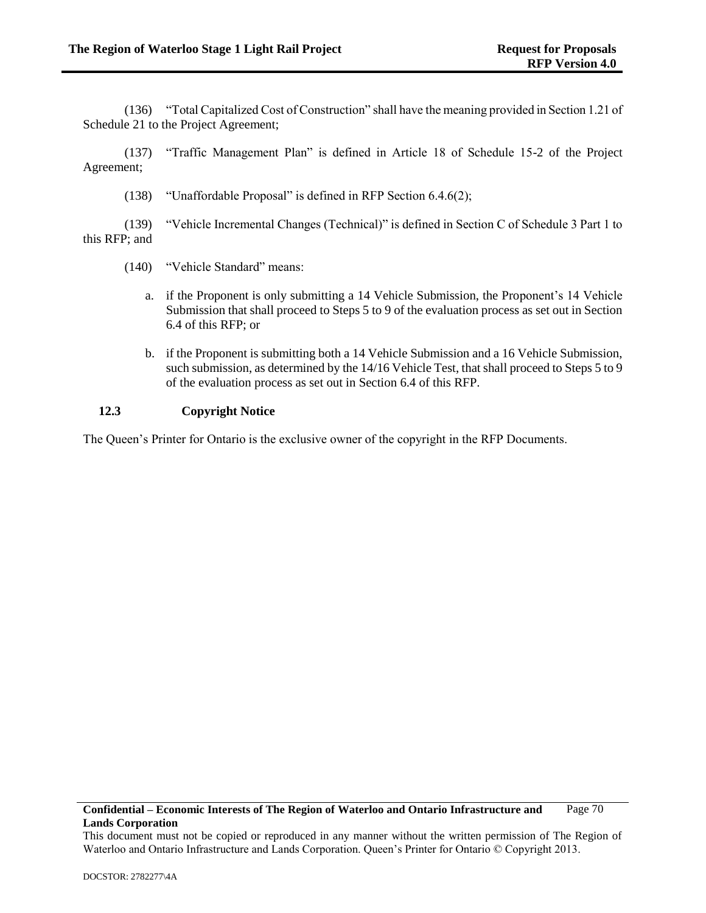(136) “Total Capitalized Cost of Construction” shall have the meaning provided in Section 1.21 of Schedule 21 to the Project Agreement;

(137) “Traffic Management Plan” is defined in Article 18 of Schedule 15-2 of the Project Agreement;

(138) “Unaffordable Proposal” is defined in RFP Section 6.4.6(2);

(139) “Vehicle Incremental Changes (Technical)” is defined in Section C of Schedule 3 Part 1 to this RFP; and

(140) “Vehicle Standard” means:

a. if the Proponent is only submitting a 14 Vehicle Submission, the Proponent’s 14 Vehicle Submission that shall proceed to Steps 5 to 9 of the evaluation process as set out in Section 6.4 of this RFP; or

b. if the Proponent is submitting both a 14 Vehicle Submission and a 16 Vehicle Submission, such submission, as determined by the 14/16 Vehicle Test, that shall proceed to Steps 5 to 9 of the evaluation process as set out in Section 6.4 of this RFP.

### 12.3 Copyright Notice

The Queen’s Printer for Ontario is the exclusive owner of the copyright in the RFP Documents.